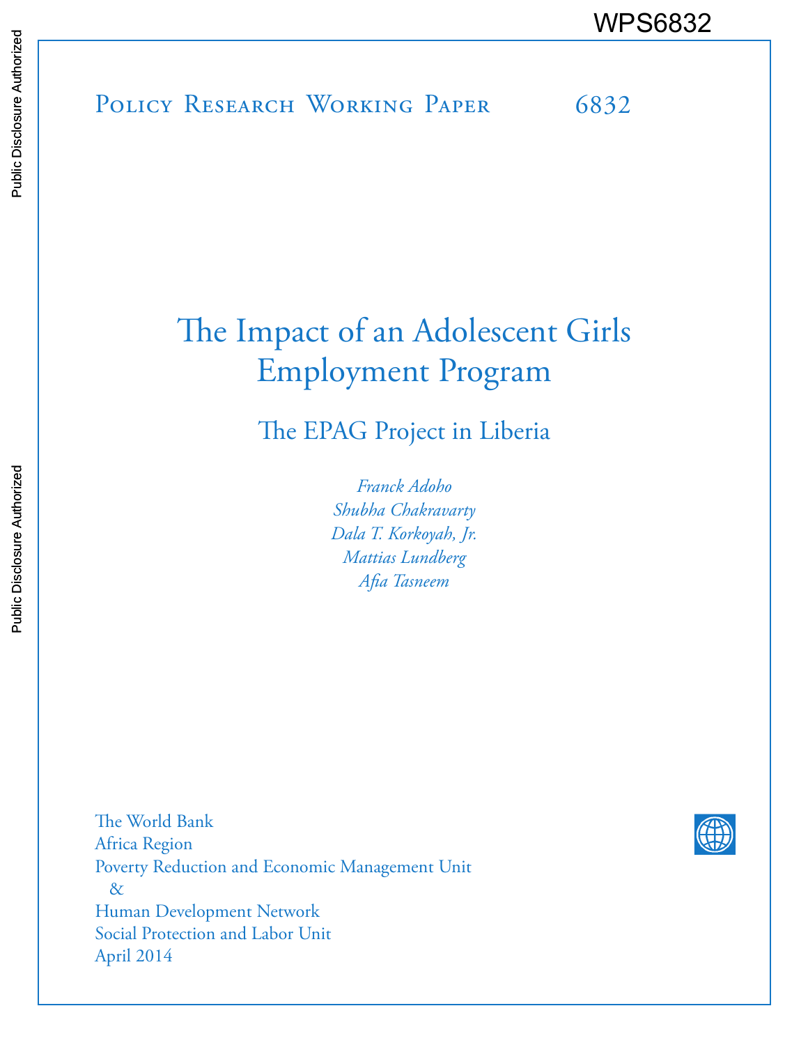WPS6832

Policy Research Working Paper 6832

# The Impact of an Adolescent Girls Employment Program

## The EPAG Project in Liberia

*Franck Adoho*
*Shubha Chakravarty*
*Dala T. Korkoyah, Jr.*
*Mattias Lundberg*
*Afia Tasneem*

The World Bank
Africa Region
Poverty Reduction and Economic Management Unit
&
Human Development Network
Social Protection and Labor Unit
April 2014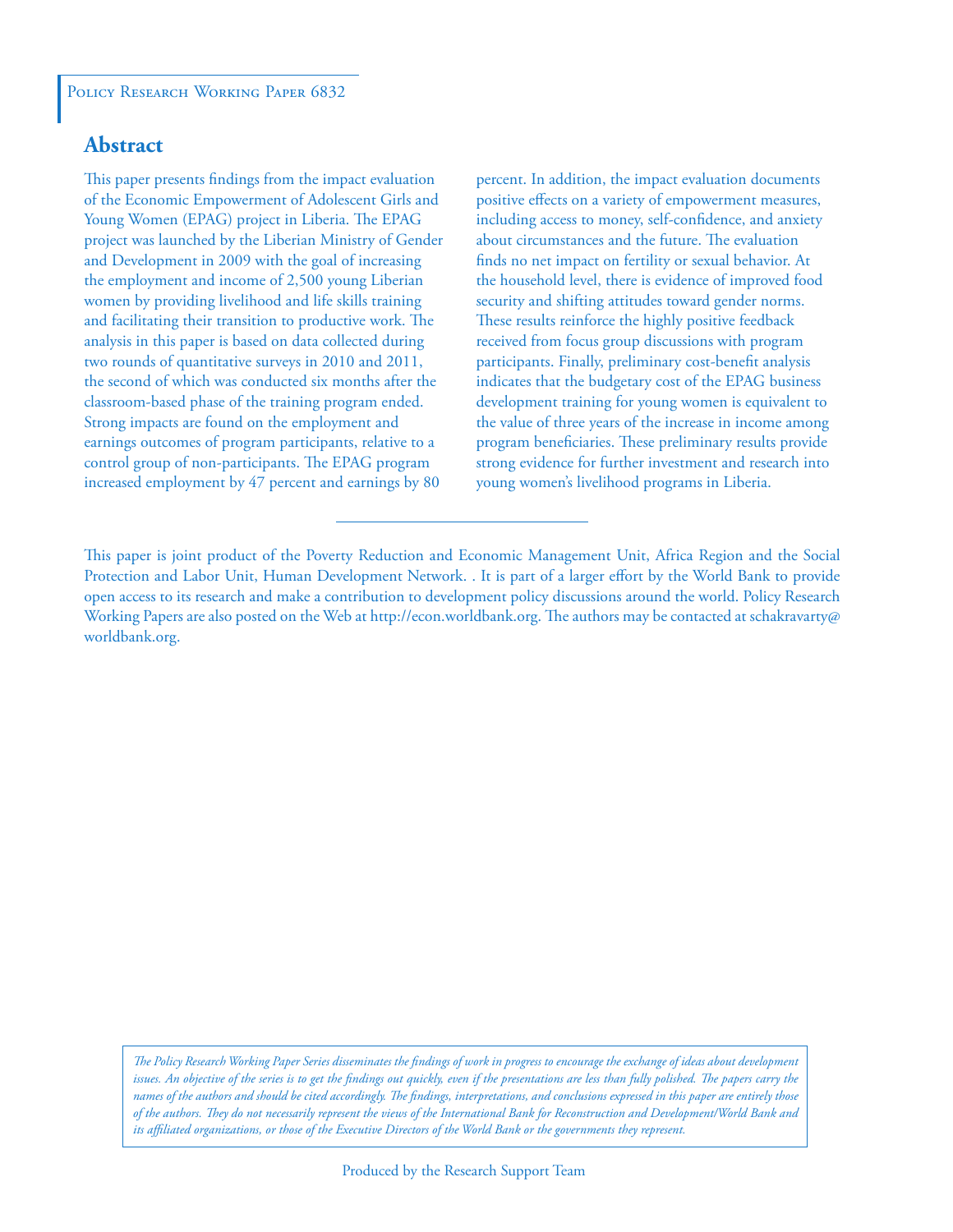Policy Research Working Paper 6832

## Abstract

This paper presents findings from the impact evaluation of the Economic Empowerment of Adolescent Girls and Young Women (EPAG) project in Liberia. The EPAG project was launched by the Liberian Ministry of Gender and Development in 2009 with the goal of increasing the employment and income of 2,500 young Liberian women by providing livelihood and life skills training and facilitating their transition to productive work. The analysis in this paper is based on data collected during two rounds of quantitative surveys in 2010 and 2011, the second of which was conducted six months after the classroom-based phase of the training program ended. Strong impacts are found on the employment and earnings outcomes of program participants, relative to a control group of non-participants. The EPAG program increased employment by 47 percent and earnings by 80 percent. In addition, the impact evaluation documents positive effects on a variety of empowerment measures, including access to money, self-confidence, and anxiety about circumstances and the future. The evaluation finds no net impact on fertility or sexual behavior. At the household level, there is evidence of improved food security and shifting attitudes toward gender norms. These results reinforce the highly positive feedback received from focus group discussions with program participants. Finally, preliminary cost-benefit analysis indicates that the budgetary cost of the EPAG business development training for young women is equivalent to the value of three years of the increase in income among program beneficiaries. These preliminary results provide strong evidence for further investment and research into young women's livelihood programs in Liberia.

---

This paper is joint product of the Poverty Reduction and Economic Management Unit, Africa Region and the Social Protection and Labor Unit, Human Development Network. . It is part of a larger effort by the World Bank to provide open access to its research and make a contribution to development policy discussions around the world. Policy Research Working Papers are also posted on the Web at http://econ.worldbank.org. The authors may be contacted at schakravarty@worldbank.org.

*The Policy Research Working Paper Series disseminates the findings of work in progress to encourage the exchange of ideas about development issues. An objective of the series is to get the findings out quickly, even if the presentations are less than fully polished. The papers carry the names of the authors and should be cited accordingly. The findings, interpretations, and conclusions expressed in this paper are entirely those of the authors. They do not necessarily represent the views of the International Bank for Reconstruction and Development/World Bank and its affiliated organizations, or those of the Executive Directors of the World Bank or the governments they represent.*

Produced by the Research Support Team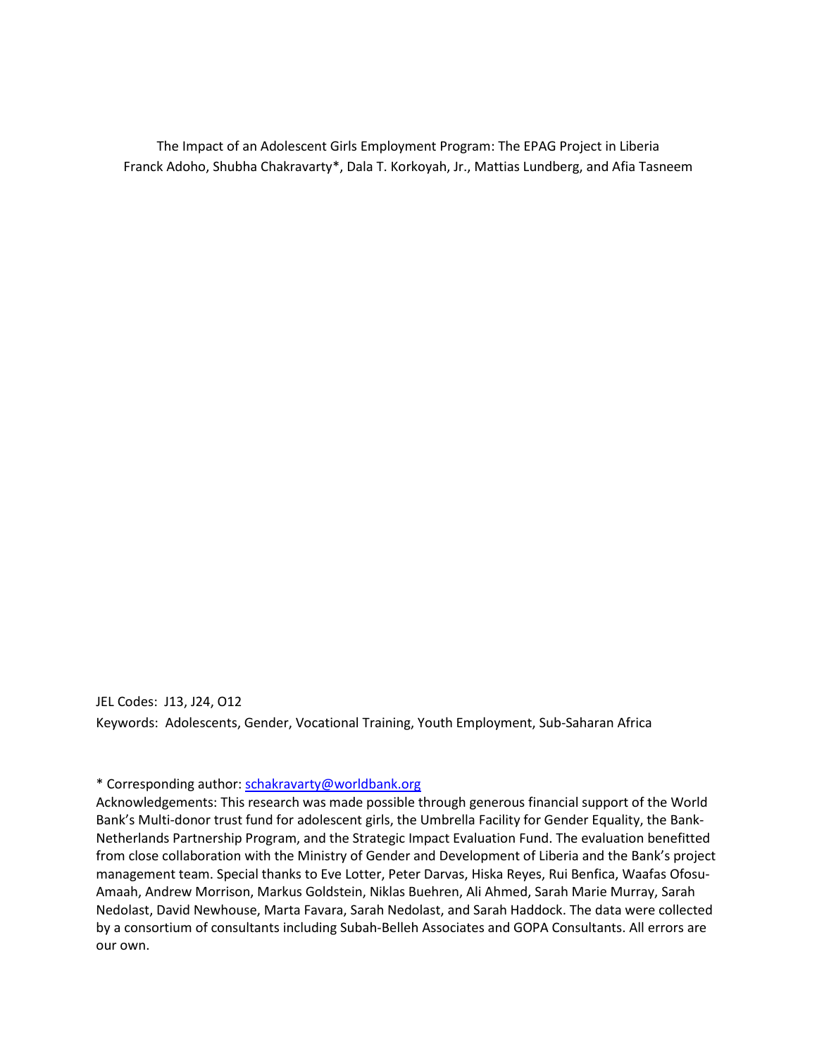The Impact of an Adolescent Girls Employment Program: The EPAG Project in Liberia

Franck Adoho, Shubha Chakravarty*, Dala T. Korkoyah, Jr., Mattias Lundberg, and Afia Tasneem

JEL Codes: J13, J24, O12

Keywords: Adolescents, Gender, Vocational Training, Youth Employment, Sub-Saharan Africa

\* Corresponding author: schakravarty@worldbank.org

Acknowledgements: This research was made possible through generous financial support of the World Bank's Multi-donor trust fund for adolescent girls, the Umbrella Facility for Gender Equality, the Bank-Netherlands Partnership Program, and the Strategic Impact Evaluation Fund. The evaluation benefitted from close collaboration with the Ministry of Gender and Development of Liberia and the Bank's project management team. Special thanks to Eve Lotter, Peter Darvas, Hiska Reyes, Rui Benfica, Waafas Ofosu-Amaah, Andrew Morrison, Markus Goldstein, Niklas Buehren, Ali Ahmed, Sarah Marie Murray, Sarah Nedolast, David Newhouse, Marta Favara, Sarah Nedolast, and Sarah Haddock. The data were collected by a consortium of consultants including Subah-Belleh Associates and GOPA Consultants. All errors are our own.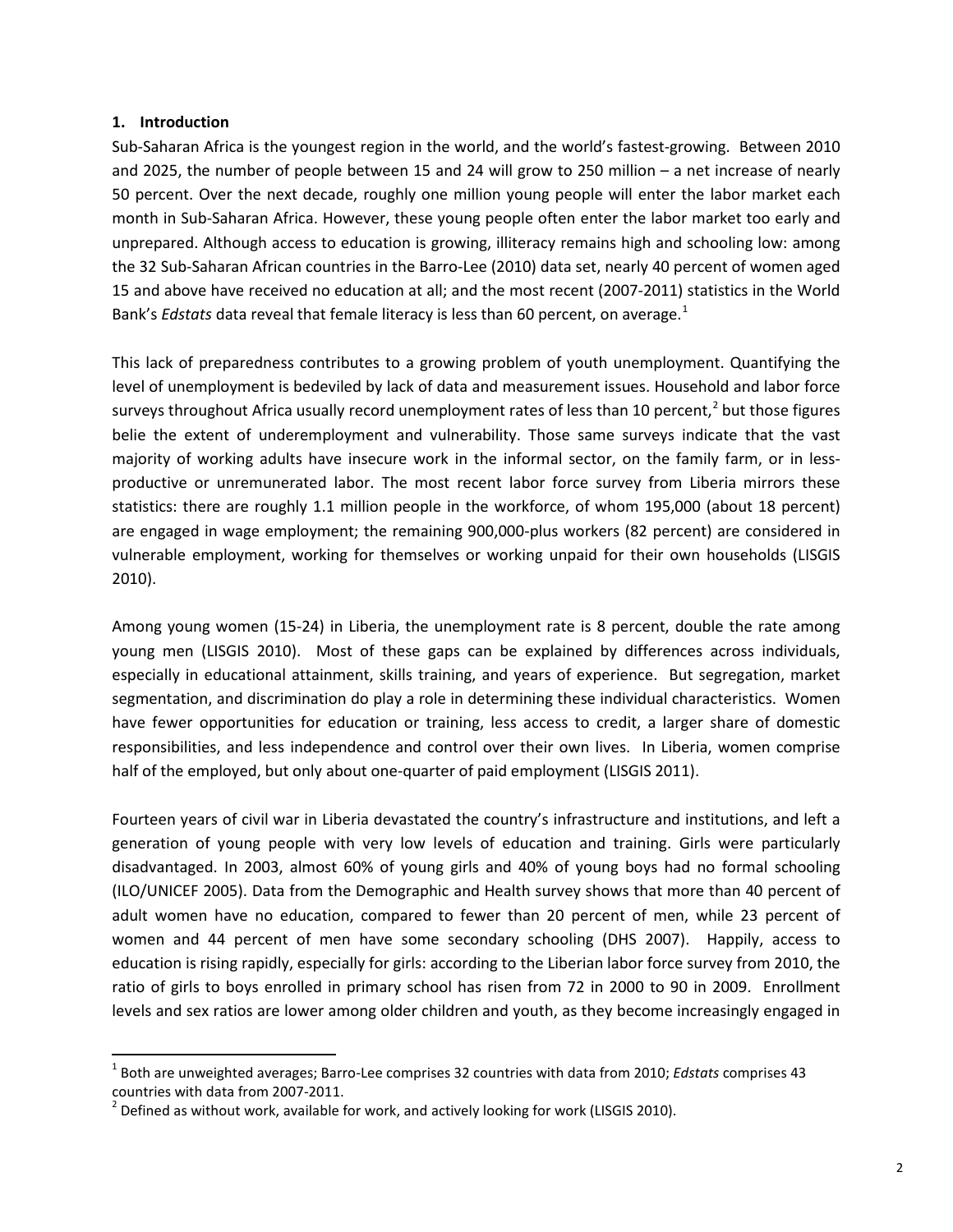## 1. Introduction

Sub-Saharan Africa is the youngest region in the world, and the world's fastest-growing. Between 2010 and 2025, the number of people between 15 and 24 will grow to 250 million – a net increase of nearly 50 percent. Over the next decade, roughly one million young people will enter the labor market each month in Sub-Saharan Africa. However, these young people often enter the labor market too early and unprepared. Although access to education is growing, illiteracy remains high and schooling low: among the 32 Sub-Saharan African countries in the Barro-Lee (2010) data set, nearly 40 percent of women aged 15 and above have received no education at all; and the most recent (2007-2011) statistics in the World Bank's *Edstats* data reveal that female literacy is less than 60 percent, on average.[1]

This lack of preparedness contributes to a growing problem of youth unemployment. Quantifying the level of unemployment is bedeviled by lack of data and measurement issues. Household and labor force surveys throughout Africa usually record unemployment rates of less than 10 percent,[2] but those figures belie the extent of underemployment and vulnerability. Those same surveys indicate that the vast majority of working adults have insecure work in the informal sector, on the family farm, or in less-productive or unremunerated labor. The most recent labor force survey from Liberia mirrors these statistics: there are roughly 1.1 million people in the workforce, of whom 195,000 (about 18 percent) are engaged in wage employment; the remaining 900,000-plus workers (82 percent) are considered in vulnerable employment, working for themselves or working unpaid for their own households (LISGIS 2010).

Among young women (15-24) in Liberia, the unemployment rate is 8 percent, double the rate among young men (LISGIS 2010). Most of these gaps can be explained by differences across individuals, especially in educational attainment, skills training, and years of experience. But segregation, market segmentation, and discrimination do play a role in determining these individual characteristics. Women have fewer opportunities for education or training, less access to credit, a larger share of domestic responsibilities, and less independence and control over their own lives. In Liberia, women comprise half of the employed, but only about one-quarter of paid employment (LISGIS 2011).

Fourteen years of civil war in Liberia devastated the country's infrastructure and institutions, and left a generation of young people with very low levels of education and training. Girls were particularly disadvantaged. In 2003, almost 60% of young girls and 40% of young boys had no formal schooling (ILO/UNICEF 2005). Data from the Demographic and Health survey shows that more than 40 percent of adult women have no education, compared to fewer than 20 percent of men, while 23 percent of women and 44 percent of men have some secondary schooling (DHS 2007). Happily, access to education is rising rapidly, especially for girls: according to the Liberian labor force survey from 2010, the ratio of girls to boys enrolled in primary school has risen from 72 in 2000 to 90 in 2009. Enrollment levels and sex ratios are lower among older children and youth, as they become increasingly engaged in

---

[1] Both are unweighted averages; Barro-Lee comprises 32 countries with data from 2010; *Edstats* comprises 43 countries with data from 2007-2011.

[2] Defined as without work, available for work, and actively looking for work (LISGIS 2010).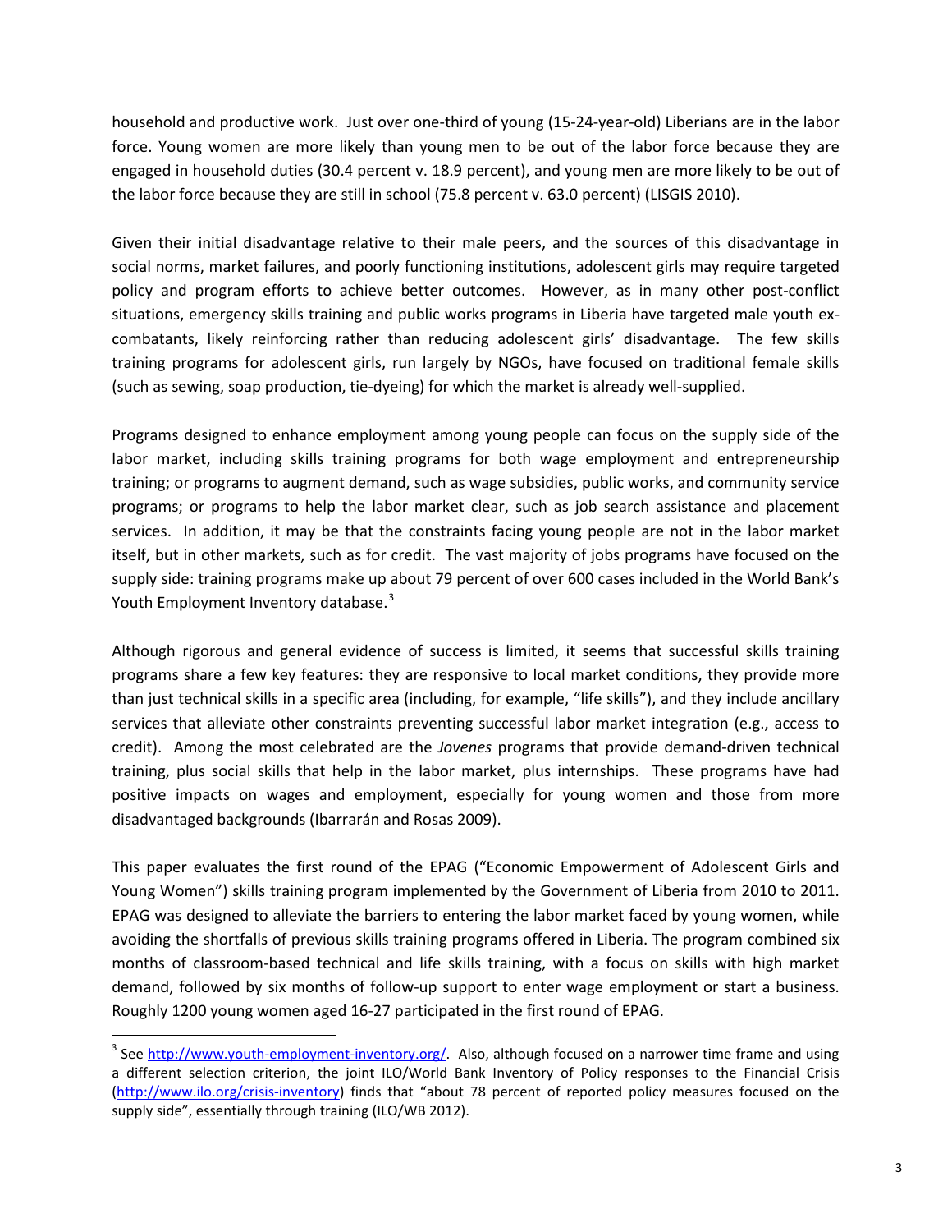household and productive work. Just over one-third of young (15-24-year-old) Liberians are in the labor force. Young women are more likely than young men to be out of the labor force because they are engaged in household duties (30.4 percent v. 18.9 percent), and young men are more likely to be out of the labor force because they are still in school (75.8 percent v. 63.0 percent) (LISGIS 2010).

Given their initial disadvantage relative to their male peers, and the sources of this disadvantage in social norms, market failures, and poorly functioning institutions, adolescent girls may require targeted policy and program efforts to achieve better outcomes. However, as in many other post-conflict situations, emergency skills training and public works programs in Liberia have targeted male youth ex-combatants, likely reinforcing rather than reducing adolescent girls' disadvantage. The few skills training programs for adolescent girls, run largely by NGOs, have focused on traditional female skills (such as sewing, soap production, tie-dyeing) for which the market is already well-supplied.

Programs designed to enhance employment among young people can focus on the supply side of the labor market, including skills training programs for both wage employment and entrepreneurship training; or programs to augment demand, such as wage subsidies, public works, and community service programs; or programs to help the labor market clear, such as job search assistance and placement services. In addition, it may be that the constraints facing young people are not in the labor market itself, but in other markets, such as for credit. The vast majority of jobs programs have focused on the supply side: training programs make up about 79 percent of over 600 cases included in the World Bank's Youth Employment Inventory database.[3]

Although rigorous and general evidence of success is limited, it seems that successful skills training programs share a few key features: they are responsive to local market conditions, they provide more than just technical skills in a specific area (including, for example, "life skills"), and they include ancillary services that alleviate other constraints preventing successful labor market integration (e.g., access to credit). Among the most celebrated are the *Jovenes* programs that provide demand-driven technical training, plus social skills that help in the labor market, plus internships. These programs have had positive impacts on wages and employment, especially for young women and those from more disadvantaged backgrounds (Ibarrarán and Rosas 2009).

This paper evaluates the first round of the EPAG ("Economic Empowerment of Adolescent Girls and Young Women") skills training program implemented by the Government of Liberia from 2010 to 2011. EPAG was designed to alleviate the barriers to entering the labor market faced by young women, while avoiding the shortfalls of previous skills training programs offered in Liberia. The program combined six months of classroom-based technical and life skills training, with a focus on skills with high market demand, followed by six months of follow-up support to enter wage employment or start a business. Roughly 1200 young women aged 16-27 participated in the first round of EPAG.

---

[3] See http://www.youth-employment-inventory.org/. Also, although focused on a narrower time frame and using a different selection criterion, the joint ILO/World Bank Inventory of Policy responses to the Financial Crisis (http://www.ilo.org/crisis-inventory) finds that "about 78 percent of reported policy measures focused on the supply side", essentially through training (ILO/WB 2012).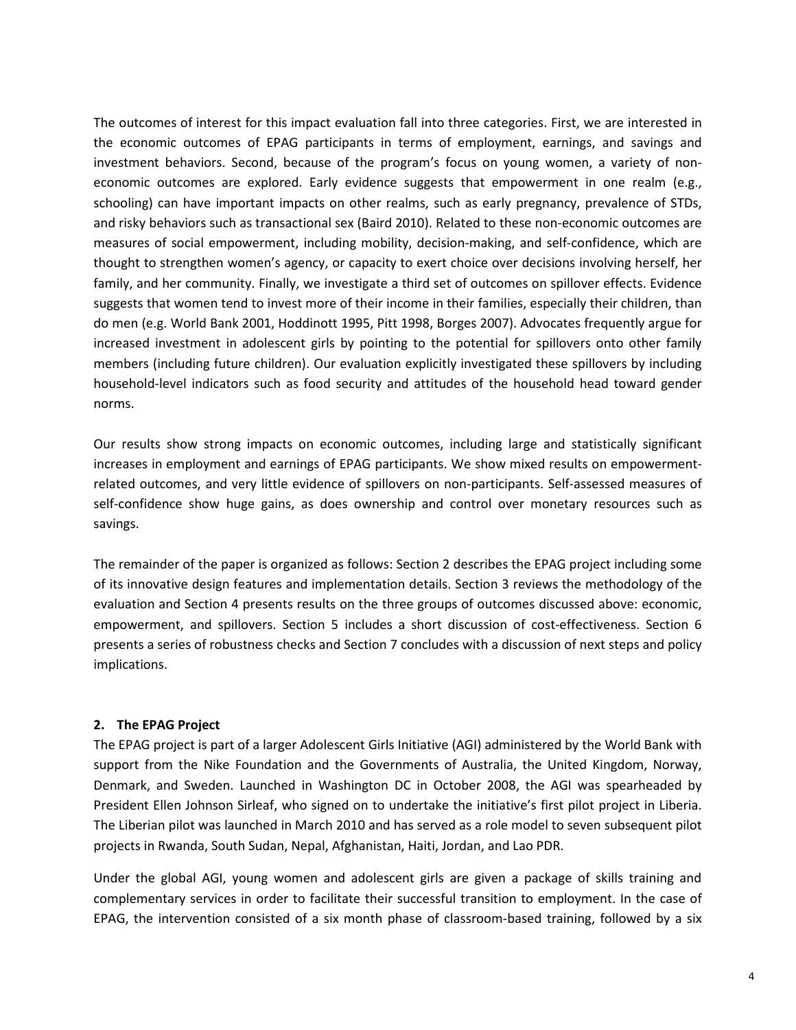The outcomes of interest for this impact evaluation fall into three categories. First, we are interested in the economic outcomes of EPAG participants in terms of employment, earnings, and savings and investment behaviors. Second, because of the program's focus on young women, a variety of non-economic outcomes are explored. Early evidence suggests that empowerment in one realm (e.g., schooling) can have important impacts on other realms, such as early pregnancy, prevalence of STDs, and risky behaviors such as transactional sex (Baird 2010). Related to these non-economic outcomes are measures of social empowerment, including mobility, decision-making, and self-confidence, which are thought to strengthen women's agency, or capacity to exert choice over decisions involving herself, her family, and her community. Finally, we investigate a third set of outcomes on spillover effects. Evidence suggests that women tend to invest more of their income in their families, especially their children, than do men (e.g. World Bank 2001, Hoddinott 1995, Pitt 1998, Borges 2007). Advocates frequently argue for increased investment in adolescent girls by pointing to the potential for spillovers onto other family members (including future children). Our evaluation explicitly investigated these spillovers by including household-level indicators such as food security and attitudes of the household head toward gender norms.

Our results show strong impacts on economic outcomes, including large and statistically significant increases in employment and earnings of EPAG participants. We show mixed results on empowerment-related outcomes, and very little evidence of spillovers on non-participants. Self-assessed measures of self-confidence show huge gains, as does ownership and control over monetary resources such as savings.

The remainder of the paper is organized as follows: Section 2 describes the EPAG project including some of its innovative design features and implementation details. Section 3 reviews the methodology of the evaluation and Section 4 presents results on the three groups of outcomes discussed above: economic, empowerment, and spillovers. Section 5 includes a short discussion of cost-effectiveness. Section 6 presents a series of robustness checks and Section 7 concludes with a discussion of next steps and policy implications.

## 2. The EPAG Project

The EPAG project is part of a larger Adolescent Girls Initiative (AGI) administered by the World Bank with support from the Nike Foundation and the Governments of Australia, the United Kingdom, Norway, Denmark, and Sweden. Launched in Washington DC in October 2008, the AGI was spearheaded by President Ellen Johnson Sirleaf, who signed on to undertake the initiative's first pilot project in Liberia. The Liberian pilot was launched in March 2010 and has served as a role model to seven subsequent pilot projects in Rwanda, South Sudan, Nepal, Afghanistan, Haiti, Jordan, and Lao PDR.

Under the global AGI, young women and adolescent girls are given a package of skills training and complementary services in order to facilitate their successful transition to employment. In the case of EPAG, the intervention consisted of a six month phase of classroom-based training, followed by a six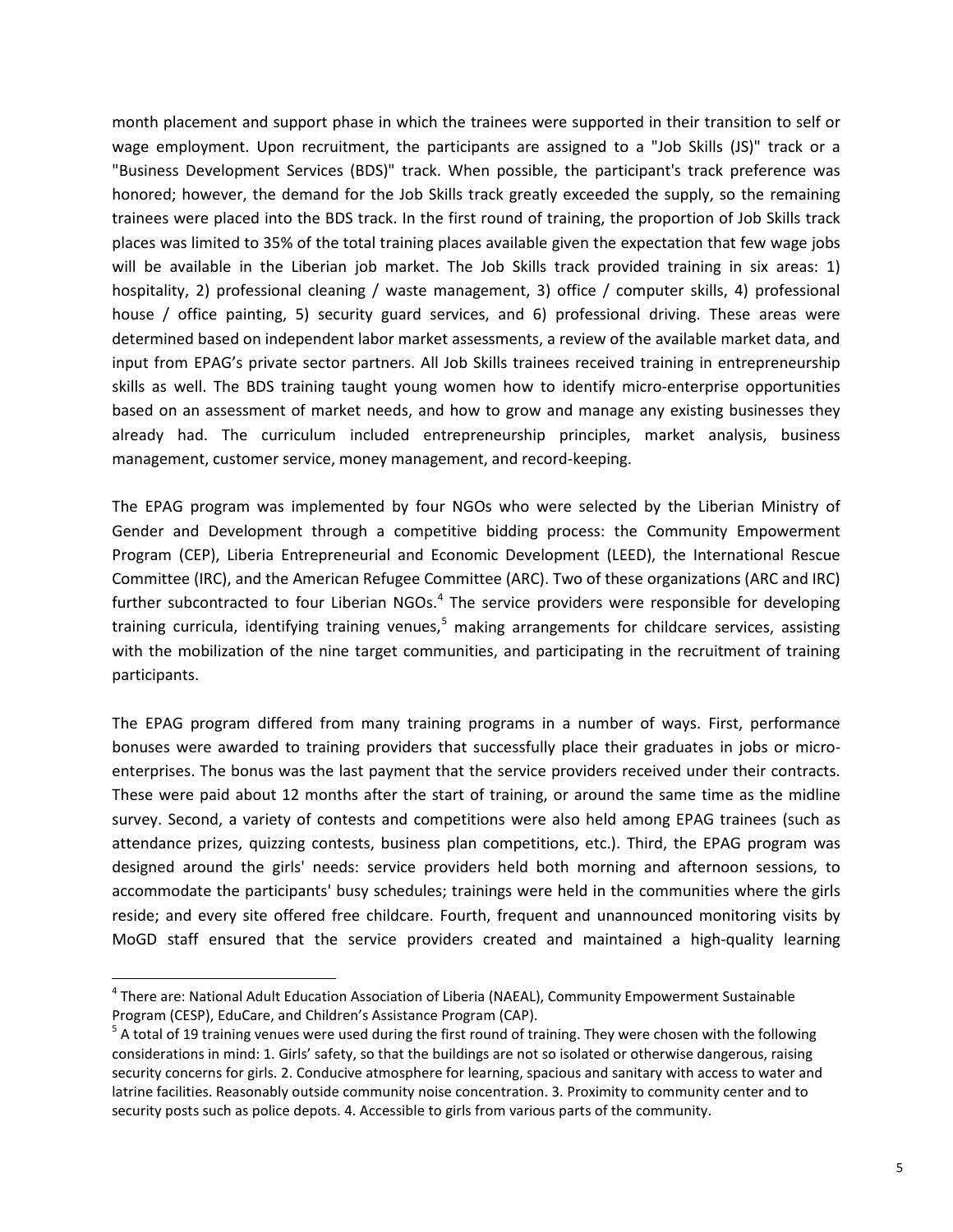month placement and support phase in which the trainees were supported in their transition to self or wage employment. Upon recruitment, the participants are assigned to a "Job Skills (JS)" track or a "Business Development Services (BDS)" track. When possible, the participant's track preference was honored; however, the demand for the Job Skills track greatly exceeded the supply, so the remaining trainees were placed into the BDS track. In the first round of training, the proportion of Job Skills track places was limited to 35% of the total training places available given the expectation that few wage jobs will be available in the Liberian job market. The Job Skills track provided training in six areas: 1) hospitality, 2) professional cleaning / waste management, 3) office / computer skills, 4) professional house / office painting, 5) security guard services, and 6) professional driving. These areas were determined based on independent labor market assessments, a review of the available market data, and input from EPAG's private sector partners. All Job Skills trainees received training in entrepreneurship skills as well. The BDS training taught young women how to identify micro-enterprise opportunities based on an assessment of market needs, and how to grow and manage any existing businesses they already had. The curriculum included entrepreneurship principles, market analysis, business management, customer service, money management, and record-keeping.

The EPAG program was implemented by four NGOs who were selected by the Liberian Ministry of Gender and Development through a competitive bidding process: the Community Empowerment Program (CEP), Liberia Entrepreneurial and Economic Development (LEED), the International Rescue Committee (IRC), and the American Refugee Committee (ARC). Two of these organizations (ARC and IRC) further subcontracted to four Liberian NGOs.[4] The service providers were responsible for developing training curricula, identifying training venues,[5] making arrangements for childcare services, assisting with the mobilization of the nine target communities, and participating in the recruitment of training participants.

The EPAG program differed from many training programs in a number of ways. First, performance bonuses were awarded to training providers that successfully place their graduates in jobs or micro-enterprises. The bonus was the last payment that the service providers received under their contracts. These were paid about 12 months after the start of training, or around the same time as the midline survey. Second, a variety of contests and competitions were also held among EPAG trainees (such as attendance prizes, quizzing contests, business plan competitions, etc.). Third, the EPAG program was designed around the girls' needs: service providers held both morning and afternoon sessions, to accommodate the participants' busy schedules; trainings were held in the communities where the girls reside; and every site offered free childcare. Fourth, frequent and unannounced monitoring visits by MoGD staff ensured that the service providers created and maintained a high-quality learning

---

[4] There are: National Adult Education Association of Liberia (NAEAL), Community Empowerment Sustainable Program (CESP), EduCare, and Children's Assistance Program (CAP).

[5] A total of 19 training venues were used during the first round of training. They were chosen with the following considerations in mind: 1. Girls' safety, so that the buildings are not so isolated or otherwise dangerous, raising security concerns for girls. 2. Conducive atmosphere for learning, spacious and sanitary with access to water and latrine facilities. Reasonably outside community noise concentration. 3. Proximity to community center and to security posts such as police depots. 4. Accessible to girls from various parts of the community.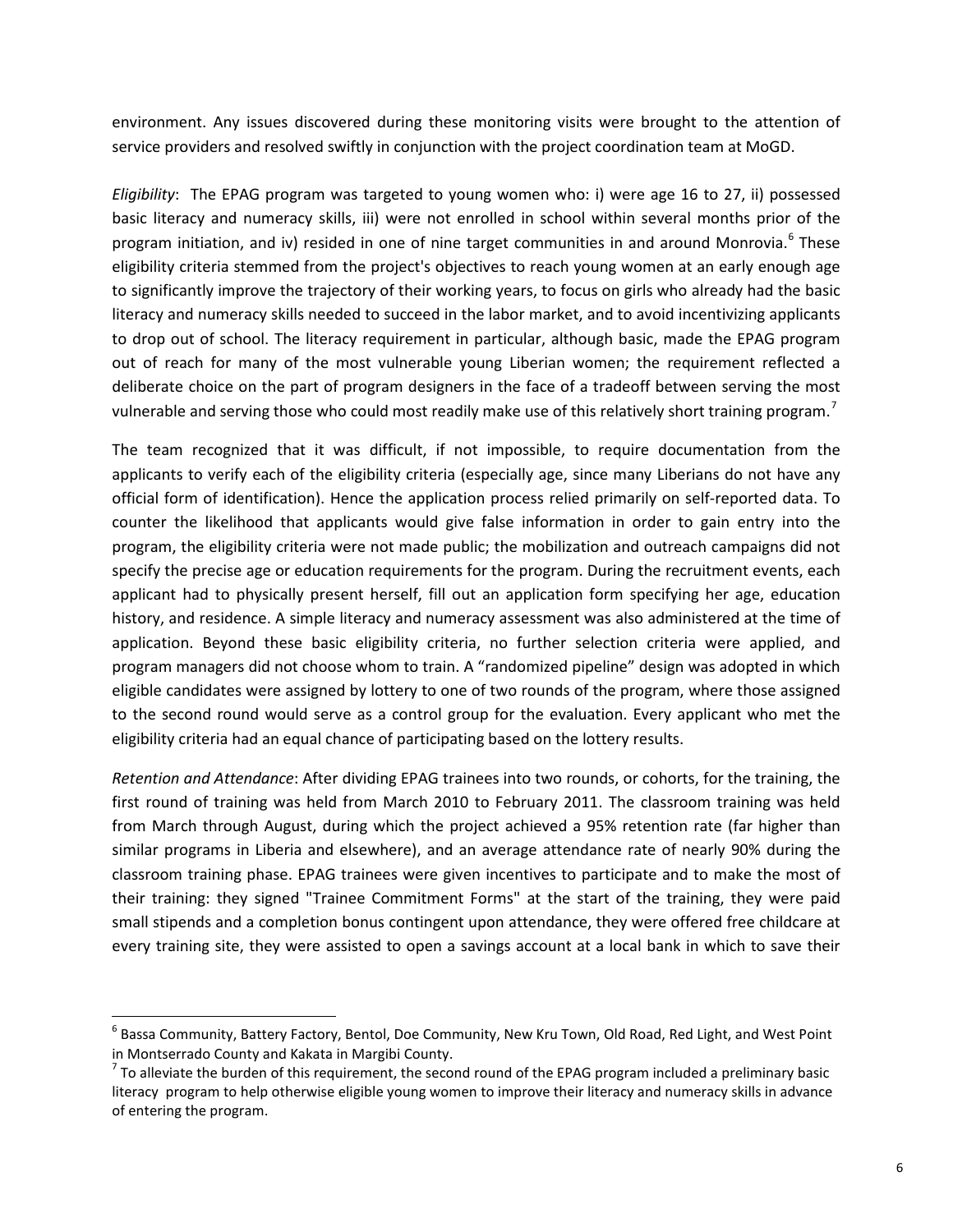environment. Any issues discovered during these monitoring visits were brought to the attention of service providers and resolved swiftly in conjunction with the project coordination team at MoGD.

*Eligibility*: The EPAG program was targeted to young women who: i) were age 16 to 27, ii) possessed basic literacy and numeracy skills, iii) were not enrolled in school within several months prior of the program initiation, and iv) resided in one of nine target communities in and around Monrovia.[6] These eligibility criteria stemmed from the project's objectives to reach young women at an early enough age to significantly improve the trajectory of their working years, to focus on girls who already had the basic literacy and numeracy skills needed to succeed in the labor market, and to avoid incentivizing applicants to drop out of school. The literacy requirement in particular, although basic, made the EPAG program out of reach for many of the most vulnerable young Liberian women; the requirement reflected a deliberate choice on the part of program designers in the face of a tradeoff between serving the most vulnerable and serving those who could most readily make use of this relatively short training program.[7]

The team recognized that it was difficult, if not impossible, to require documentation from the applicants to verify each of the eligibility criteria (especially age, since many Liberians do not have any official form of identification). Hence the application process relied primarily on self-reported data. To counter the likelihood that applicants would give false information in order to gain entry into the program, the eligibility criteria were not made public; the mobilization and outreach campaigns did not specify the precise age or education requirements for the program. During the recruitment events, each applicant had to physically present herself, fill out an application form specifying her age, education history, and residence. A simple literacy and numeracy assessment was also administered at the time of application. Beyond these basic eligibility criteria, no further selection criteria were applied, and program managers did not choose whom to train. A "randomized pipeline" design was adopted in which eligible candidates were assigned by lottery to one of two rounds of the program, where those assigned to the second round would serve as a control group for the evaluation. Every applicant who met the eligibility criteria had an equal chance of participating based on the lottery results.

*Retention and Attendance*: After dividing EPAG trainees into two rounds, or cohorts, for the training, the first round of training was held from March 2010 to February 2011. The classroom training was held from March through August, during which the project achieved a 95% retention rate (far higher than similar programs in Liberia and elsewhere), and an average attendance rate of nearly 90% during the classroom training phase. EPAG trainees were given incentives to participate and to make the most of their training: they signed "Trainee Commitment Forms" at the start of the training, they were paid small stipends and a completion bonus contingent upon attendance, they were offered free childcare at every training site, they were assisted to open a savings account at a local bank in which to save their

[6] Bassa Community, Battery Factory, Bentol, Doe Community, New Kru Town, Old Road, Red Light, and West Point in Montserrado County and Kakata in Margibi County.

[7] To alleviate the burden of this requirement, the second round of the EPAG program included a preliminary basic literacy program to help otherwise eligible young women to improve their literacy and numeracy skills in advance of entering the program.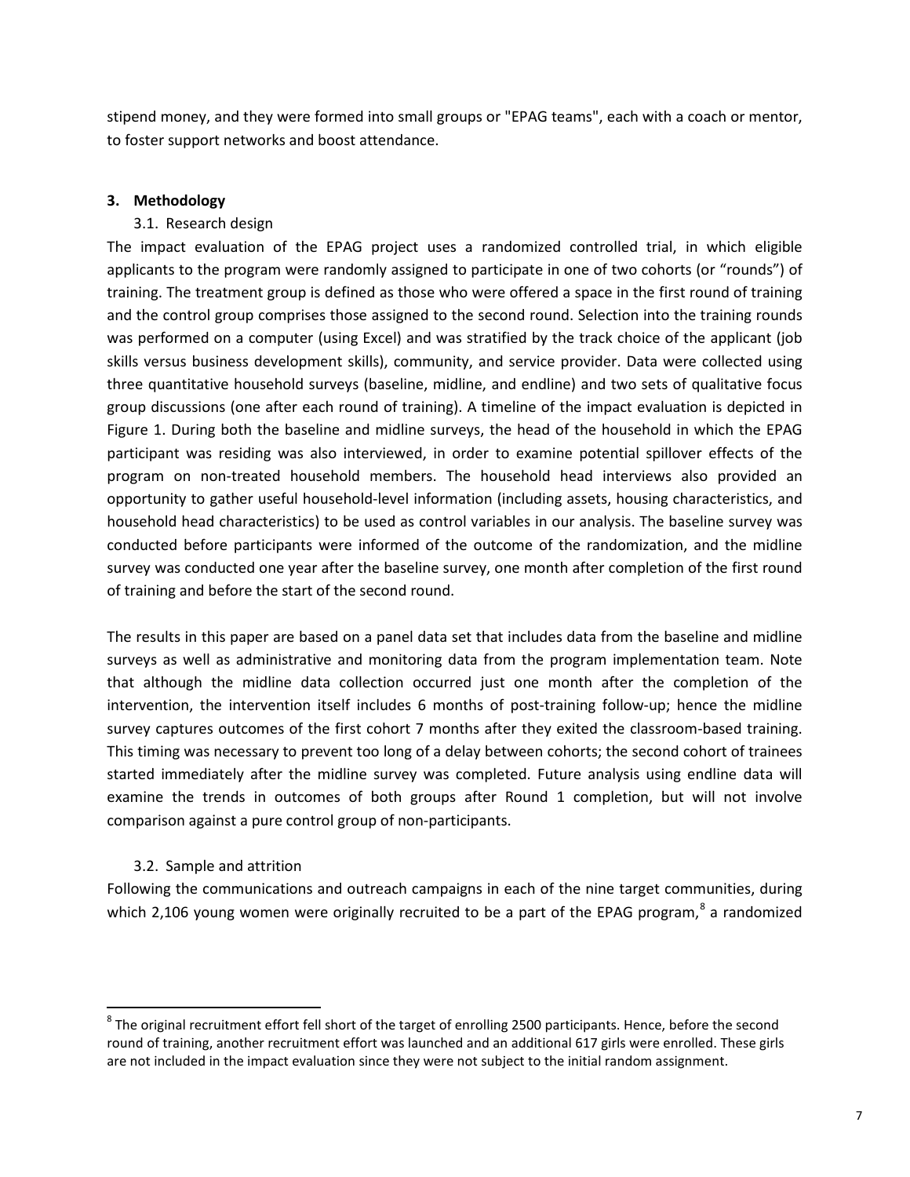stipend money, and they were formed into small groups or "EPAG teams", each with a coach or mentor, to foster support networks and boost attendance.

## 3. Methodology

### 3.1. Research design

The impact evaluation of the EPAG project uses a randomized controlled trial, in which eligible applicants to the program were randomly assigned to participate in one of two cohorts (or "rounds") of training. The treatment group is defined as those who were offered a space in the first round of training and the control group comprises those assigned to the second round. Selection into the training rounds was performed on a computer (using Excel) and was stratified by the track choice of the applicant (job skills versus business development skills), community, and service provider. Data were collected using three quantitative household surveys (baseline, midline, and endline) and two sets of qualitative focus group discussions (one after each round of training). A timeline of the impact evaluation is depicted in Figure 1. During both the baseline and midline surveys, the head of the household in which the EPAG participant was residing was also interviewed, in order to examine potential spillover effects of the program on non-treated household members. The household head interviews also provided an opportunity to gather useful household-level information (including assets, housing characteristics, and household head characteristics) to be used as control variables in our analysis. The baseline survey was conducted before participants were informed of the outcome of the randomization, and the midline survey was conducted one year after the baseline survey, one month after completion of the first round of training and before the start of the second round.

The results in this paper are based on a panel data set that includes data from the baseline and midline surveys as well as administrative and monitoring data from the program implementation team. Note that although the midline data collection occurred just one month after the completion of the intervention, the intervention itself includes 6 months of post-training follow-up; hence the midline survey captures outcomes of the first cohort 7 months after they exited the classroom-based training. This timing was necessary to prevent too long of a delay between cohorts; the second cohort of trainees started immediately after the midline survey was completed. Future analysis using endline data will examine the trends in outcomes of both groups after Round 1 completion, but will not involve comparison against a pure control group of non-participants.

### 3.2. Sample and attrition

Following the communications and outreach campaigns in each of the nine target communities, during which 2,106 young women were originally recruited to be a part of the EPAG program,[8] a randomized

[8] The original recruitment effort fell short of the target of enrolling 2500 participants. Hence, before the second round of training, another recruitment effort was launched and an additional 617 girls were enrolled. These girls are not included in the impact evaluation since they were not subject to the initial random assignment.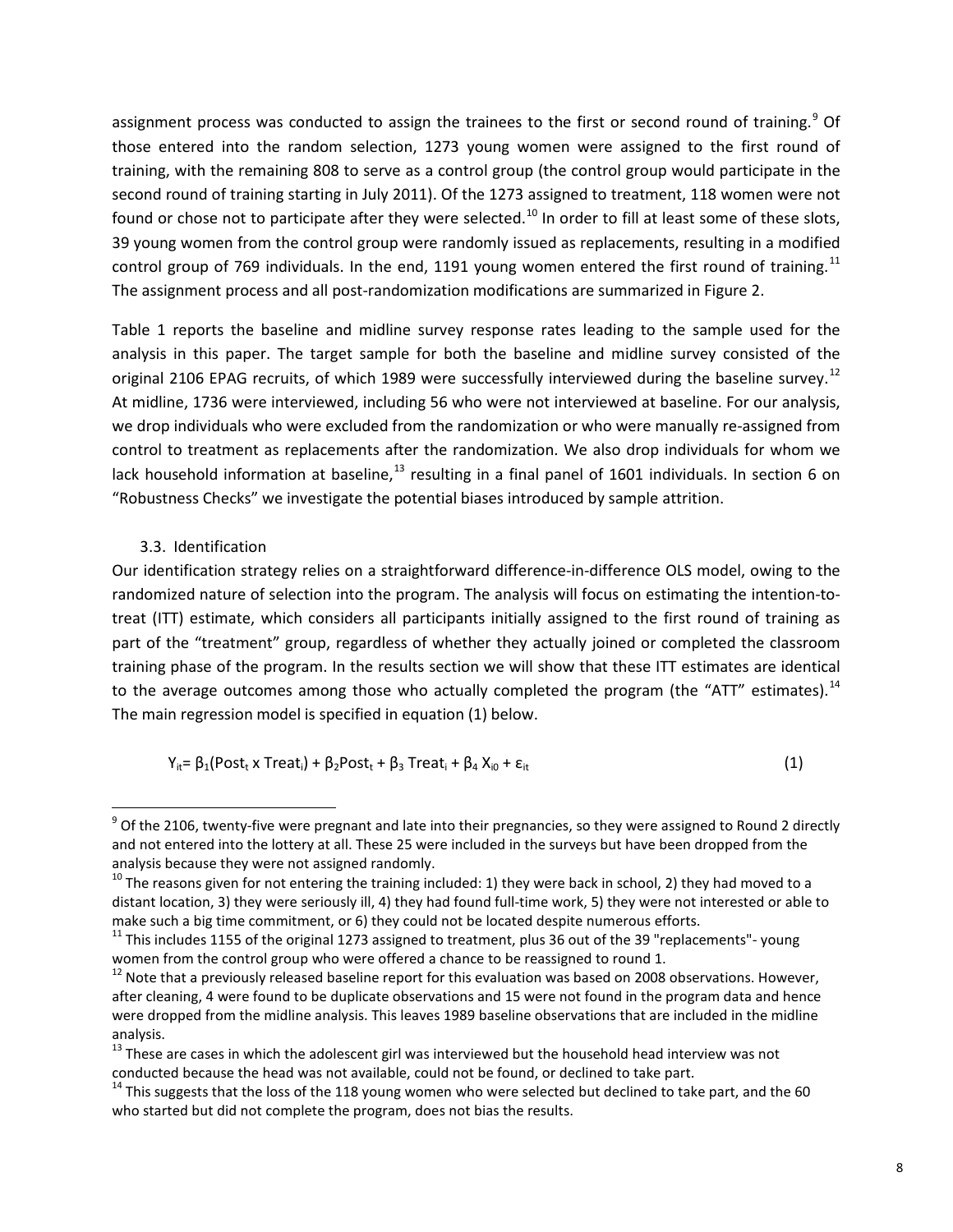assignment process was conducted to assign the trainees to the first or second round of training.[9] Of those entered into the random selection, 1273 young women were assigned to the first round of training, with the remaining 808 to serve as a control group (the control group would participate in the second round of training starting in July 2011). Of the 1273 assigned to treatment, 118 women were not found or chose not to participate after they were selected.[10] In order to fill at least some of these slots, 39 young women from the control group were randomly issued as replacements, resulting in a modified control group of 769 individuals. In the end, 1191 young women entered the first round of training.[11] The assignment process and all post-randomization modifications are summarized in Figure 2.

Table 1 reports the baseline and midline survey response rates leading to the sample used for the analysis in this paper. The target sample for both the baseline and midline survey consisted of the original 2106 EPAG recruits, of which 1989 were successfully interviewed during the baseline survey.[12] At midline, 1736 were interviewed, including 56 who were not interviewed at baseline. For our analysis, we drop individuals who were excluded from the randomization or who were manually re-assigned from control to treatment as replacements after the randomization. We also drop individuals for whom we lack household information at baseline,[13] resulting in a final panel of 1601 individuals. In section 6 on "Robustness Checks" we investigate the potential biases introduced by sample attrition.

### 3.3. Identification

Our identification strategy relies on a straightforward difference-in-difference OLS model, owing to the randomized nature of selection into the program. The analysis will focus on estimating the intention-to-treat (ITT) estimate, which considers all participants initially assigned to the first round of training as part of the "treatment" group, regardless of whether they actually joined or completed the classroom training phase of the program. In the results section we will show that these ITT estimates are identical to the average outcomes among those who actually completed the program (the "ATT" estimates).[14] The main regression model is specified in equation (1) below.

$$Y_{it} = \beta_1(Post_t \times Treat_i) + \beta_2 Post_t + \beta_3\, Treat_i + \beta_4\, X_{i0} + \varepsilon_{it} \qquad (1)$$

---

[9] Of the 2106, twenty-five were pregnant and late into their pregnancies, so they were assigned to Round 2 directly and not entered into the lottery at all. These 25 were included in the surveys but have been dropped from the analysis because they were not assigned randomly.

[10] The reasons given for not entering the training included: 1) they were back in school, 2) they had moved to a distant location, 3) they were seriously ill, 4) they had found full-time work, 5) they were not interested or able to make such a big time commitment, or 6) they could not be located despite numerous efforts.

[11] This includes 1155 of the original 1273 assigned to treatment, plus 36 out of the 39 "replacements"- young women from the control group who were offered a chance to be reassigned to round 1.

[12] Note that a previously released baseline report for this evaluation was based on 2008 observations. However, after cleaning, 4 were found to be duplicate observations and 15 were not found in the program data and hence were dropped from the midline analysis. This leaves 1989 baseline observations that are included in the midline analysis.

[13] These are cases in which the adolescent girl was interviewed but the household head interview was not conducted because the head was not available, could not be found, or declined to take part.

[14] This suggests that the loss of the 118 young women who were selected but declined to take part, and the 60 who started but did not complete the program, does not bias the results.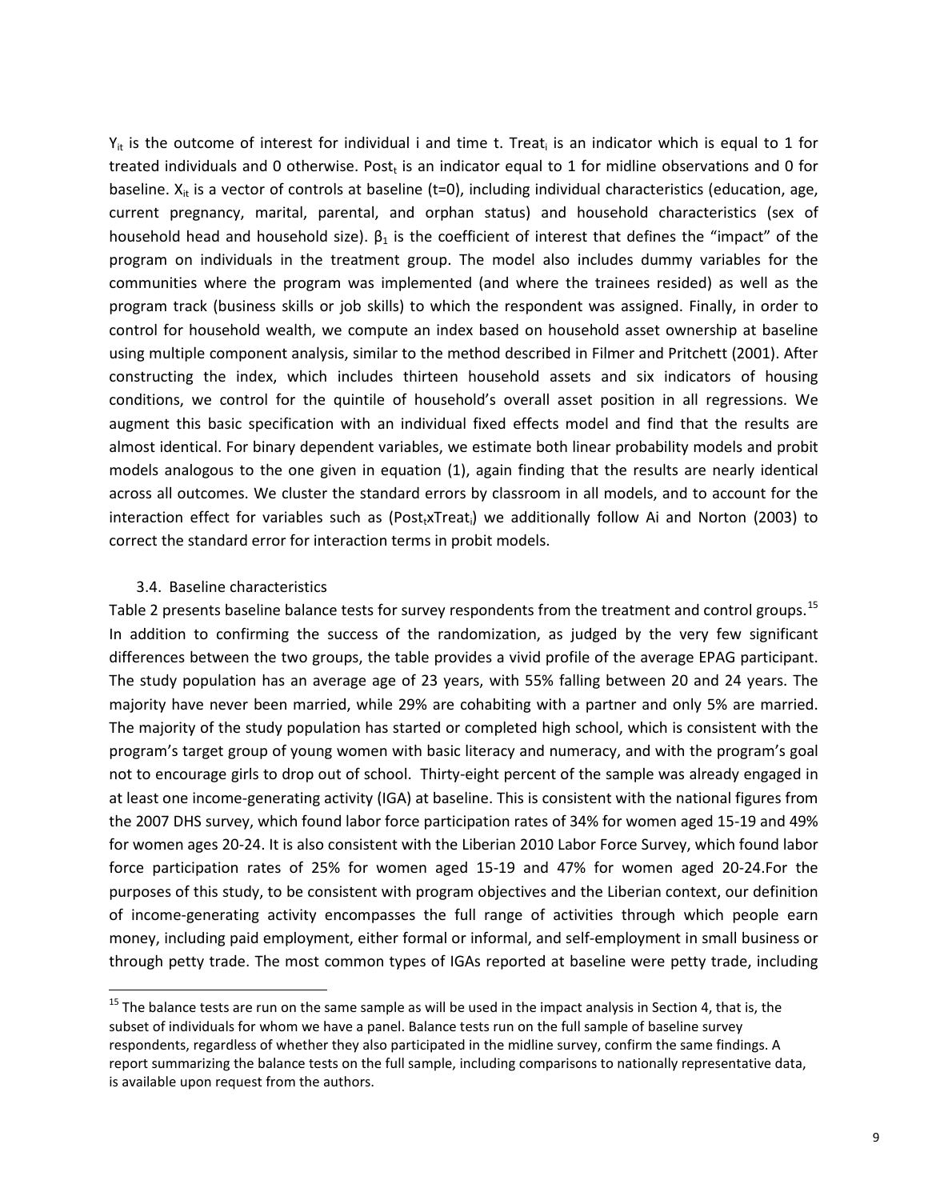$Y_{it}$ is the outcome of interest for individual i and time t. $Treat_i$ is an indicator which is equal to 1 for treated individuals and 0 otherwise. $Post_t$ is an indicator equal to 1 for midline observations and 0 for baseline. $X_{it}$ is a vector of controls at baseline (t=0), including individual characteristics (education, age, current pregnancy, marital, parental, and orphan status) and household characteristics (sex of household head and household size). $\beta_1$ is the coefficient of interest that defines the "impact" of the program on individuals in the treatment group. The model also includes dummy variables for the communities where the program was implemented (and where the trainees resided) as well as the program track (business skills or job skills) to which the respondent was assigned. Finally, in order to control for household wealth, we compute an index based on household asset ownership at baseline using multiple component analysis, similar to the method described in Filmer and Pritchett (2001). After constructing the index, which includes thirteen household assets and six indicators of housing conditions, we control for the quintile of household's overall asset position in all regressions. We augment this basic specification with an individual fixed effects model and find that the results are almost identical. For binary dependent variables, we estimate both linear probability models and probit models analogous to the one given in equation (1), again finding that the results are nearly identical across all outcomes. We cluster the standard errors by classroom in all models, and to account for the interaction effect for variables such as ($Post_t xTreat_i$) we additionally follow Ai and Norton (2003) to correct the standard error for interaction terms in probit models.

### 3.4. Baseline characteristics

Table 2 presents baseline balance tests for survey respondents from the treatment and control groups.[15] In addition to confirming the success of the randomization, as judged by the very few significant differences between the two groups, the table provides a vivid profile of the average EPAG participant. The study population has an average age of 23 years, with 55% falling between 20 and 24 years. The majority have never been married, while 29% are cohabiting with a partner and only 5% are married. The majority of the study population has started or completed high school, which is consistent with the program's target group of young women with basic literacy and numeracy, and with the program's goal not to encourage girls to drop out of school. Thirty-eight percent of the sample was already engaged in at least one income-generating activity (IGA) at baseline. This is consistent with the national figures from the 2007 DHS survey, which found labor force participation rates of 34% for women aged 15-19 and 49% for women ages 20-24. It is also consistent with the Liberian 2010 Labor Force Survey, which found labor force participation rates of 25% for women aged 15-19 and 47% for women aged 20-24.For the purposes of this study, to be consistent with program objectives and the Liberian context, our definition of income-generating activity encompasses the full range of activities through which people earn money, including paid employment, either formal or informal, and self-employment in small business or through petty trade. The most common types of IGAs reported at baseline were petty trade, including

[15] The balance tests are run on the same sample as will be used in the impact analysis in Section 4, that is, the subset of individuals for whom we have a panel. Balance tests run on the full sample of baseline survey respondents, regardless of whether they also participated in the midline survey, confirm the same findings. A report summarizing the balance tests on the full sample, including comparisons to nationally representative data, is available upon request from the authors.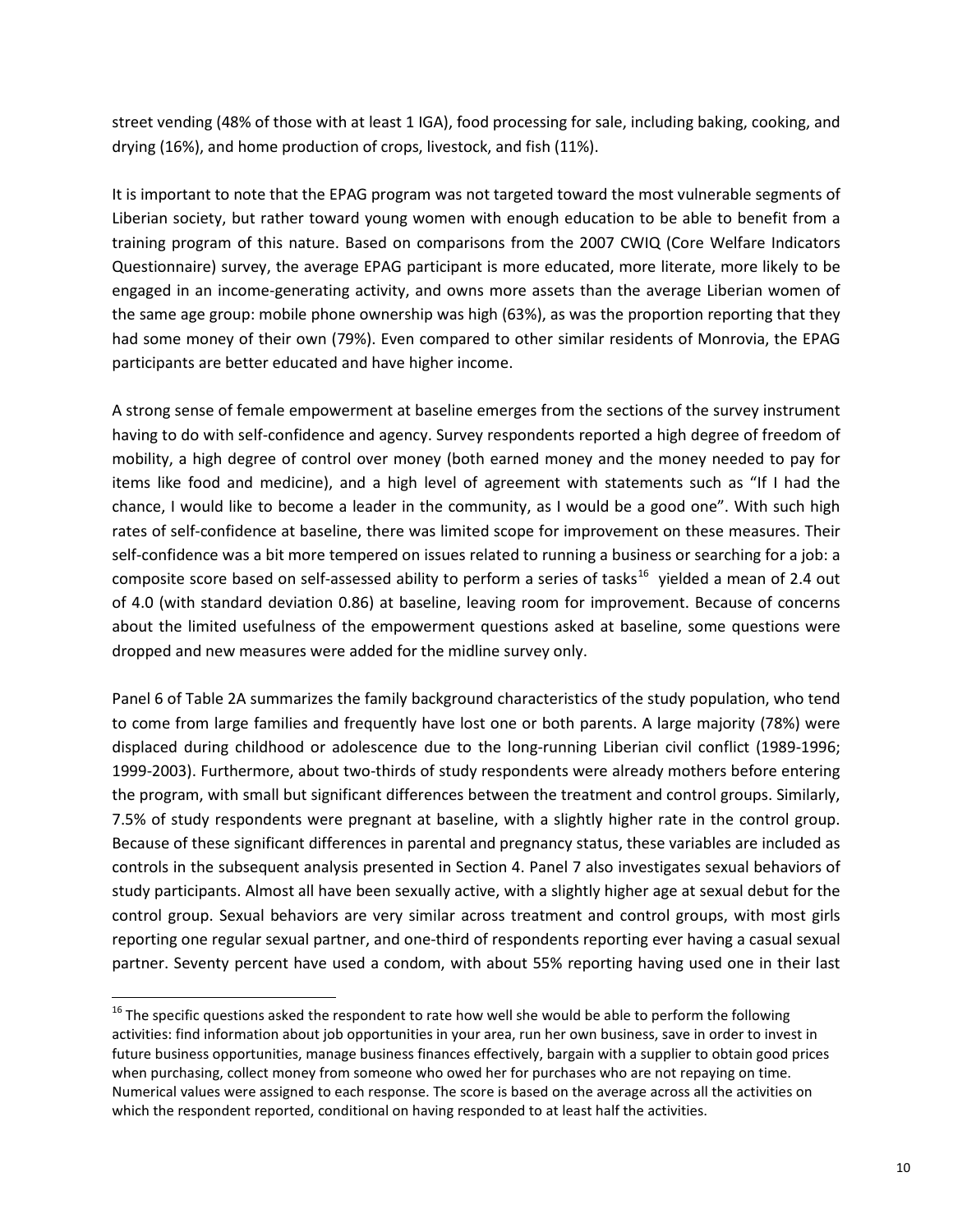street vending (48% of those with at least 1 IGA), food processing for sale, including baking, cooking, and drying (16%), and home production of crops, livestock, and fish (11%).

It is important to note that the EPAG program was not targeted toward the most vulnerable segments of Liberian society, but rather toward young women with enough education to be able to benefit from a training program of this nature. Based on comparisons from the 2007 CWIQ (Core Welfare Indicators Questionnaire) survey, the average EPAG participant is more educated, more literate, more likely to be engaged in an income-generating activity, and owns more assets than the average Liberian women of the same age group: mobile phone ownership was high (63%), as was the proportion reporting that they had some money of their own (79%). Even compared to other similar residents of Monrovia, the EPAG participants are better educated and have higher income.

A strong sense of female empowerment at baseline emerges from the sections of the survey instrument having to do with self-confidence and agency. Survey respondents reported a high degree of freedom of mobility, a high degree of control over money (both earned money and the money needed to pay for items like food and medicine), and a high level of agreement with statements such as "If I had the chance, I would like to become a leader in the community, as I would be a good one". With such high rates of self-confidence at baseline, there was limited scope for improvement on these measures. Their self-confidence was a bit more tempered on issues related to running a business or searching for a job: a composite score based on self-assessed ability to perform a series of tasks[16] yielded a mean of 2.4 out of 4.0 (with standard deviation 0.86) at baseline, leaving room for improvement. Because of concerns about the limited usefulness of the empowerment questions asked at baseline, some questions were dropped and new measures were added for the midline survey only.

Panel 6 of Table 2A summarizes the family background characteristics of the study population, who tend to come from large families and frequently have lost one or both parents. A large majority (78%) were displaced during childhood or adolescence due to the long-running Liberian civil conflict (1989-1996; 1999-2003). Furthermore, about two-thirds of study respondents were already mothers before entering the program, with small but significant differences between the treatment and control groups. Similarly, 7.5% of study respondents were pregnant at baseline, with a slightly higher rate in the control group. Because of these significant differences in parental and pregnancy status, these variables are included as controls in the subsequent analysis presented in Section 4. Panel 7 also investigates sexual behaviors of study participants. Almost all have been sexually active, with a slightly higher age at sexual debut for the control group. Sexual behaviors are very similar across treatment and control groups, with most girls reporting one regular sexual partner, and one-third of respondents reporting ever having a casual sexual partner. Seventy percent have used a condom, with about 55% reporting having used one in their last

[16] The specific questions asked the respondent to rate how well she would be able to perform the following activities: find information about job opportunities in your area, run her own business, save in order to invest in future business opportunities, manage business finances effectively, bargain with a supplier to obtain good prices when purchasing, collect money from someone who owed her for purchases who are not repaying on time. Numerical values were assigned to each response. The score is based on the average across all the activities on which the respondent reported, conditional on having responded to at least half the activities.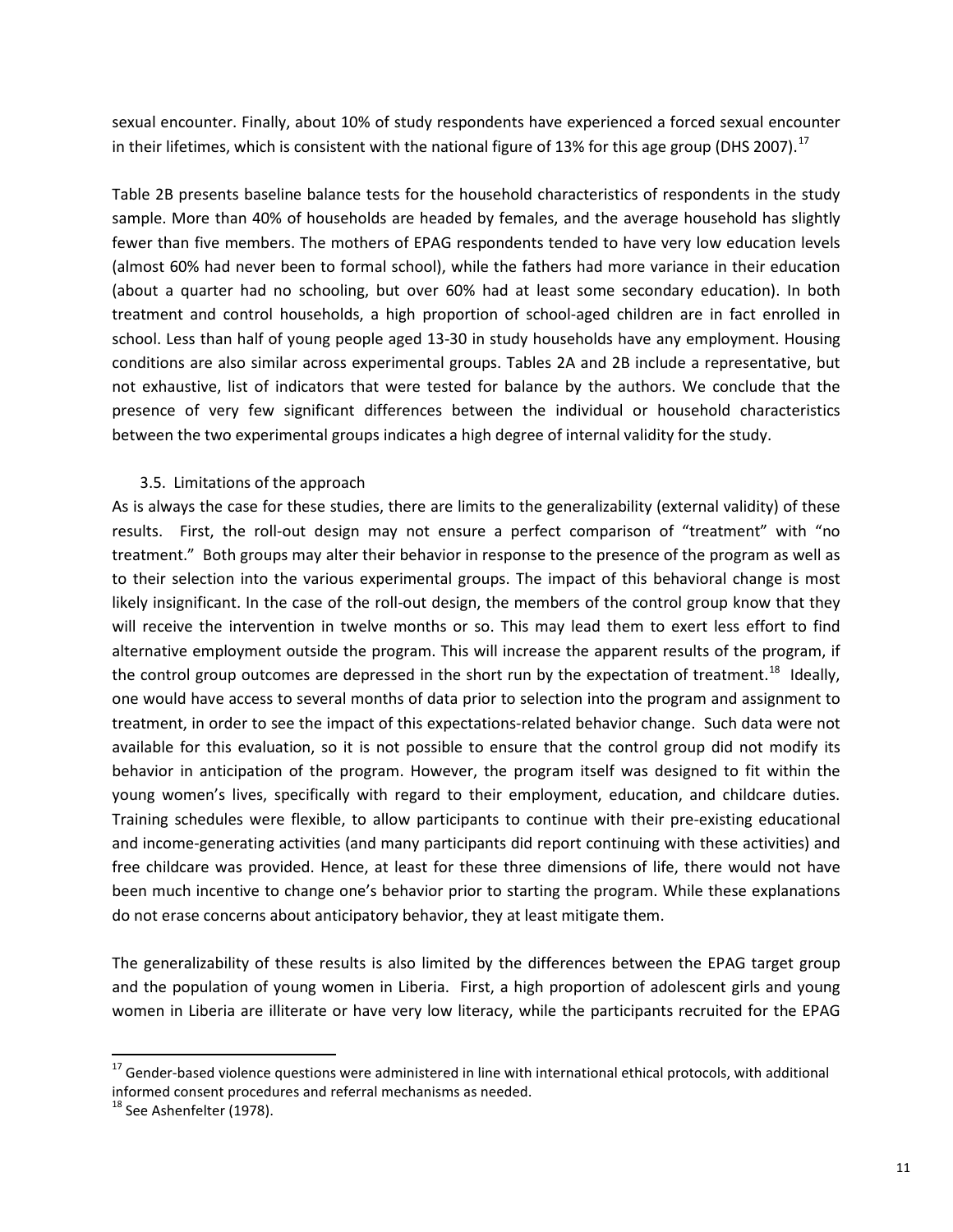sexual encounter. Finally, about 10% of study respondents have experienced a forced sexual encounter in their lifetimes, which is consistent with the national figure of 13% for this age group (DHS 2007).[17]

Table 2B presents baseline balance tests for the household characteristics of respondents in the study sample. More than 40% of households are headed by females, and the average household has slightly fewer than five members. The mothers of EPAG respondents tended to have very low education levels (almost 60% had never been to formal school), while the fathers had more variance in their education (about a quarter had no schooling, but over 60% had at least some secondary education). In both treatment and control households, a high proportion of school-aged children are in fact enrolled in school. Less than half of young people aged 13-30 in study households have any employment. Housing conditions are also similar across experimental groups. Tables 2A and 2B include a representative, but not exhaustive, list of indicators that were tested for balance by the authors. We conclude that the presence of very few significant differences between the individual or household characteristics between the two experimental groups indicates a high degree of internal validity for the study.

### 3.5. Limitations of the approach

As is always the case for these studies, there are limits to the generalizability (external validity) of these results. First, the roll-out design may not ensure a perfect comparison of "treatment" with "no treatment." Both groups may alter their behavior in response to the presence of the program as well as to their selection into the various experimental groups. The impact of this behavioral change is most likely insignificant. In the case of the roll-out design, the members of the control group know that they will receive the intervention in twelve months or so. This may lead them to exert less effort to find alternative employment outside the program. This will increase the apparent results of the program, if the control group outcomes are depressed in the short run by the expectation of treatment.[18] Ideally, one would have access to several months of data prior to selection into the program and assignment to treatment, in order to see the impact of this expectations-related behavior change. Such data were not available for this evaluation, so it is not possible to ensure that the control group did not modify its behavior in anticipation of the program. However, the program itself was designed to fit within the young women's lives, specifically with regard to their employment, education, and childcare duties. Training schedules were flexible, to allow participants to continue with their pre-existing educational and income-generating activities (and many participants did report continuing with these activities) and free childcare was provided. Hence, at least for these three dimensions of life, there would not have been much incentive to change one's behavior prior to starting the program. While these explanations do not erase concerns about anticipatory behavior, they at least mitigate them.

The generalizability of these results is also limited by the differences between the EPAG target group and the population of young women in Liberia. First, a high proportion of adolescent girls and young women in Liberia are illiterate or have very low literacy, while the participants recruited for the EPAG

---

[17] Gender-based violence questions were administered in line with international ethical protocols, with additional informed consent procedures and referral mechanisms as needed.

[18] See Ashenfelter (1978).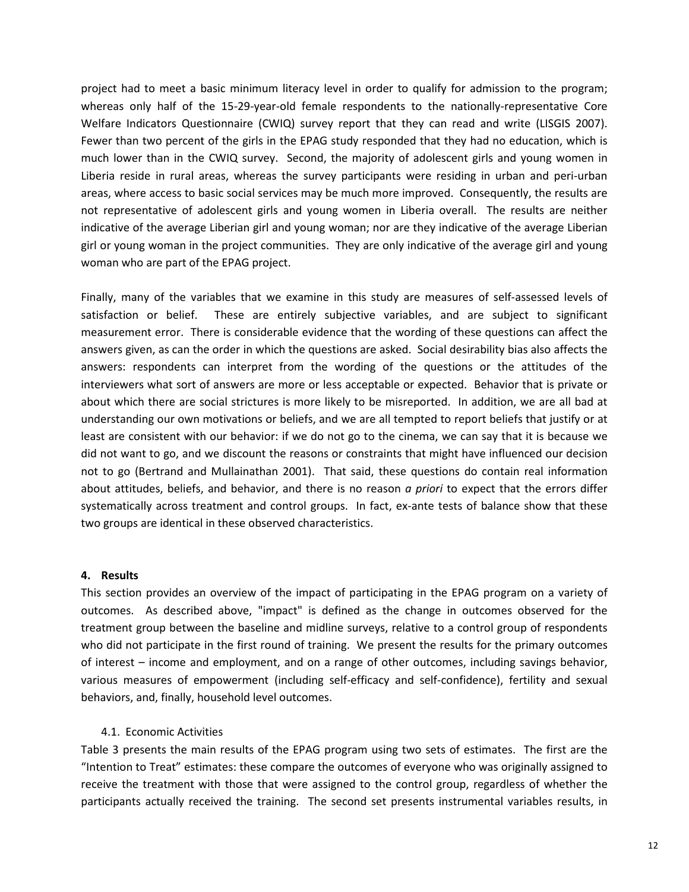project had to meet a basic minimum literacy level in order to qualify for admission to the program; whereas only half of the 15-29-year-old female respondents to the nationally-representative Core Welfare Indicators Questionnaire (CWIQ) survey report that they can read and write (LISGIS 2007). Fewer than two percent of the girls in the EPAG study responded that they had no education, which is much lower than in the CWIQ survey. Second, the majority of adolescent girls and young women in Liberia reside in rural areas, whereas the survey participants were residing in urban and peri-urban areas, where access to basic social services may be much more improved. Consequently, the results are not representative of adolescent girls and young women in Liberia overall. The results are neither indicative of the average Liberian girl and young woman; nor are they indicative of the average Liberian girl or young woman in the project communities. They are only indicative of the average girl and young woman who are part of the EPAG project.

Finally, many of the variables that we examine in this study are measures of self-assessed levels of satisfaction or belief. These are entirely subjective variables, and are subject to significant measurement error. There is considerable evidence that the wording of these questions can affect the answers given, as can the order in which the questions are asked. Social desirability bias also affects the answers: respondents can interpret from the wording of the questions or the attitudes of the interviewers what sort of answers are more or less acceptable or expected. Behavior that is private or about which there are social strictures is more likely to be misreported. In addition, we are all bad at understanding our own motivations or beliefs, and we are all tempted to report beliefs that justify or at least are consistent with our behavior: if we do not go to the cinema, we can say that it is because we did not want to go, and we discount the reasons or constraints that might have influenced our decision not to go (Bertrand and Mullainathan 2001). That said, these questions do contain real information about attitudes, beliefs, and behavior, and there is no reason *a priori* to expect that the errors differ systematically across treatment and control groups. In fact, ex-ante tests of balance show that these two groups are identical in these observed characteristics.

## 4. Results

This section provides an overview of the impact of participating in the EPAG program on a variety of outcomes. As described above, "impact" is defined as the change in outcomes observed for the treatment group between the baseline and midline surveys, relative to a control group of respondents who did not participate in the first round of training. We present the results for the primary outcomes of interest – income and employment, and on a range of other outcomes, including savings behavior, various measures of empowerment (including self-efficacy and self-confidence), fertility and sexual behaviors, and, finally, household level outcomes.

### 4.1. Economic Activities

Table 3 presents the main results of the EPAG program using two sets of estimates. The first are the "Intention to Treat" estimates: these compare the outcomes of everyone who was originally assigned to receive the treatment with those that were assigned to the control group, regardless of whether the participants actually received the training. The second set presents instrumental variables results, in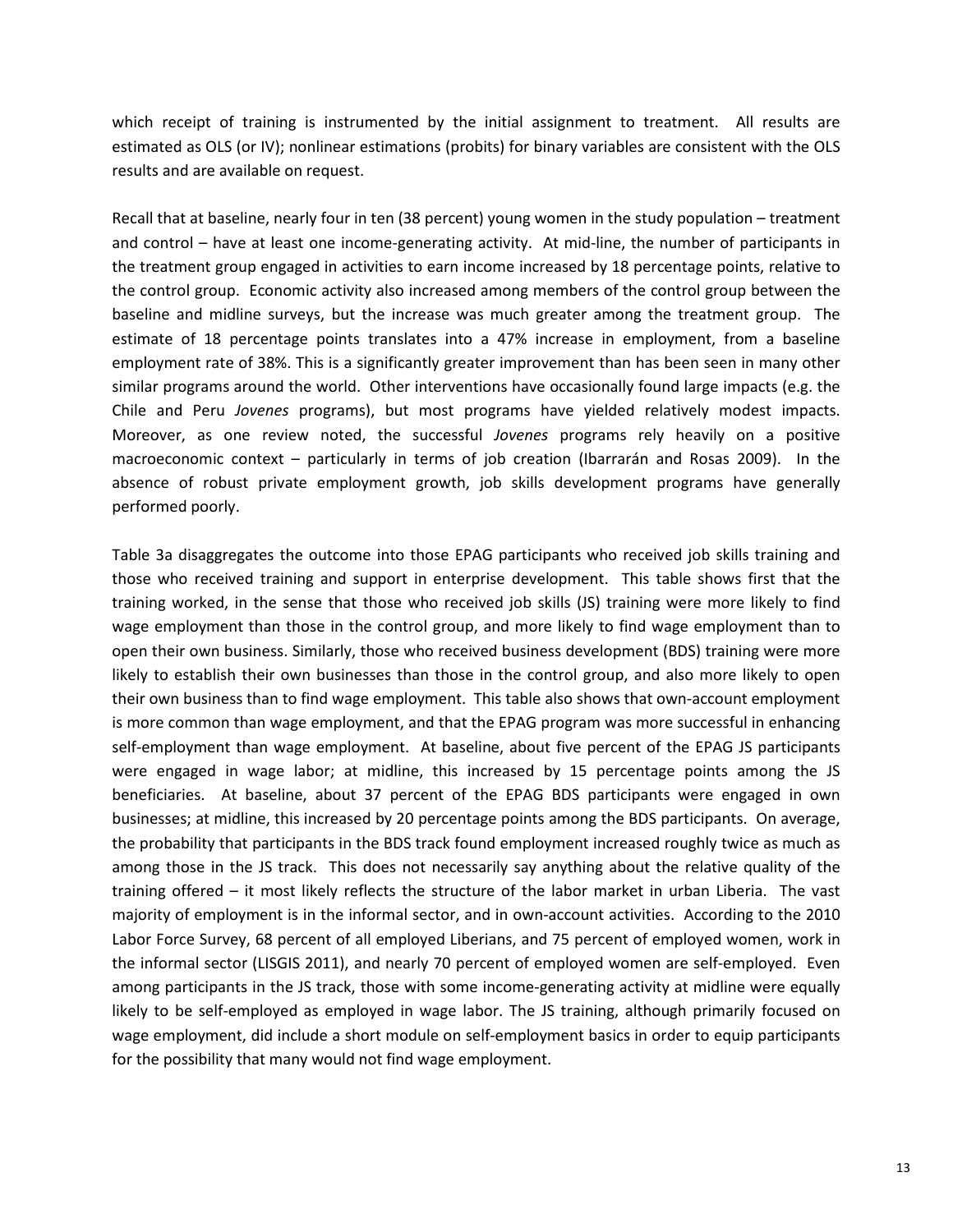which receipt of training is instrumented by the initial assignment to treatment. All results are estimated as OLS (or IV); nonlinear estimations (probits) for binary variables are consistent with the OLS results and are available on request.

Recall that at baseline, nearly four in ten (38 percent) young women in the study population – treatment and control – have at least one income-generating activity. At mid-line, the number of participants in the treatment group engaged in activities to earn income increased by 18 percentage points, relative to the control group. Economic activity also increased among members of the control group between the baseline and midline surveys, but the increase was much greater among the treatment group. The estimate of 18 percentage points translates into a 47% increase in employment, from a baseline employment rate of 38%. This is a significantly greater improvement than has been seen in many other similar programs around the world. Other interventions have occasionally found large impacts (e.g. the Chile and Peru *Jovenes* programs), but most programs have yielded relatively modest impacts. Moreover, as one review noted, the successful *Jovenes* programs rely heavily on a positive macroeconomic context – particularly in terms of job creation (Ibarrarán and Rosas 2009). In the absence of robust private employment growth, job skills development programs have generally performed poorly.

Table 3a disaggregates the outcome into those EPAG participants who received job skills training and those who received training and support in enterprise development. This table shows first that the training worked, in the sense that those who received job skills (JS) training were more likely to find wage employment than those in the control group, and more likely to find wage employment than to open their own business. Similarly, those who received business development (BDS) training were more likely to establish their own businesses than those in the control group, and also more likely to open their own business than to find wage employment. This table also shows that own-account employment is more common than wage employment, and that the EPAG program was more successful in enhancing self-employment than wage employment. At baseline, about five percent of the EPAG JS participants were engaged in wage labor; at midline, this increased by 15 percentage points among the JS beneficiaries. At baseline, about 37 percent of the EPAG BDS participants were engaged in own businesses; at midline, this increased by 20 percentage points among the BDS participants. On average, the probability that participants in the BDS track found employment increased roughly twice as much as among those in the JS track. This does not necessarily say anything about the relative quality of the training offered – it most likely reflects the structure of the labor market in urban Liberia. The vast majority of employment is in the informal sector, and in own-account activities. According to the 2010 Labor Force Survey, 68 percent of all employed Liberians, and 75 percent of employed women, work in the informal sector (LISGIS 2011), and nearly 70 percent of employed women are self-employed. Even among participants in the JS track, those with some income-generating activity at midline were equally likely to be self-employed as employed in wage labor. The JS training, although primarily focused on wage employment, did include a short module on self-employment basics in order to equip participants for the possibility that many would not find wage employment.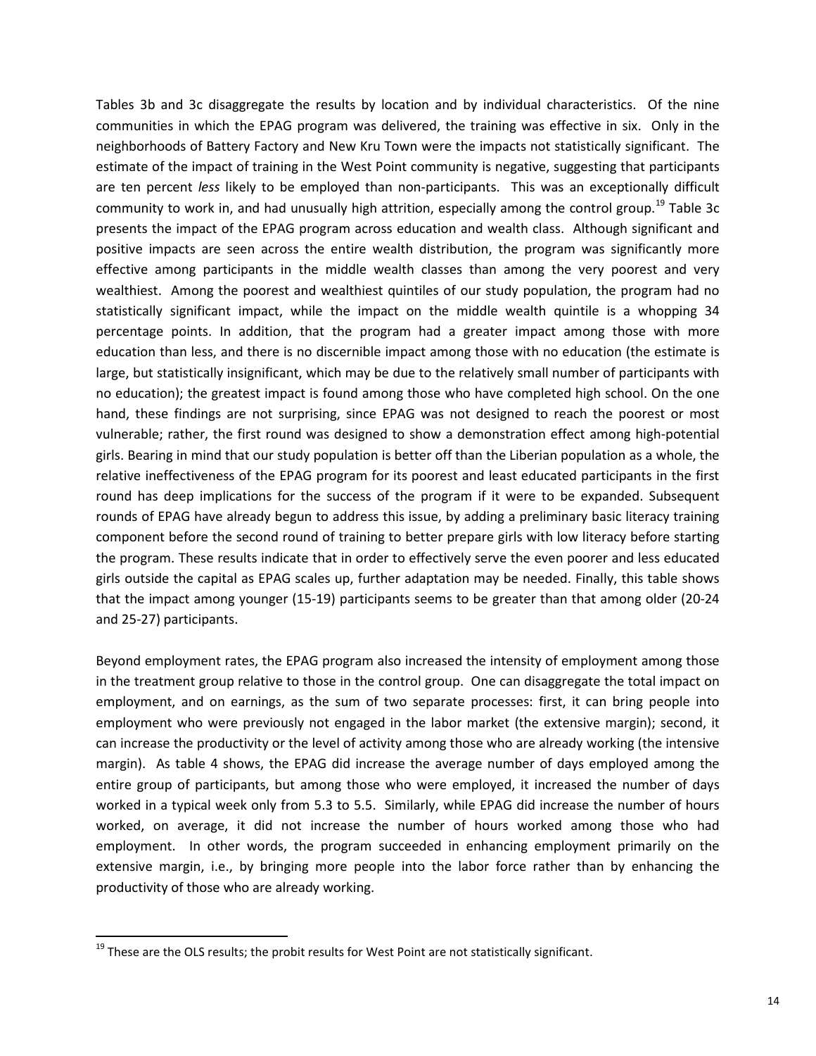Tables 3b and 3c disaggregate the results by location and by individual characteristics. Of the nine communities in which the EPAG program was delivered, the training was effective in six. Only in the neighborhoods of Battery Factory and New Kru Town were the impacts not statistically significant. The estimate of the impact of training in the West Point community is negative, suggesting that participants are ten percent *less* likely to be employed than non-participants. This was an exceptionally difficult community to work in, and had unusually high attrition, especially among the control group.[19] Table 3c presents the impact of the EPAG program across education and wealth class. Although significant and positive impacts are seen across the entire wealth distribution, the program was significantly more effective among participants in the middle wealth classes than among the very poorest and very wealthiest. Among the poorest and wealthiest quintiles of our study population, the program had no statistically significant impact, while the impact on the middle wealth quintile is a whopping 34 percentage points. In addition, that the program had a greater impact among those with more education than less, and there is no discernible impact among those with no education (the estimate is large, but statistically insignificant, which may be due to the relatively small number of participants with no education); the greatest impact is found among those who have completed high school. On the one hand, these findings are not surprising, since EPAG was not designed to reach the poorest or most vulnerable; rather, the first round was designed to show a demonstration effect among high-potential girls. Bearing in mind that our study population is better off than the Liberian population as a whole, the relative ineffectiveness of the EPAG program for its poorest and least educated participants in the first round has deep implications for the success of the program if it were to be expanded. Subsequent rounds of EPAG have already begun to address this issue, by adding a preliminary basic literacy training component before the second round of training to better prepare girls with low literacy before starting the program. These results indicate that in order to effectively serve the even poorer and less educated girls outside the capital as EPAG scales up, further adaptation may be needed. Finally, this table shows that the impact among younger (15-19) participants seems to be greater than that among older (20-24 and 25-27) participants.

Beyond employment rates, the EPAG program also increased the intensity of employment among those in the treatment group relative to those in the control group. One can disaggregate the total impact on employment, and on earnings, as the sum of two separate processes: first, it can bring people into employment who were previously not engaged in the labor market (the extensive margin); second, it can increase the productivity or the level of activity among those who are already working (the intensive margin). As table 4 shows, the EPAG did increase the average number of days employed among the entire group of participants, but among those who were employed, it increased the number of days worked in a typical week only from 5.3 to 5.5. Similarly, while EPAG did increase the number of hours worked, on average, it did not increase the number of hours worked among those who had employment. In other words, the program succeeded in enhancing employment primarily on the extensive margin, i.e., by bringing more people into the labor force rather than by enhancing the productivity of those who are already working.

[19] These are the OLS results; the probit results for West Point are not statistically significant.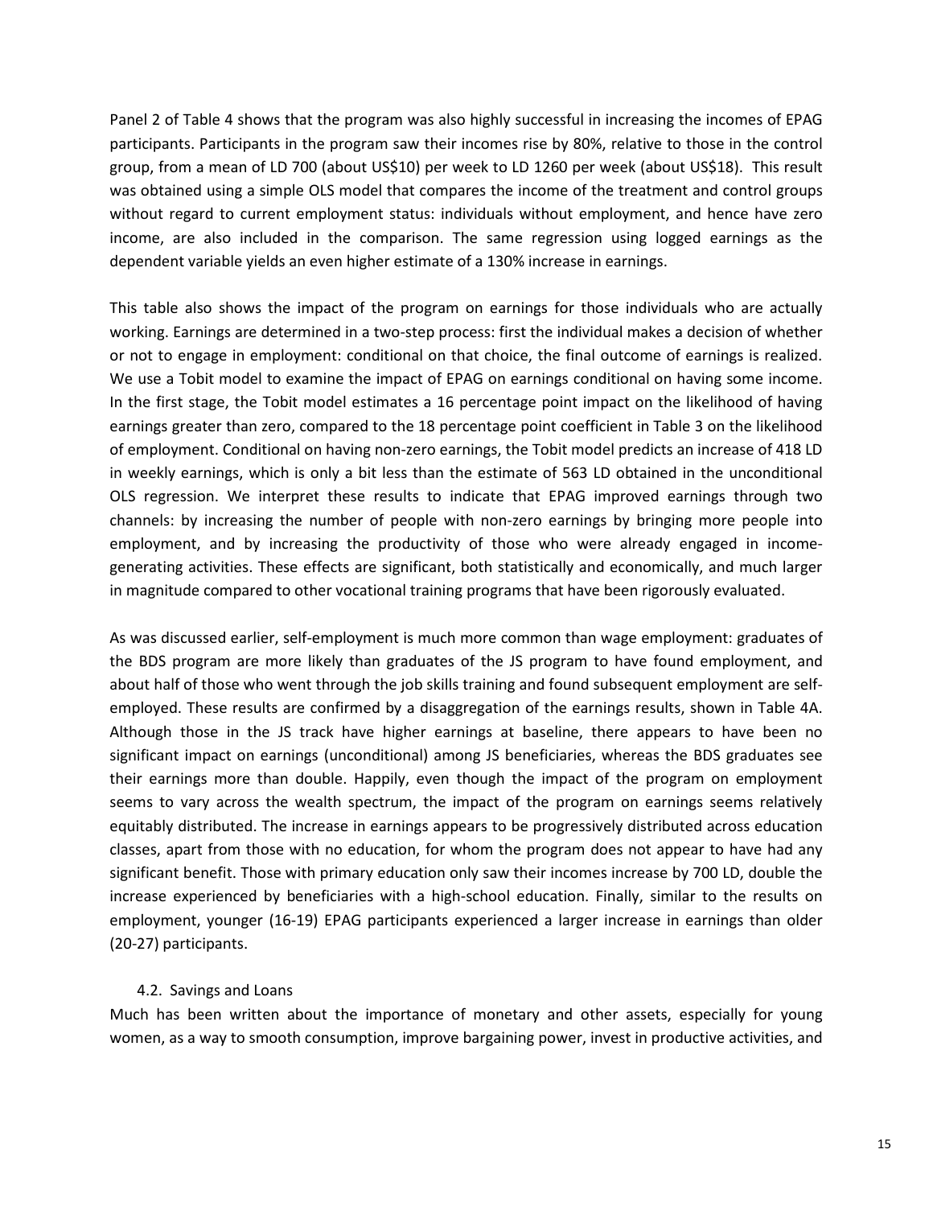Panel 2 of Table 4 shows that the program was also highly successful in increasing the incomes of EPAG participants. Participants in the program saw their incomes rise by 80%, relative to those in the control group, from a mean of LD 700 (about US$10) per week to LD 1260 per week (about US$18). This result was obtained using a simple OLS model that compares the income of the treatment and control groups without regard to current employment status: individuals without employment, and hence have zero income, are also included in the comparison. The same regression using logged earnings as the dependent variable yields an even higher estimate of a 130% increase in earnings.

This table also shows the impact of the program on earnings for those individuals who are actually working. Earnings are determined in a two-step process: first the individual makes a decision of whether or not to engage in employment: conditional on that choice, the final outcome of earnings is realized. We use a Tobit model to examine the impact of EPAG on earnings conditional on having some income. In the first stage, the Tobit model estimates a 16 percentage point impact on the likelihood of having earnings greater than zero, compared to the 18 percentage point coefficient in Table 3 on the likelihood of employment. Conditional on having non-zero earnings, the Tobit model predicts an increase of 418 LD in weekly earnings, which is only a bit less than the estimate of 563 LD obtained in the unconditional OLS regression. We interpret these results to indicate that EPAG improved earnings through two channels: by increasing the number of people with non-zero earnings by bringing more people into employment, and by increasing the productivity of those who were already engaged in income-generating activities. These effects are significant, both statistically and economically, and much larger in magnitude compared to other vocational training programs that have been rigorously evaluated.

As was discussed earlier, self-employment is much more common than wage employment: graduates of the BDS program are more likely than graduates of the JS program to have found employment, and about half of those who went through the job skills training and found subsequent employment are self-employed. These results are confirmed by a disaggregation of the earnings results, shown in Table 4A. Although those in the JS track have higher earnings at baseline, there appears to have been no significant impact on earnings (unconditional) among JS beneficiaries, whereas the BDS graduates see their earnings more than double. Happily, even though the impact of the program on employment seems to vary across the wealth spectrum, the impact of the program on earnings seems relatively equitably distributed. The increase in earnings appears to be progressively distributed across education classes, apart from those with no education, for whom the program does not appear to have had any significant benefit. Those with primary education only saw their incomes increase by 700 LD, double the increase experienced by beneficiaries with a high-school education. Finally, similar to the results on employment, younger (16-19) EPAG participants experienced a larger increase in earnings than older (20-27) participants.

### 4.2. Savings and Loans

Much has been written about the importance of monetary and other assets, especially for young women, as a way to smooth consumption, improve bargaining power, invest in productive activities, and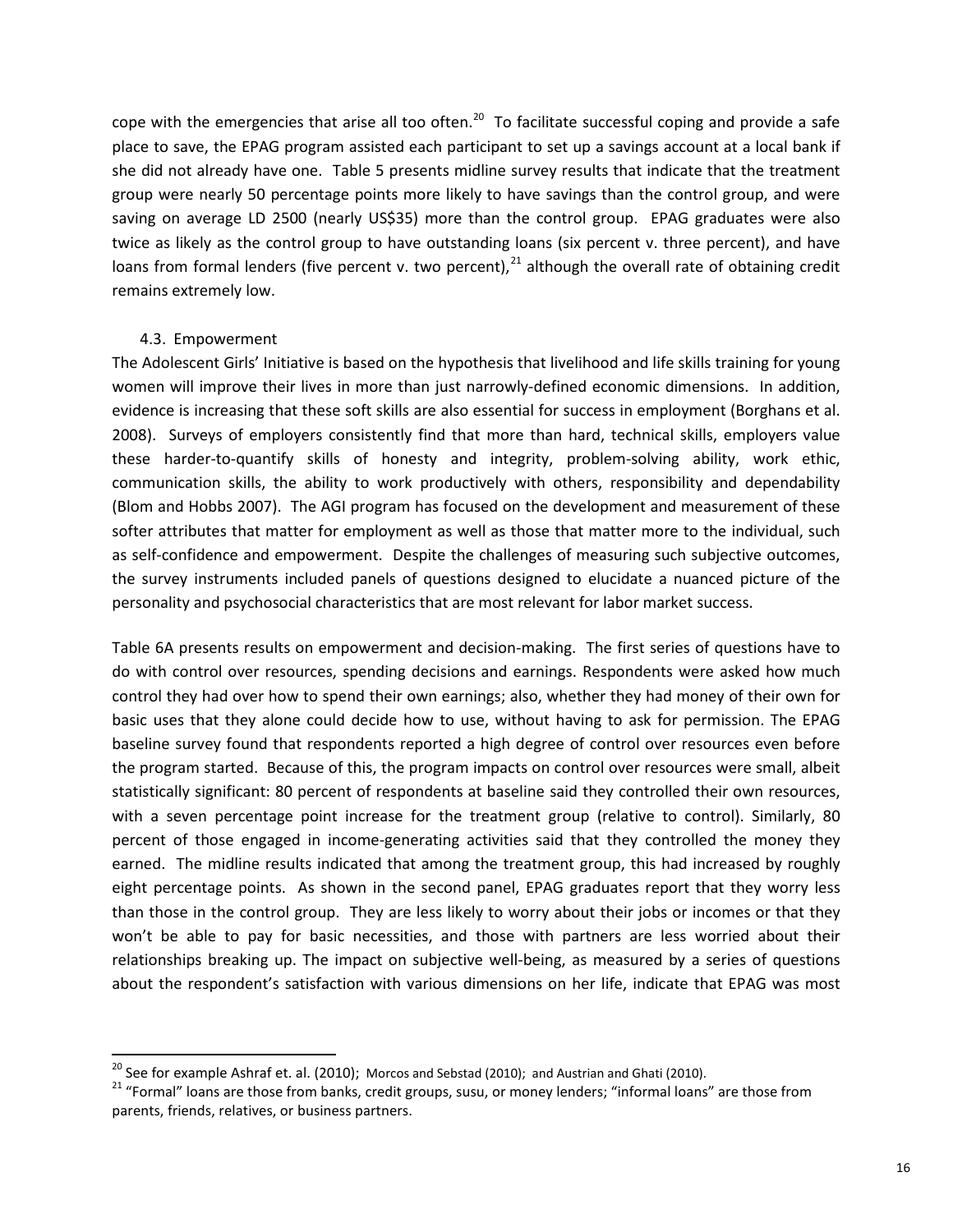cope with the emergencies that arise all too often.[20] To facilitate successful coping and provide a safe place to save, the EPAG program assisted each participant to set up a savings account at a local bank if she did not already have one. Table 5 presents midline survey results that indicate that the treatment group were nearly 50 percentage points more likely to have savings than the control group, and were saving on average LD 2500 (nearly US$35) more than the control group. EPAG graduates were also twice as likely as the control group to have outstanding loans (six percent v. three percent), and have loans from formal lenders (five percent v. two percent),[21] although the overall rate of obtaining credit remains extremely low.

### 4.3. Empowerment

The Adolescent Girls' Initiative is based on the hypothesis that livelihood and life skills training for young women will improve their lives in more than just narrowly-defined economic dimensions. In addition, evidence is increasing that these soft skills are also essential for success in employment (Borghans et al. 2008). Surveys of employers consistently find that more than hard, technical skills, employers value these harder-to-quantify skills of honesty and integrity, problem-solving ability, work ethic, communication skills, the ability to work productively with others, responsibility and dependability (Blom and Hobbs 2007). The AGI program has focused on the development and measurement of these softer attributes that matter for employment as well as those that matter more to the individual, such as self-confidence and empowerment. Despite the challenges of measuring such subjective outcomes, the survey instruments included panels of questions designed to elucidate a nuanced picture of the personality and psychosocial characteristics that are most relevant for labor market success.

Table 6A presents results on empowerment and decision-making. The first series of questions have to do with control over resources, spending decisions and earnings. Respondents were asked how much control they had over how to spend their own earnings; also, whether they had money of their own for basic uses that they alone could decide how to use, without having to ask for permission. The EPAG baseline survey found that respondents reported a high degree of control over resources even before the program started. Because of this, the program impacts on control over resources were small, albeit statistically significant: 80 percent of respondents at baseline said they controlled their own resources, with a seven percentage point increase for the treatment group (relative to control). Similarly, 80 percent of those engaged in income-generating activities said that they controlled the money they earned. The midline results indicated that among the treatment group, this had increased by roughly eight percentage points. As shown in the second panel, EPAG graduates report that they worry less than those in the control group. They are less likely to worry about their jobs or incomes or that they won't be able to pay for basic necessities, and those with partners are less worried about their relationships breaking up. The impact on subjective well-being, as measured by a series of questions about the respondent's satisfaction with various dimensions on her life, indicate that EPAG was most

---

[20] See for example Ashraf et. al. (2010); Morcos and Sebstad (2010); and Austrian and Ghati (2010).

[21] "Formal" loans are those from banks, credit groups, susu, or money lenders; "informal loans" are those from parents, friends, relatives, or business partners.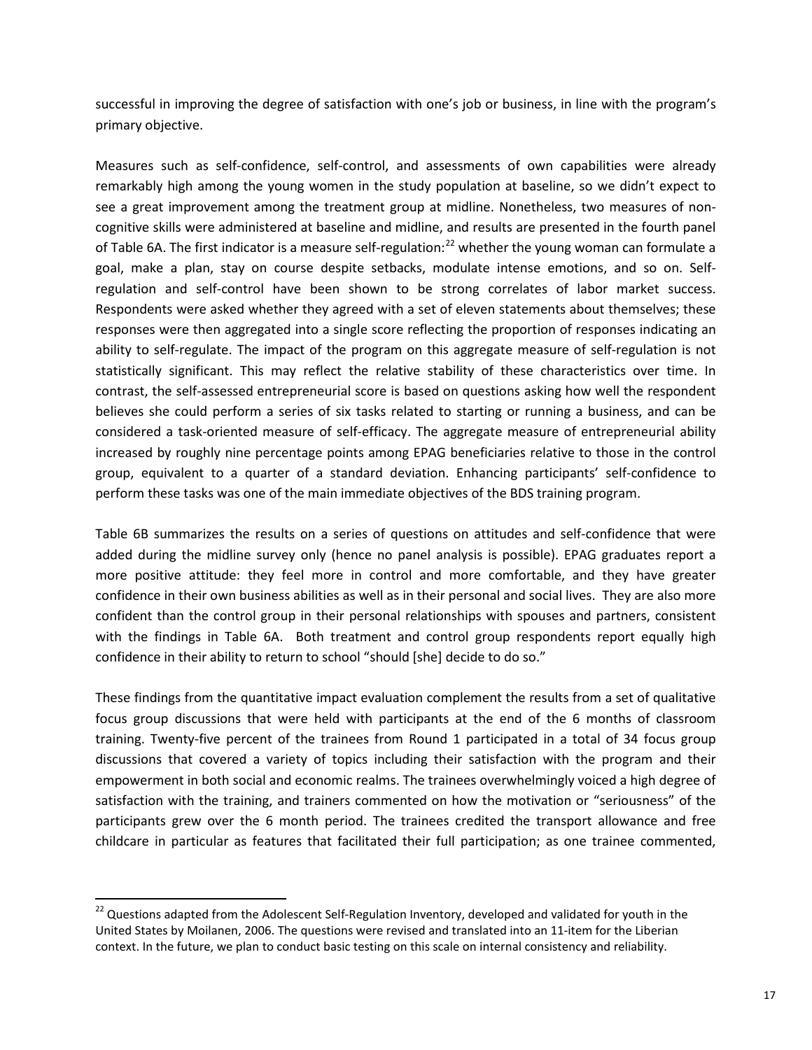successful in improving the degree of satisfaction with one's job or business, in line with the program's primary objective.

Measures such as self-confidence, self-control, and assessments of own capabilities were already remarkably high among the young women in the study population at baseline, so we didn't expect to see a great improvement among the treatment group at midline. Nonetheless, two measures of non-cognitive skills were administered at baseline and midline, and results are presented in the fourth panel of Table 6A. The first indicator is a measure self-regulation:[22] whether the young woman can formulate a goal, make a plan, stay on course despite setbacks, modulate intense emotions, and so on. Self-regulation and self-control have been shown to be strong correlates of labor market success. Respondents were asked whether they agreed with a set of eleven statements about themselves; these responses were then aggregated into a single score reflecting the proportion of responses indicating an ability to self-regulate. The impact of the program on this aggregate measure of self-regulation is not statistically significant. This may reflect the relative stability of these characteristics over time. In contrast, the self-assessed entrepreneurial score is based on questions asking how well the respondent believes she could perform a series of six tasks related to starting or running a business, and can be considered a task-oriented measure of self-efficacy. The aggregate measure of entrepreneurial ability increased by roughly nine percentage points among EPAG beneficiaries relative to those in the control group, equivalent to a quarter of a standard deviation. Enhancing participants' self-confidence to perform these tasks was one of the main immediate objectives of the BDS training program.

Table 6B summarizes the results on a series of questions on attitudes and self-confidence that were added during the midline survey only (hence no panel analysis is possible). EPAG graduates report a more positive attitude: they feel more in control and more comfortable, and they have greater confidence in their own business abilities as well as in their personal and social lives. They are also more confident than the control group in their personal relationships with spouses and partners, consistent with the findings in Table 6A. Both treatment and control group respondents report equally high confidence in their ability to return to school "should [she] decide to do so."

These findings from the quantitative impact evaluation complement the results from a set of qualitative focus group discussions that were held with participants at the end of the 6 months of classroom training. Twenty-five percent of the trainees from Round 1 participated in a total of 34 focus group discussions that covered a variety of topics including their satisfaction with the program and their empowerment in both social and economic realms. The trainees overwhelmingly voiced a high degree of satisfaction with the training, and trainers commented on how the motivation or "seriousness" of the participants grew over the 6 month period. The trainees credited the transport allowance and free childcare in particular as features that facilitated their full participation; as one trainee commented,

[22] Questions adapted from the Adolescent Self-Regulation Inventory, developed and validated for youth in the United States by Moilanen, 2006. The questions were revised and translated into an 11-item for the Liberian context. In the future, we plan to conduct basic testing on this scale on internal consistency and reliability.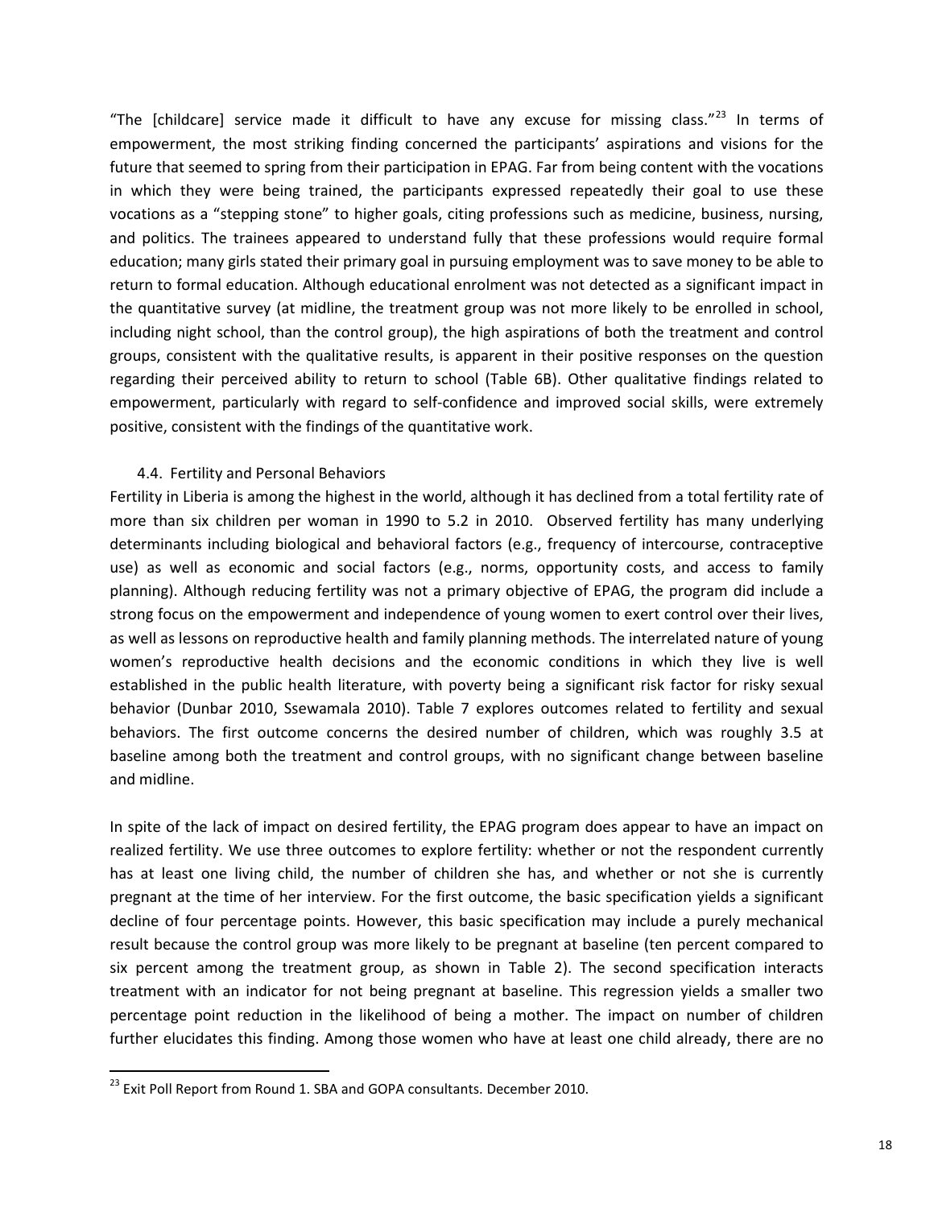"The [childcare] service made it difficult to have any excuse for missing class."[23] In terms of empowerment, the most striking finding concerned the participants' aspirations and visions for the future that seemed to spring from their participation in EPAG. Far from being content with the vocations in which they were being trained, the participants expressed repeatedly their goal to use these vocations as a "stepping stone" to higher goals, citing professions such as medicine, business, nursing, and politics. The trainees appeared to understand fully that these professions would require formal education; many girls stated their primary goal in pursuing employment was to save money to be able to return to formal education. Although educational enrolment was not detected as a significant impact in the quantitative survey (at midline, the treatment group was not more likely to be enrolled in school, including night school, than the control group), the high aspirations of both the treatment and control groups, consistent with the qualitative results, is apparent in their positive responses on the question regarding their perceived ability to return to school (Table 6B). Other qualitative findings related to empowerment, particularly with regard to self-confidence and improved social skills, were extremely positive, consistent with the findings of the quantitative work.

### 4.4. Fertility and Personal Behaviors

Fertility in Liberia is among the highest in the world, although it has declined from a total fertility rate of more than six children per woman in 1990 to 5.2 in 2010. Observed fertility has many underlying determinants including biological and behavioral factors (e.g., frequency of intercourse, contraceptive use) as well as economic and social factors (e.g., norms, opportunity costs, and access to family planning). Although reducing fertility was not a primary objective of EPAG, the program did include a strong focus on the empowerment and independence of young women to exert control over their lives, as well as lessons on reproductive health and family planning methods. The interrelated nature of young women's reproductive health decisions and the economic conditions in which they live is well established in the public health literature, with poverty being a significant risk factor for risky sexual behavior (Dunbar 2010, Ssewamala 2010). Table 7 explores outcomes related to fertility and sexual behaviors. The first outcome concerns the desired number of children, which was roughly 3.5 at baseline among both the treatment and control groups, with no significant change between baseline and midline.

In spite of the lack of impact on desired fertility, the EPAG program does appear to have an impact on realized fertility. We use three outcomes to explore fertility: whether or not the respondent currently has at least one living child, the number of children she has, and whether or not she is currently pregnant at the time of her interview. For the first outcome, the basic specification yields a significant decline of four percentage points. However, this basic specification may include a purely mechanical result because the control group was more likely to be pregnant at baseline (ten percent compared to six percent among the treatment group, as shown in Table 2). The second specification interacts treatment with an indicator for not being pregnant at baseline. This regression yields a smaller two percentage point reduction in the likelihood of being a mother. The impact on number of children further elucidates this finding. Among those women who have at least one child already, there are no

[23] Exit Poll Report from Round 1. SBA and GOPA consultants. December 2010.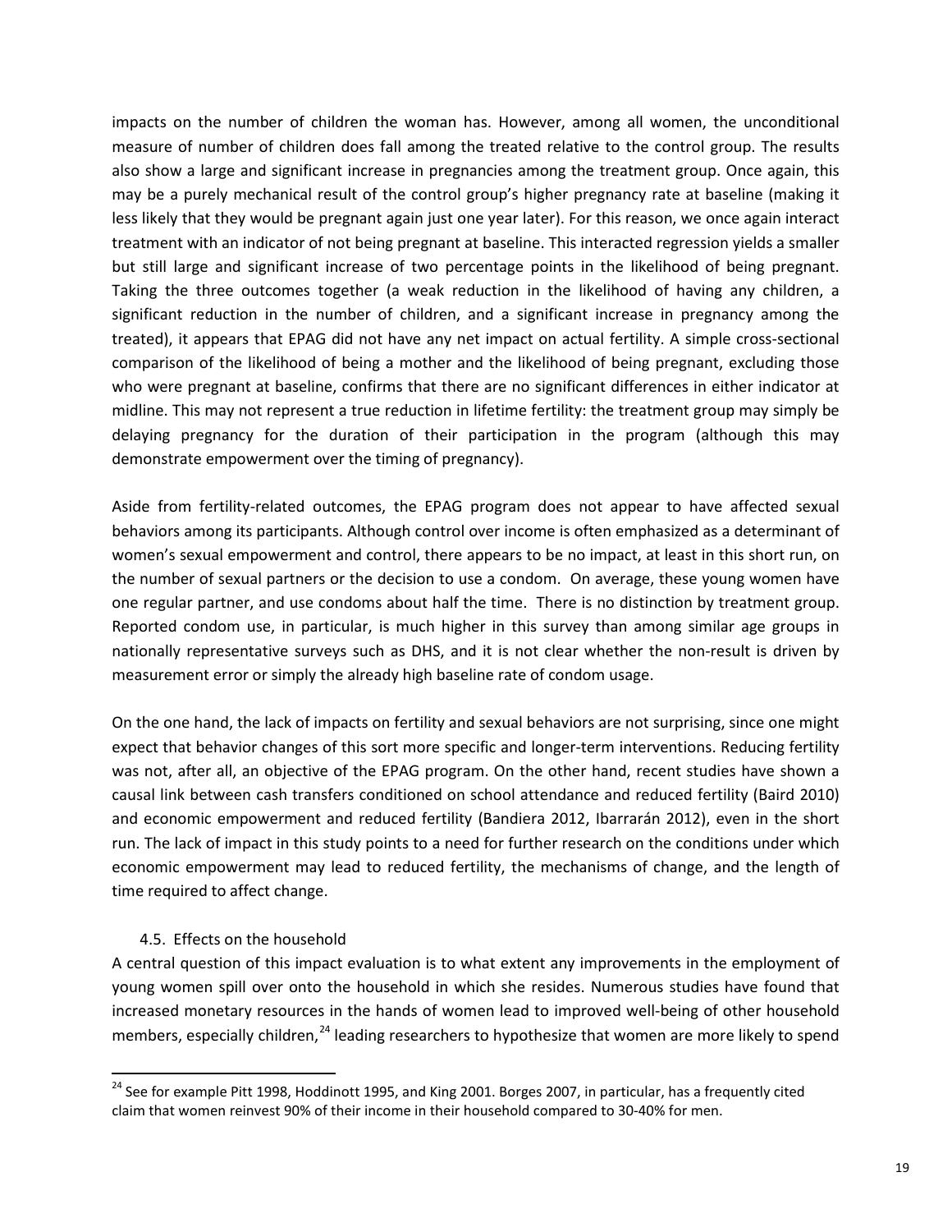impacts on the number of children the woman has. However, among all women, the unconditional measure of number of children does fall among the treated relative to the control group. The results also show a large and significant increase in pregnancies among the treatment group. Once again, this may be a purely mechanical result of the control group's higher pregnancy rate at baseline (making it less likely that they would be pregnant again just one year later). For this reason, we once again interact treatment with an indicator of not being pregnant at baseline. This interacted regression yields a smaller but still large and significant increase of two percentage points in the likelihood of being pregnant. Taking the three outcomes together (a weak reduction in the likelihood of having any children, a significant reduction in the number of children, and a significant increase in pregnancy among the treated), it appears that EPAG did not have any net impact on actual fertility. A simple cross-sectional comparison of the likelihood of being a mother and the likelihood of being pregnant, excluding those who were pregnant at baseline, confirms that there are no significant differences in either indicator at midline. This may not represent a true reduction in lifetime fertility: the treatment group may simply be delaying pregnancy for the duration of their participation in the program (although this may demonstrate empowerment over the timing of pregnancy).

Aside from fertility-related outcomes, the EPAG program does not appear to have affected sexual behaviors among its participants. Although control over income is often emphasized as a determinant of women's sexual empowerment and control, there appears to be no impact, at least in this short run, on the number of sexual partners or the decision to use a condom. On average, these young women have one regular partner, and use condoms about half the time. There is no distinction by treatment group. Reported condom use, in particular, is much higher in this survey than among similar age groups in nationally representative surveys such as DHS, and it is not clear whether the non-result is driven by measurement error or simply the already high baseline rate of condom usage.

On the one hand, the lack of impacts on fertility and sexual behaviors are not surprising, since one might expect that behavior changes of this sort more specific and longer-term interventions. Reducing fertility was not, after all, an objective of the EPAG program. On the other hand, recent studies have shown a causal link between cash transfers conditioned on school attendance and reduced fertility (Baird 2010) and economic empowerment and reduced fertility (Bandiera 2012, Ibarrarán 2012), even in the short run. The lack of impact in this study points to a need for further research on the conditions under which economic empowerment may lead to reduced fertility, the mechanisms of change, and the length of time required to affect change.

### 4.5. Effects on the household

A central question of this impact evaluation is to what extent any improvements in the employment of young women spill over onto the household in which she resides. Numerous studies have found that increased monetary resources in the hands of women lead to improved well-being of other household members, especially children,[24] leading researchers to hypothesize that women are more likely to spend

[24] See for example Pitt 1998, Hoddinott 1995, and King 2001. Borges 2007, in particular, has a frequently cited claim that women reinvest 90% of their income in their household compared to 30-40% for men.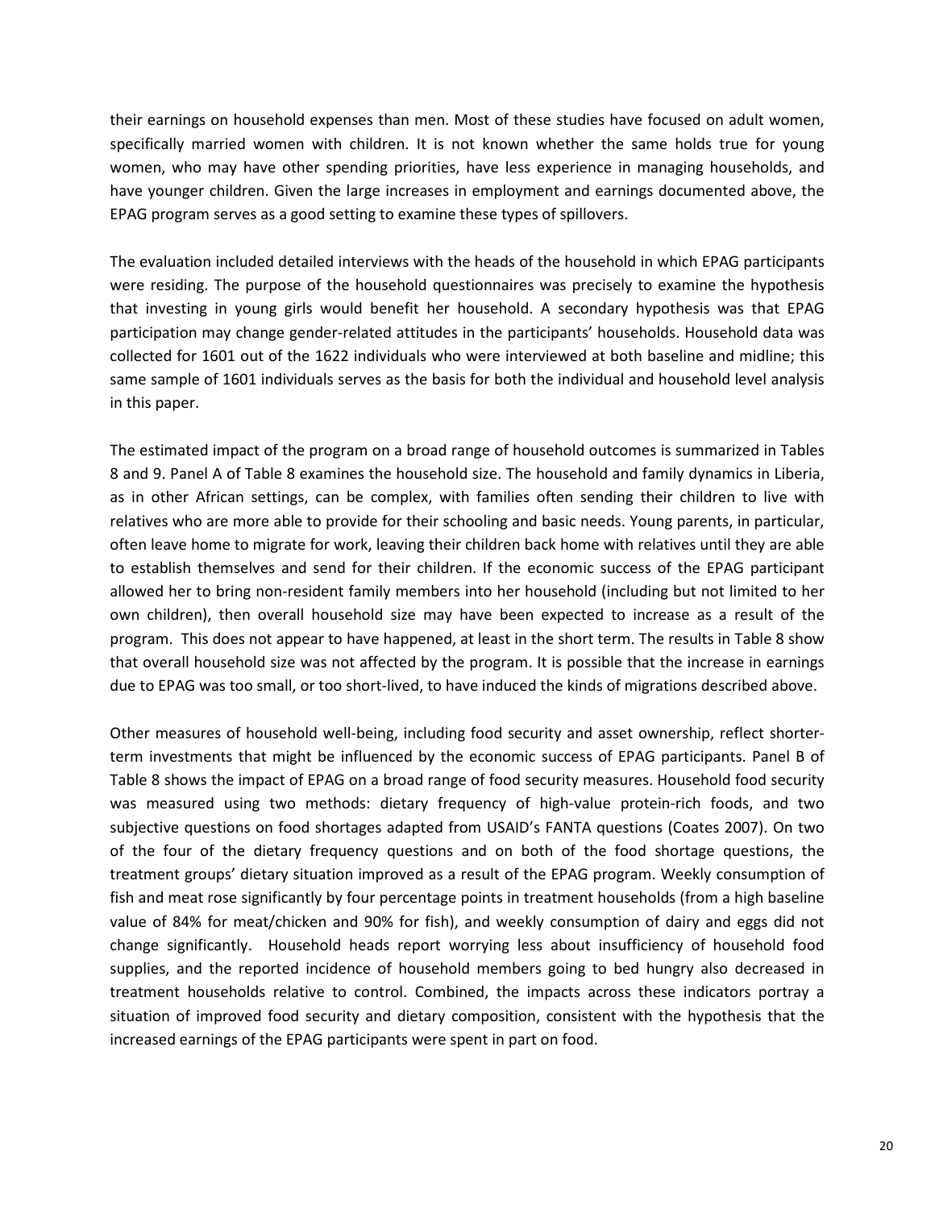their earnings on household expenses than men. Most of these studies have focused on adult women, specifically married women with children. It is not known whether the same holds true for young women, who may have other spending priorities, have less experience in managing households, and have younger children. Given the large increases in employment and earnings documented above, the EPAG program serves as a good setting to examine these types of spillovers.

The evaluation included detailed interviews with the heads of the household in which EPAG participants were residing. The purpose of the household questionnaires was precisely to examine the hypothesis that investing in young girls would benefit her household. A secondary hypothesis was that EPAG participation may change gender-related attitudes in the participants' households. Household data was collected for 1601 out of the 1622 individuals who were interviewed at both baseline and midline; this same sample of 1601 individuals serves as the basis for both the individual and household level analysis in this paper.

The estimated impact of the program on a broad range of household outcomes is summarized in Tables 8 and 9. Panel A of Table 8 examines the household size. The household and family dynamics in Liberia, as in other African settings, can be complex, with families often sending their children to live with relatives who are more able to provide for their schooling and basic needs. Young parents, in particular, often leave home to migrate for work, leaving their children back home with relatives until they are able to establish themselves and send for their children. If the economic success of the EPAG participant allowed her to bring non-resident family members into her household (including but not limited to her own children), then overall household size may have been expected to increase as a result of the program. This does not appear to have happened, at least in the short term. The results in Table 8 show that overall household size was not affected by the program. It is possible that the increase in earnings due to EPAG was too small, or too short-lived, to have induced the kinds of migrations described above.

Other measures of household well-being, including food security and asset ownership, reflect shorter-term investments that might be influenced by the economic success of EPAG participants. Panel B of Table 8 shows the impact of EPAG on a broad range of food security measures. Household food security was measured using two methods: dietary frequency of high-value protein-rich foods, and two subjective questions on food shortages adapted from USAID's FANTA questions (Coates 2007). On two of the four of the dietary frequency questions and on both of the food shortage questions, the treatment groups' dietary situation improved as a result of the EPAG program. Weekly consumption of fish and meat rose significantly by four percentage points in treatment households (from a high baseline value of 84% for meat/chicken and 90% for fish), and weekly consumption of dairy and eggs did not change significantly. Household heads report worrying less about insufficiency of household food supplies, and the reported incidence of household members going to bed hungry also decreased in treatment households relative to control. Combined, the impacts across these indicators portray a situation of improved food security and dietary composition, consistent with the hypothesis that the increased earnings of the EPAG participants were spent in part on food.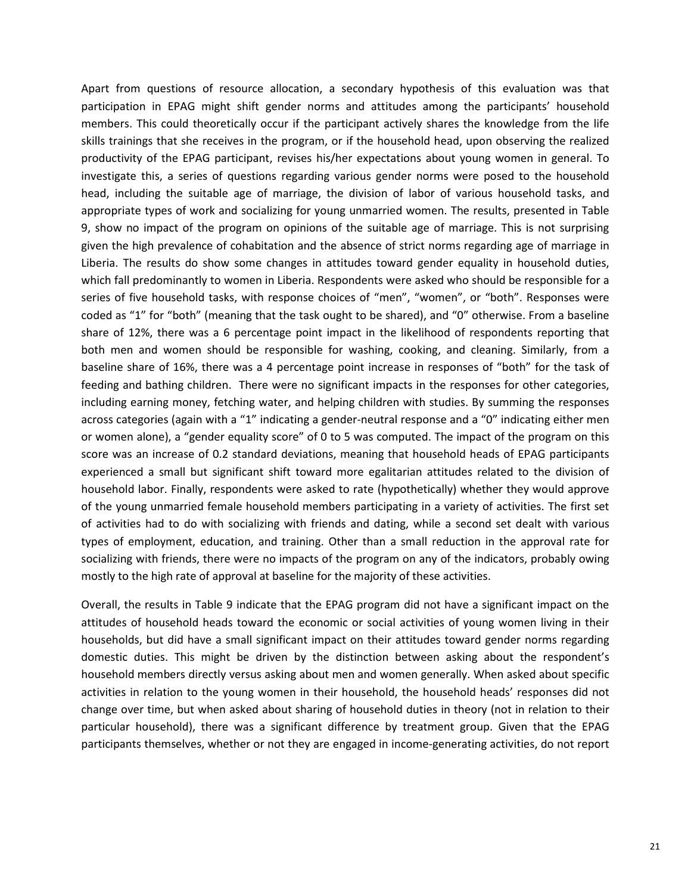Apart from questions of resource allocation, a secondary hypothesis of this evaluation was that participation in EPAG might shift gender norms and attitudes among the participants' household members. This could theoretically occur if the participant actively shares the knowledge from the life skills trainings that she receives in the program, or if the household head, upon observing the realized productivity of the EPAG participant, revises his/her expectations about young women in general. To investigate this, a series of questions regarding various gender norms were posed to the household head, including the suitable age of marriage, the division of labor of various household tasks, and appropriate types of work and socializing for young unmarried women. The results, presented in Table 9, show no impact of the program on opinions of the suitable age of marriage. This is not surprising given the high prevalence of cohabitation and the absence of strict norms regarding age of marriage in Liberia. The results do show some changes in attitudes toward gender equality in household duties, which fall predominantly to women in Liberia. Respondents were asked who should be responsible for a series of five household tasks, with response choices of "men", "women", or "both". Responses were coded as "1" for "both" (meaning that the task ought to be shared), and "0" otherwise. From a baseline share of 12%, there was a 6 percentage point impact in the likelihood of respondents reporting that both men and women should be responsible for washing, cooking, and cleaning. Similarly, from a baseline share of 16%, there was a 4 percentage point increase in responses of "both" for the task of feeding and bathing children. There were no significant impacts in the responses for other categories, including earning money, fetching water, and helping children with studies. By summing the responses across categories (again with a "1" indicating a gender-neutral response and a "0" indicating either men or women alone), a "gender equality score" of 0 to 5 was computed. The impact of the program on this score was an increase of 0.2 standard deviations, meaning that household heads of EPAG participants experienced a small but significant shift toward more egalitarian attitudes related to the division of household labor. Finally, respondents were asked to rate (hypothetically) whether they would approve of the young unmarried female household members participating in a variety of activities. The first set of activities had to do with socializing with friends and dating, while a second set dealt with various types of employment, education, and training. Other than a small reduction in the approval rate for socializing with friends, there were no impacts of the program on any of the indicators, probably owing mostly to the high rate of approval at baseline for the majority of these activities.

Overall, the results in Table 9 indicate that the EPAG program did not have a significant impact on the attitudes of household heads toward the economic or social activities of young women living in their households, but did have a small significant impact on their attitudes toward gender norms regarding domestic duties. This might be driven by the distinction between asking about the respondent's household members directly versus asking about men and women generally. When asked about specific activities in relation to the young women in their household, the household heads' responses did not change over time, but when asked about sharing of household duties in theory (not in relation to their particular household), there was a significant difference by treatment group. Given that the EPAG participants themselves, whether or not they are engaged in income-generating activities, do not report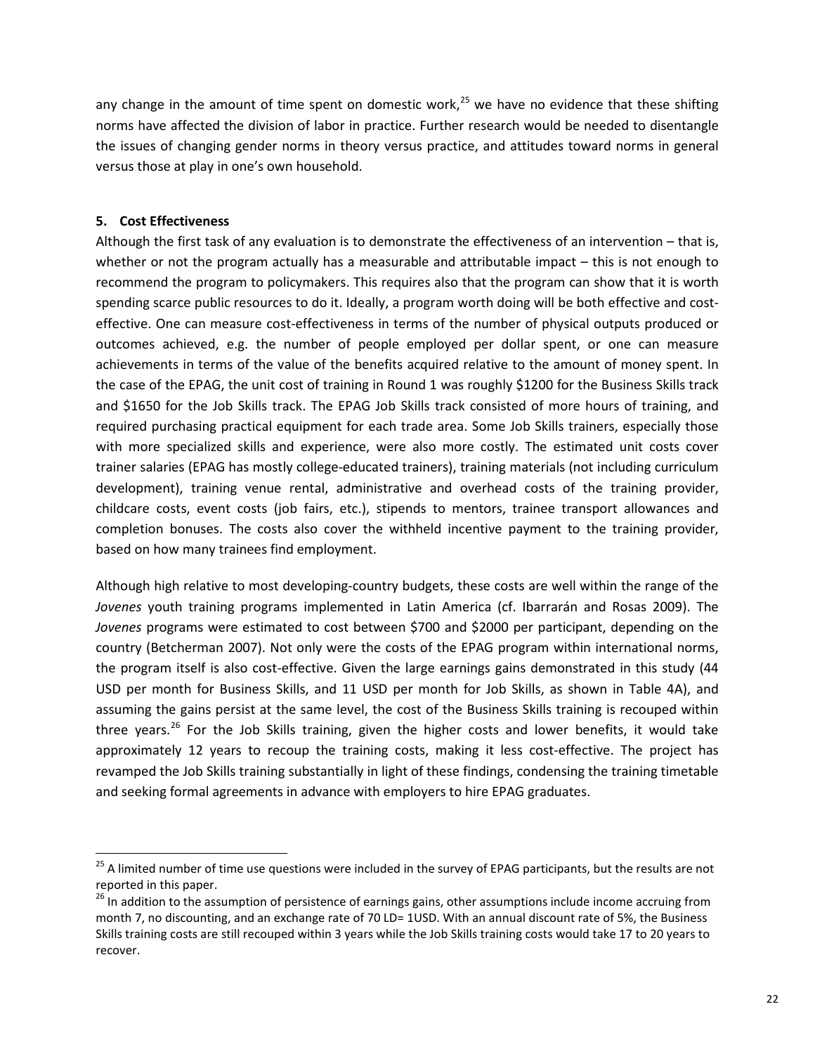any change in the amount of time spent on domestic work,[25] we have no evidence that these shifting norms have affected the division of labor in practice. Further research would be needed to disentangle the issues of changing gender norms in theory versus practice, and attitudes toward norms in general versus those at play in one's own household.

**5. Cost Effectiveness**

Although the first task of any evaluation is to demonstrate the effectiveness of an intervention – that is, whether or not the program actually has a measurable and attributable impact – this is not enough to recommend the program to policymakers. This requires also that the program can show that it is worth spending scarce public resources to do it. Ideally, a program worth doing will be both effective and cost-effective. One can measure cost-effectiveness in terms of the number of physical outputs produced or outcomes achieved, e.g. the number of people employed per dollar spent, or one can measure achievements in terms of the value of the benefits acquired relative to the amount of money spent. In the case of the EPAG, the unit cost of training in Round 1 was roughly $1200 for the Business Skills track and $1650 for the Job Skills track. The EPAG Job Skills track consisted of more hours of training, and required purchasing practical equipment for each trade area. Some Job Skills trainers, especially those with more specialized skills and experience, were also more costly. The estimated unit costs cover trainer salaries (EPAG has mostly college-educated trainers), training materials (not including curriculum development), training venue rental, administrative and overhead costs of the training provider, childcare costs, event costs (job fairs, etc.), stipends to mentors, trainee transport allowances and completion bonuses. The costs also cover the withheld incentive payment to the training provider, based on how many trainees find employment.

Although high relative to most developing-country budgets, these costs are well within the range of the *Jovenes* youth training programs implemented in Latin America (cf. Ibarrarán and Rosas 2009). The *Jovenes* programs were estimated to cost between $700 and $2000 per participant, depending on the country (Betcherman 2007). Not only were the costs of the EPAG program within international norms, the program itself is also cost-effective. Given the large earnings gains demonstrated in this study (44 USD per month for Business Skills, and 11 USD per month for Job Skills, as shown in Table 4A), and assuming the gains persist at the same level, the cost of the Business Skills training is recouped within three years.[26] For the Job Skills training, given the higher costs and lower benefits, it would take approximately 12 years to recoup the training costs, making it less cost-effective. The project has revamped the Job Skills training substantially in light of these findings, condensing the training timetable and seeking formal agreements in advance with employers to hire EPAG graduates.

---

[25] A limited number of time use questions were included in the survey of EPAG participants, but the results are not reported in this paper.

[26] In addition to the assumption of persistence of earnings gains, other assumptions include income accruing from month 7, no discounting, and an exchange rate of 70 LD= 1USD. With an annual discount rate of 5%, the Business Skills training costs are still recouped within 3 years while the Job Skills training costs would take 17 to 20 years to recover.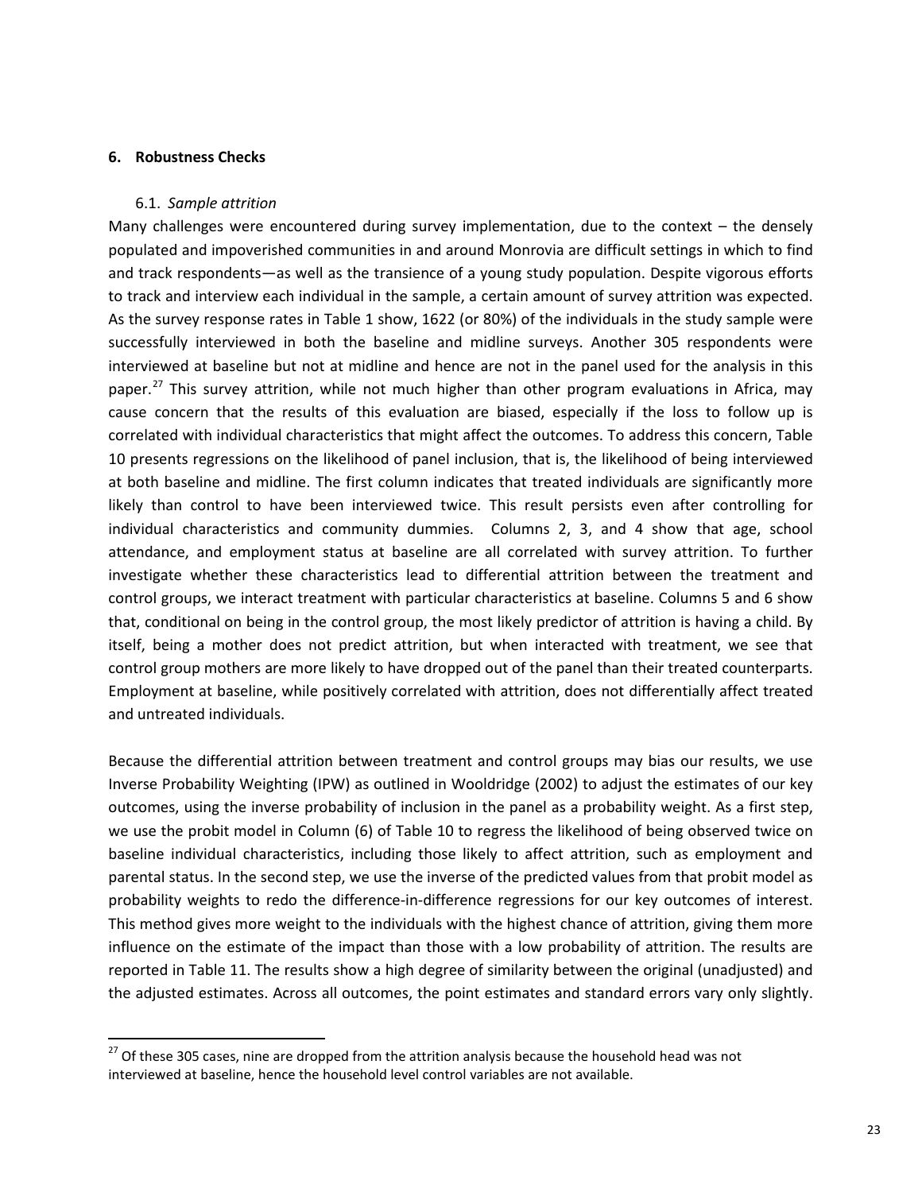## 6. Robustness Checks

### 6.1. *Sample attrition*

Many challenges were encountered during survey implementation, due to the context – the densely populated and impoverished communities in and around Monrovia are difficult settings in which to find and track respondents—as well as the transience of a young study population. Despite vigorous efforts to track and interview each individual in the sample, a certain amount of survey attrition was expected. As the survey response rates in Table 1 show, 1622 (or 80%) of the individuals in the study sample were successfully interviewed in both the baseline and midline surveys. Another 305 respondents were interviewed at baseline but not at midline and hence are not in the panel used for the analysis in this paper.[27] This survey attrition, while not much higher than other program evaluations in Africa, may cause concern that the results of this evaluation are biased, especially if the loss to follow up is correlated with individual characteristics that might affect the outcomes. To address this concern, Table 10 presents regressions on the likelihood of panel inclusion, that is, the likelihood of being interviewed at both baseline and midline. The first column indicates that treated individuals are significantly more likely than control to have been interviewed twice. This result persists even after controlling for individual characteristics and community dummies. Columns 2, 3, and 4 show that age, school attendance, and employment status at baseline are all correlated with survey attrition. To further investigate whether these characteristics lead to differential attrition between the treatment and control groups, we interact treatment with particular characteristics at baseline. Columns 5 and 6 show that, conditional on being in the control group, the most likely predictor of attrition is having a child. By itself, being a mother does not predict attrition, but when interacted with treatment, we see that control group mothers are more likely to have dropped out of the panel than their treated counterparts. Employment at baseline, while positively correlated with attrition, does not differentially affect treated and untreated individuals.

Because the differential attrition between treatment and control groups may bias our results, we use Inverse Probability Weighting (IPW) as outlined in Wooldridge (2002) to adjust the estimates of our key outcomes, using the inverse probability of inclusion in the panel as a probability weight. As a first step, we use the probit model in Column (6) of Table 10 to regress the likelihood of being observed twice on baseline individual characteristics, including those likely to affect attrition, such as employment and parental status. In the second step, we use the inverse of the predicted values from that probit model as probability weights to redo the difference-in-difference regressions for our key outcomes of interest. This method gives more weight to the individuals with the highest chance of attrition, giving them more influence on the estimate of the impact than those with a low probability of attrition. The results are reported in Table 11. The results show a high degree of similarity between the original (unadjusted) and the adjusted estimates. Across all outcomes, the point estimates and standard errors vary only slightly.

[27] Of these 305 cases, nine are dropped from the attrition analysis because the household head was not interviewed at baseline, hence the household level control variables are not available.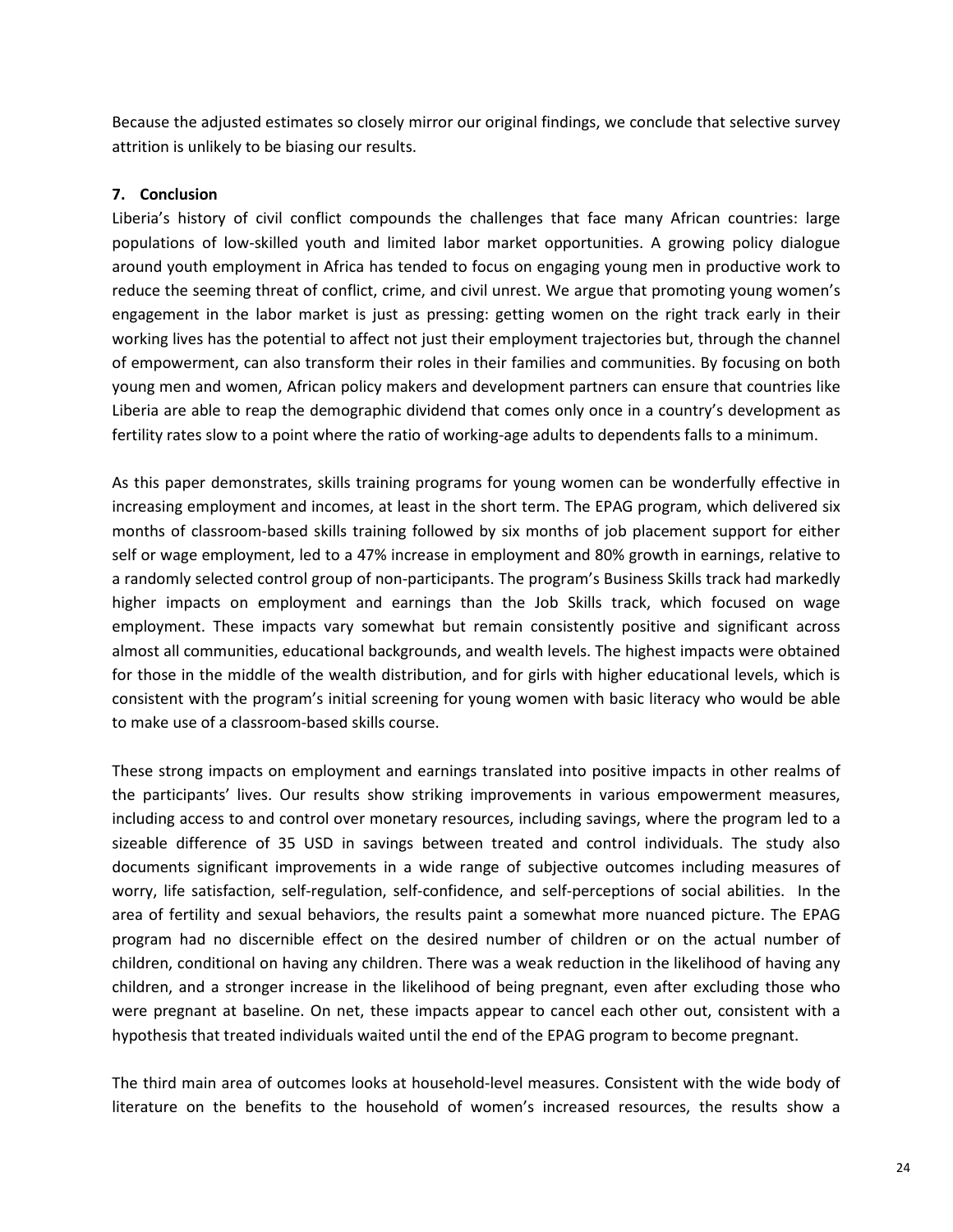Because the adjusted estimates so closely mirror our original findings, we conclude that selective survey attrition is unlikely to be biasing our results.

## 7. Conclusion

Liberia's history of civil conflict compounds the challenges that face many African countries: large populations of low-skilled youth and limited labor market opportunities. A growing policy dialogue around youth employment in Africa has tended to focus on engaging young men in productive work to reduce the seeming threat of conflict, crime, and civil unrest. We argue that promoting young women's engagement in the labor market is just as pressing: getting women on the right track early in their working lives has the potential to affect not just their employment trajectories but, through the channel of empowerment, can also transform their roles in their families and communities. By focusing on both young men and women, African policy makers and development partners can ensure that countries like Liberia are able to reap the demographic dividend that comes only once in a country's development as fertility rates slow to a point where the ratio of working-age adults to dependents falls to a minimum.

As this paper demonstrates, skills training programs for young women can be wonderfully effective in increasing employment and incomes, at least in the short term. The EPAG program, which delivered six months of classroom-based skills training followed by six months of job placement support for either self or wage employment, led to a 47% increase in employment and 80% growth in earnings, relative to a randomly selected control group of non-participants. The program's Business Skills track had markedly higher impacts on employment and earnings than the Job Skills track, which focused on wage employment. These impacts vary somewhat but remain consistently positive and significant across almost all communities, educational backgrounds, and wealth levels. The highest impacts were obtained for those in the middle of the wealth distribution, and for girls with higher educational levels, which is consistent with the program's initial screening for young women with basic literacy who would be able to make use of a classroom-based skills course.

These strong impacts on employment and earnings translated into positive impacts in other realms of the participants' lives. Our results show striking improvements in various empowerment measures, including access to and control over monetary resources, including savings, where the program led to a sizeable difference of 35 USD in savings between treated and control individuals. The study also documents significant improvements in a wide range of subjective outcomes including measures of worry, life satisfaction, self-regulation, self-confidence, and self-perceptions of social abilities. In the area of fertility and sexual behaviors, the results paint a somewhat more nuanced picture. The EPAG program had no discernible effect on the desired number of children or on the actual number of children, conditional on having any children. There was a weak reduction in the likelihood of having any children, and a stronger increase in the likelihood of being pregnant, even after excluding those who were pregnant at baseline. On net, these impacts appear to cancel each other out, consistent with a hypothesis that treated individuals waited until the end of the EPAG program to become pregnant.

The third main area of outcomes looks at household-level measures. Consistent with the wide body of literature on the benefits to the household of women's increased resources, the results show a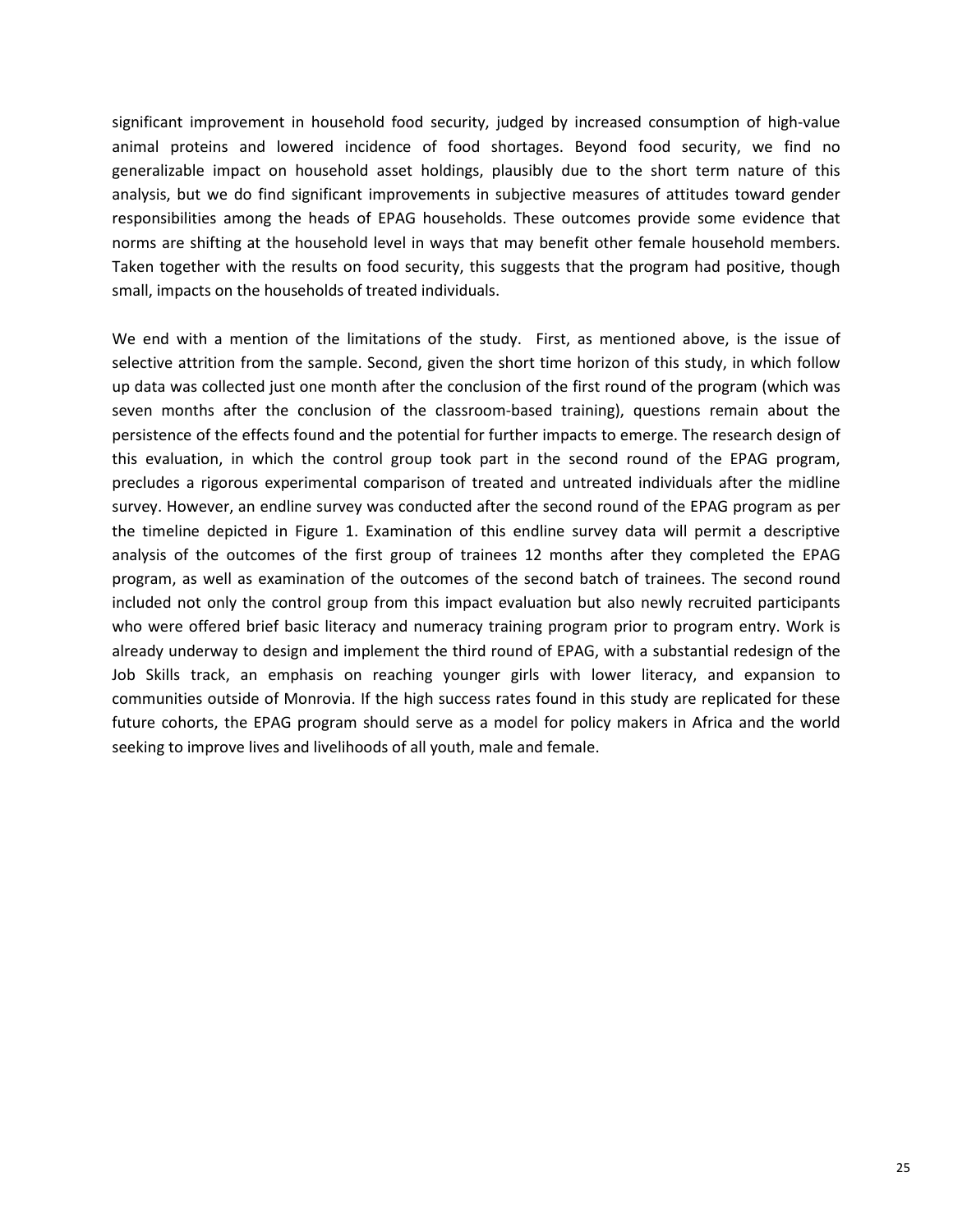significant improvement in household food security, judged by increased consumption of high-value animal proteins and lowered incidence of food shortages. Beyond food security, we find no generalizable impact on household asset holdings, plausibly due to the short term nature of this analysis, but we do find significant improvements in subjective measures of attitudes toward gender responsibilities among the heads of EPAG households. These outcomes provide some evidence that norms are shifting at the household level in ways that may benefit other female household members. Taken together with the results on food security, this suggests that the program had positive, though small, impacts on the households of treated individuals.

We end with a mention of the limitations of the study. First, as mentioned above, is the issue of selective attrition from the sample. Second, given the short time horizon of this study, in which follow up data was collected just one month after the conclusion of the first round of the program (which was seven months after the conclusion of the classroom-based training), questions remain about the persistence of the effects found and the potential for further impacts to emerge. The research design of this evaluation, in which the control group took part in the second round of the EPAG program, precludes a rigorous experimental comparison of treated and untreated individuals after the midline survey. However, an endline survey was conducted after the second round of the EPAG program as per the timeline depicted in Figure 1. Examination of this endline survey data will permit a descriptive analysis of the outcomes of the first group of trainees 12 months after they completed the EPAG program, as well as examination of the outcomes of the second batch of trainees. The second round included not only the control group from this impact evaluation but also newly recruited participants who were offered brief basic literacy and numeracy training program prior to program entry. Work is already underway to design and implement the third round of EPAG, with a substantial redesign of the Job Skills track, an emphasis on reaching younger girls with lower literacy, and expansion to communities outside of Monrovia. If the high success rates found in this study are replicated for these future cohorts, the EPAG program should serve as a model for policy makers in Africa and the world seeking to improve lives and livelihoods of all youth, male and female.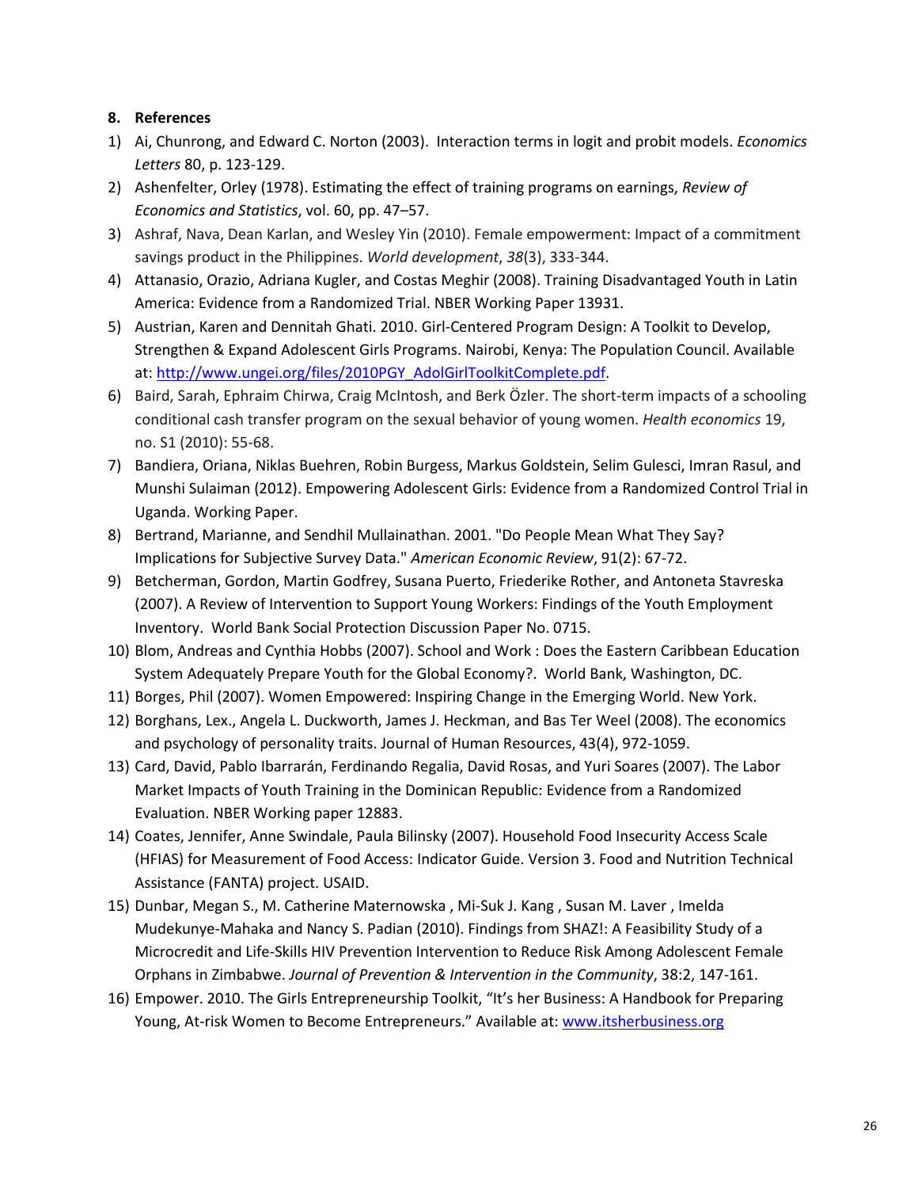## 8. References

1) Ai, Chunrong, and Edward C. Norton (2003). Interaction terms in logit and probit models. *Economics Letters* 80, p. 123-129.
2) Ashenfelter, Orley (1978). Estimating the effect of training programs on earnings, *Review of Economics and Statistics*, vol. 60, pp. 47–57.
3) Ashraf, Nava, Dean Karlan, and Wesley Yin (2010). Female empowerment: Impact of a commitment savings product in the Philippines. *World development*, *38*(3), 333-344.
4) Attanasio, Orazio, Adriana Kugler, and Costas Meghir (2008). Training Disadvantaged Youth in Latin America: Evidence from a Randomized Trial. NBER Working Paper 13931.
5) Austrian, Karen and Dennitah Ghati. 2010. Girl-Centered Program Design: A Toolkit to Develop, Strengthen & Expand Adolescent Girls Programs. Nairobi, Kenya: The Population Council. Available at: http://www.ungei.org/files/2010PGY_AdolGirlToolkitComplete.pdf.
6) Baird, Sarah, Ephraim Chirwa, Craig McIntosh, and Berk Özler. The short-term impacts of a schooling conditional cash transfer program on the sexual behavior of young women. *Health economics* 19, no. S1 (2010): 55-68.
7) Bandiera, Oriana, Niklas Buehren, Robin Burgess, Markus Goldstein, Selim Gulesci, Imran Rasul, and Munshi Sulaiman (2012). Empowering Adolescent Girls: Evidence from a Randomized Control Trial in Uganda. Working Paper.
8) Bertrand, Marianne, and Sendhil Mullainathan. 2001. "Do People Mean What They Say? Implications for Subjective Survey Data." *American Economic Review*, 91(2): 67-72.
9) Betcherman, Gordon, Martin Godfrey, Susana Puerto, Friederike Rother, and Antoneta Stavreska (2007). A Review of Intervention to Support Young Workers: Findings of the Youth Employment Inventory. World Bank Social Protection Discussion Paper No. 0715.
10) Blom, Andreas and Cynthia Hobbs (2007). School and Work : Does the Eastern Caribbean Education System Adequately Prepare Youth for the Global Economy?. World Bank, Washington, DC.
11) Borges, Phil (2007). Women Empowered: Inspiring Change in the Emerging World. New York.
12) Borghans, Lex., Angela L. Duckworth, James J. Heckman, and Bas Ter Weel (2008). The economics and psychology of personality traits. Journal of Human Resources, 43(4), 972-1059.
13) Card, David, Pablo Ibarrarán, Ferdinando Regalia, David Rosas, and Yuri Soares (2007). The Labor Market Impacts of Youth Training in the Dominican Republic: Evidence from a Randomized Evaluation. NBER Working paper 12883.
14) Coates, Jennifer, Anne Swindale, Paula Bilinsky (2007). Household Food Insecurity Access Scale (HFIAS) for Measurement of Food Access: Indicator Guide. Version 3. Food and Nutrition Technical Assistance (FANTA) project. USAID.
15) Dunbar, Megan S., M. Catherine Maternowska , Mi-Suk J. Kang , Susan M. Laver , Imelda Mudekunye-Mahaka and Nancy S. Padian (2010). Findings from SHAZ!: A Feasibility Study of a Microcredit and Life-Skills HIV Prevention Intervention to Reduce Risk Among Adolescent Female Orphans in Zimbabwe. *Journal of Prevention & Intervention in the Community*, 38:2, 147-161.
16) Empower. 2010. The Girls Entrepreneurship Toolkit, "It's her Business: A Handbook for Preparing Young, At-risk Women to Become Entrepreneurs." Available at: www.itsherbusiness.org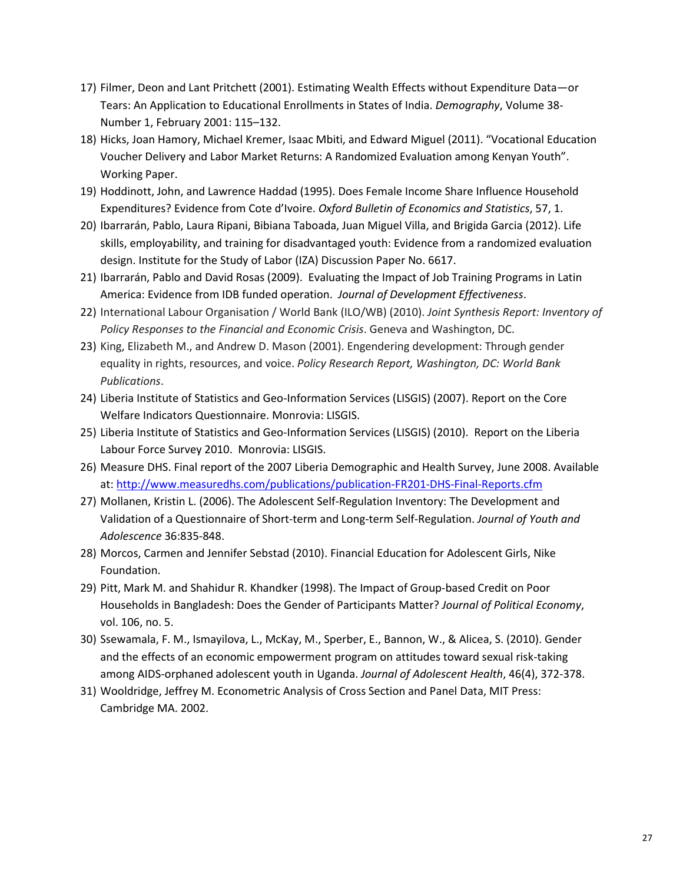17) Filmer, Deon and Lant Pritchett (2001). Estimating Wealth Effects without Expenditure Data—or Tears: An Application to Educational Enrollments in States of India. *Demography*, Volume 38-Number 1, February 2001: 115–132.
18) Hicks, Joan Hamory, Michael Kremer, Isaac Mbiti, and Edward Miguel (2011). "Vocational Education Voucher Delivery and Labor Market Returns: A Randomized Evaluation among Kenyan Youth". Working Paper.
19) Hoddinott, John, and Lawrence Haddad (1995). Does Female Income Share Influence Household Expenditures? Evidence from Cote d'Ivoire. *Oxford Bulletin of Economics and Statistics*, 57, 1.
20) Ibarrarán, Pablo, Laura Ripani, Bibiana Taboada, Juan Miguel Villa, and Brigida Garcia (2012). Life skills, employability, and training for disadvantaged youth: Evidence from a randomized evaluation design. Institute for the Study of Labor (IZA) Discussion Paper No. 6617.
21) Ibarrarán, Pablo and David Rosas (2009). Evaluating the Impact of Job Training Programs in Latin America: Evidence from IDB funded operation. *Journal of Development Effectiveness*.
22) International Labour Organisation / World Bank (ILO/WB) (2010). *Joint Synthesis Report: Inventory of Policy Responses to the Financial and Economic Crisis*. Geneva and Washington, DC.
23) King, Elizabeth M., and Andrew D. Mason (2001). Engendering development: Through gender equality in rights, resources, and voice. *Policy Research Report, Washington, DC: World Bank Publications*.
24) Liberia Institute of Statistics and Geo-Information Services (LISGIS) (2007). Report on the Core Welfare Indicators Questionnaire. Monrovia: LISGIS.
25) Liberia Institute of Statistics and Geo-Information Services (LISGIS) (2010). Report on the Liberia Labour Force Survey 2010. Monrovia: LISGIS.
26) Measure DHS. Final report of the 2007 Liberia Demographic and Health Survey, June 2008. Available at: http://www.measuredhs.com/publications/publication-FR201-DHS-Final-Reports.cfm
27) Mollanen, Kristin L. (2006). The Adolescent Self-Regulation Inventory: The Development and Validation of a Questionnaire of Short-term and Long-term Self-Regulation. *Journal of Youth and Adolescence* 36:835-848.
28) Morcos, Carmen and Jennifer Sebstad (2010). Financial Education for Adolescent Girls, Nike Foundation.
29) Pitt, Mark M. and Shahidur R. Khandker (1998). The Impact of Group-based Credit on Poor Households in Bangladesh: Does the Gender of Participants Matter? *Journal of Political Economy*, vol. 106, no. 5.
30) Ssewamala, F. M., Ismayilova, L., McKay, M., Sperber, E., Bannon, W., & Alicea, S. (2010). Gender and the effects of an economic empowerment program on attitudes toward sexual risk-taking among AIDS-orphaned adolescent youth in Uganda. *Journal of Adolescent Health*, 46(4), 372-378.
31) Wooldridge, Jeffrey M. Econometric Analysis of Cross Section and Panel Data, MIT Press: Cambridge MA. 2002.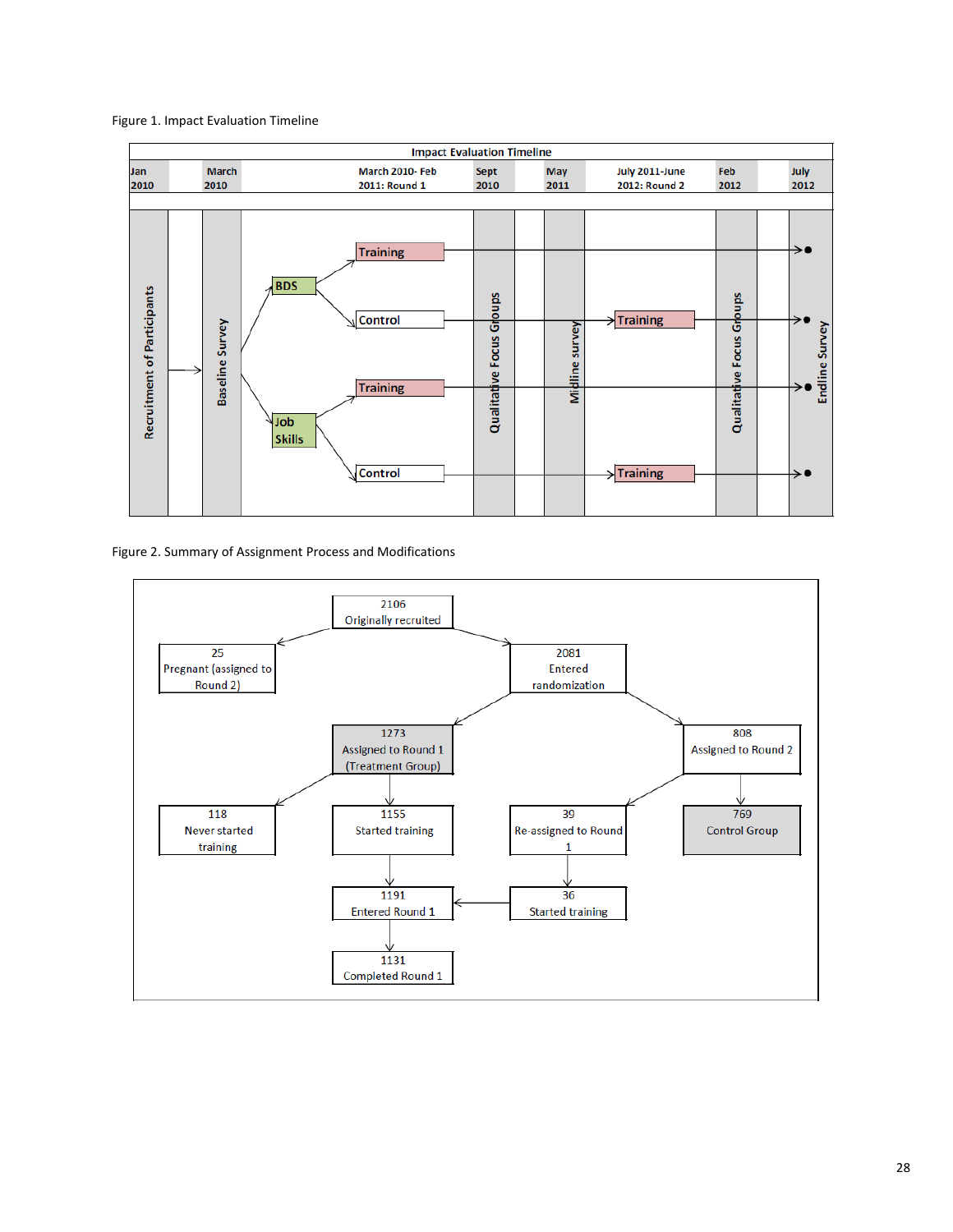Figure 1. Impact Evaluation Timeline

Impact Evaluation Timeline

| Jan 2010 | March 2010 | March 2010- Feb 2011: Round 1 | Sept 2010 | May 2011 | July 2011-June 2012: Round 2 | Feb 2012 | July 2012 |
|---|---|---|---|---|---|---|---|
| Recruitment of Participants | Baseline Survey | BDS → Training; BDS → Control; Job Skills → Training; Job Skills → Control | Qualitative Focus Groups | Midline survey | Training (for former Control groups) | Qualitative Focus Groups | Endline Survey |

Figure 2. Summary of Assignment Process and Modifications

- 2106 Originally recruited
  - 25 Pregnant (assigned to Round 2)
  - 2081 Entered randomization
    - 1273 Assigned to Round 1 (Treatment Group)
      - 118 Never started training
      - 1155 Started training → 1191 Entered Round 1 → 1131 Completed Round 1
    - 808 Assigned to Round 2
      - 39 Re-assigned to Round 1 → 36 Started training → 1191 Entered Round 1
      - 769 Control Group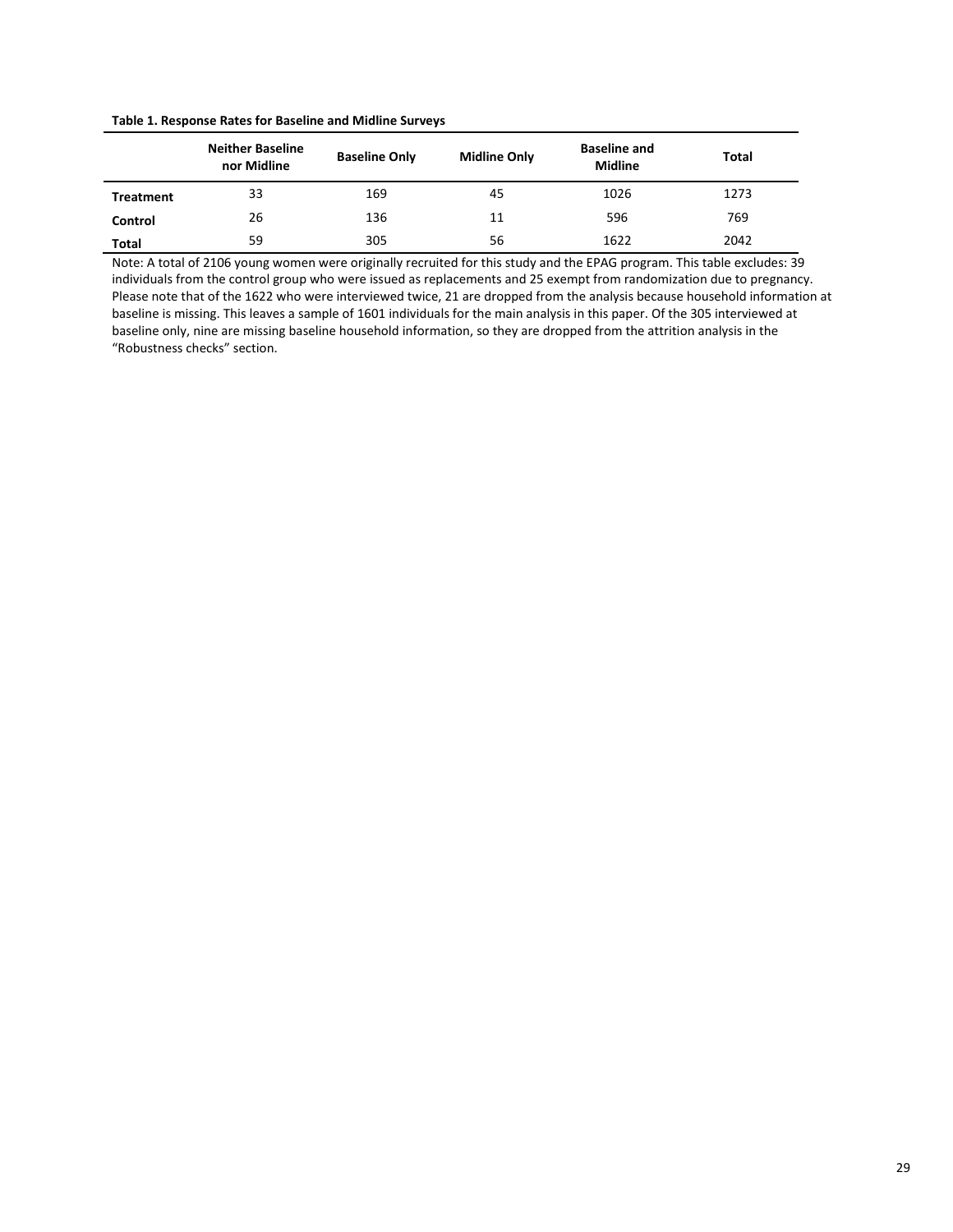**Table 1. Response Rates for Baseline and Midline Surveys**

| | Neither Baseline nor Midline | Baseline Only | Midline Only | Baseline and Midline | Total |
|---|---|---|---|---|---|
| **Treatment** | 33 | 169 | 45 | 1026 | 1273 |
| **Control** | 26 | 136 | 11 | 596 | 769 |
| **Total** | 59 | 305 | 56 | 1622 | 2042 |

Note: A total of 2106 young women were originally recruited for this study and the EPAG program. This table excludes: 39 individuals from the control group who were issued as replacements and 25 exempt from randomization due to pregnancy. Please note that of the 1622 who were interviewed twice, 21 are dropped from the analysis because household information at baseline is missing. This leaves a sample of 1601 individuals for the main analysis in this paper. Of the 305 interviewed at baseline only, nine are missing baseline household information, so they are dropped from the attrition analysis in the "Robustness checks" section.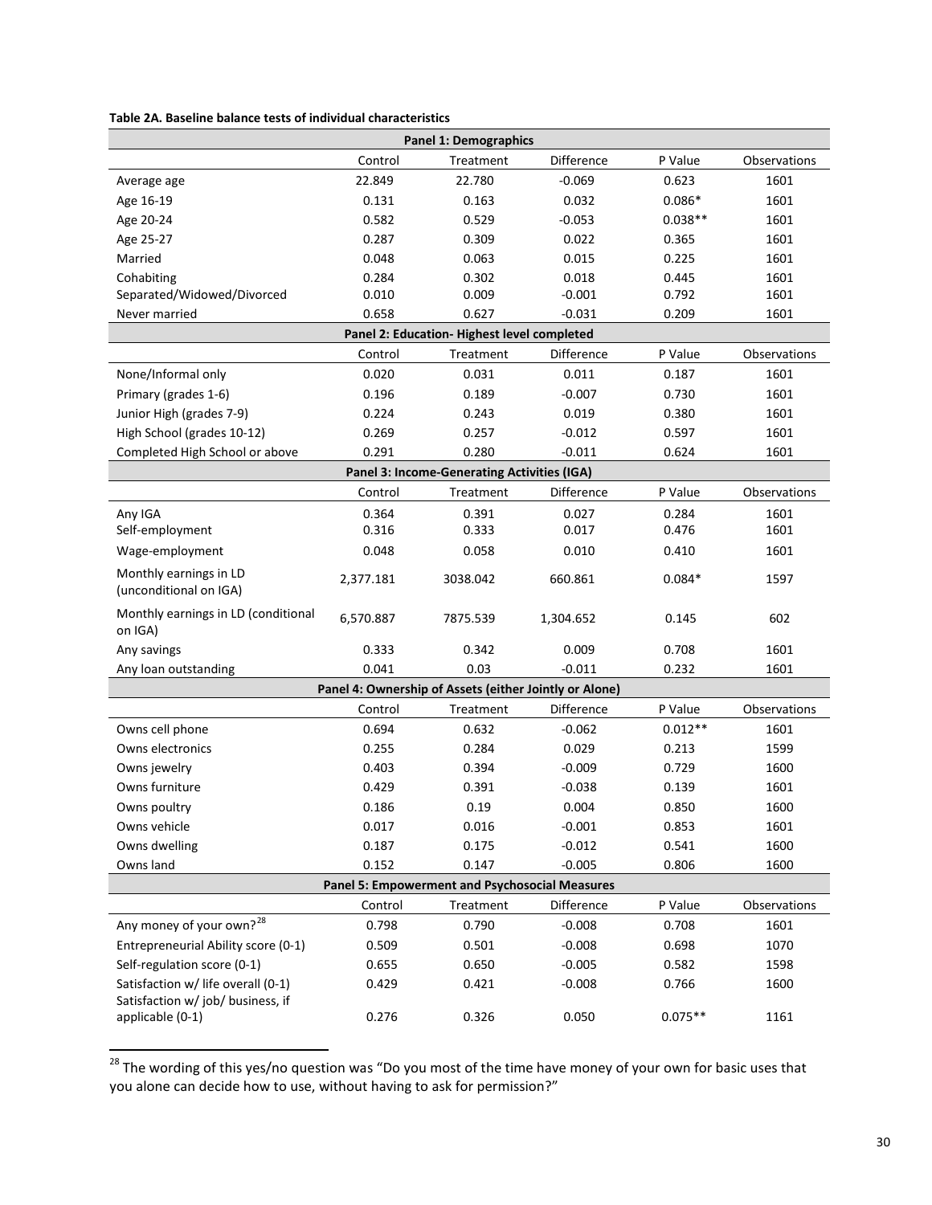**Table 2A. Baseline balance tests of individual characteristics**

| | Control | Treatment | Difference | P Value | Observations |
|---|---|---|---|---|---|
| **Panel 1: Demographics** | | | | | |
| Average age | 22.849 | 22.780 | -0.069 | 0.623 | 1601 |
| Age 16-19 | 0.131 | 0.163 | 0.032 | 0.086* | 1601 |
| Age 20-24 | 0.582 | 0.529 | -0.053 | 0.038** | 1601 |
| Age 25-27 | 0.287 | 0.309 | 0.022 | 0.365 | 1601 |
| Married | 0.048 | 0.063 | 0.015 | 0.225 | 1601 |
| Cohabiting | 0.284 | 0.302 | 0.018 | 0.445 | 1601 |
| Separated/Widowed/Divorced | 0.010 | 0.009 | -0.001 | 0.792 | 1601 |
| Never married | 0.658 | 0.627 | -0.031 | 0.209 | 1601 |
| **Panel 2: Education- Highest level completed** | | | | | |
| | Control | Treatment | Difference | P Value | Observations |
| None/Informal only | 0.020 | 0.031 | 0.011 | 0.187 | 1601 |
| Primary (grades 1-6) | 0.196 | 0.189 | -0.007 | 0.730 | 1601 |
| Junior High (grades 7-9) | 0.224 | 0.243 | 0.019 | 0.380 | 1601 |
| High School (grades 10-12) | 0.269 | 0.257 | -0.012 | 0.597 | 1601 |
| Completed High School or above | 0.291 | 0.280 | -0.011 | 0.624 | 1601 |
| **Panel 3: Income-Generating Activities (IGA)** | | | | | |
| | Control | Treatment | Difference | P Value | Observations |
| Any IGA | 0.364 | 0.391 | 0.027 | 0.284 | 1601 |
| Self-employment | 0.316 | 0.333 | 0.017 | 0.476 | 1601 |
| Wage-employment | 0.048 | 0.058 | 0.010 | 0.410 | 1601 |
| Monthly earnings in LD (unconditional on IGA) | 2,377.181 | 3038.042 | 660.861 | 0.084* | 1597 |
| Monthly earnings in LD (conditional on IGA) | 6,570.887 | 7875.539 | 1,304.652 | 0.145 | 602 |
| Any savings | 0.333 | 0.342 | 0.009 | 0.708 | 1601 |
| Any loan outstanding | 0.041 | 0.03 | -0.011 | 0.232 | 1601 |
| **Panel 4: Ownership of Assets (either Jointly or Alone)** | | | | | |
| | Control | Treatment | Difference | P Value | Observations |
| Owns cell phone | 0.694 | 0.632 | -0.062 | 0.012** | 1601 |
| Owns electronics | 0.255 | 0.284 | 0.029 | 0.213 | 1599 |
| Owns jewelry | 0.403 | 0.394 | -0.009 | 0.729 | 1600 |
| Owns furniture | 0.429 | 0.391 | -0.038 | 0.139 | 1601 |
| Owns poultry | 0.186 | 0.19 | 0.004 | 0.850 | 1600 |
| Owns vehicle | 0.017 | 0.016 | -0.001 | 0.853 | 1601 |
| Owns dwelling | 0.187 | 0.175 | -0.012 | 0.541 | 1600 |
| Owns land | 0.152 | 0.147 | -0.005 | 0.806 | 1600 |
| **Panel 5: Empowerment and Psychosocial Measures** | | | | | |
| | Control | Treatment | Difference | P Value | Observations |
| Any money of your own?[28] | 0.798 | 0.790 | -0.008 | 0.708 | 1601 |
| Entrepreneurial Ability score (0-1) | 0.509 | 0.501 | -0.008 | 0.698 | 1070 |
| Self-regulation score (0-1) | 0.655 | 0.650 | -0.005 | 0.582 | 1598 |
| Satisfaction w/ life overall (0-1) | 0.429 | 0.421 | -0.008 | 0.766 | 1600 |
| Satisfaction w/ job/ business, if applicable (0-1) | 0.276 | 0.326 | 0.050 | 0.075** | 1161 |

[28] The wording of this yes/no question was "Do you most of the time have money of your own for basic uses that you alone can decide how to use, without having to ask for permission?"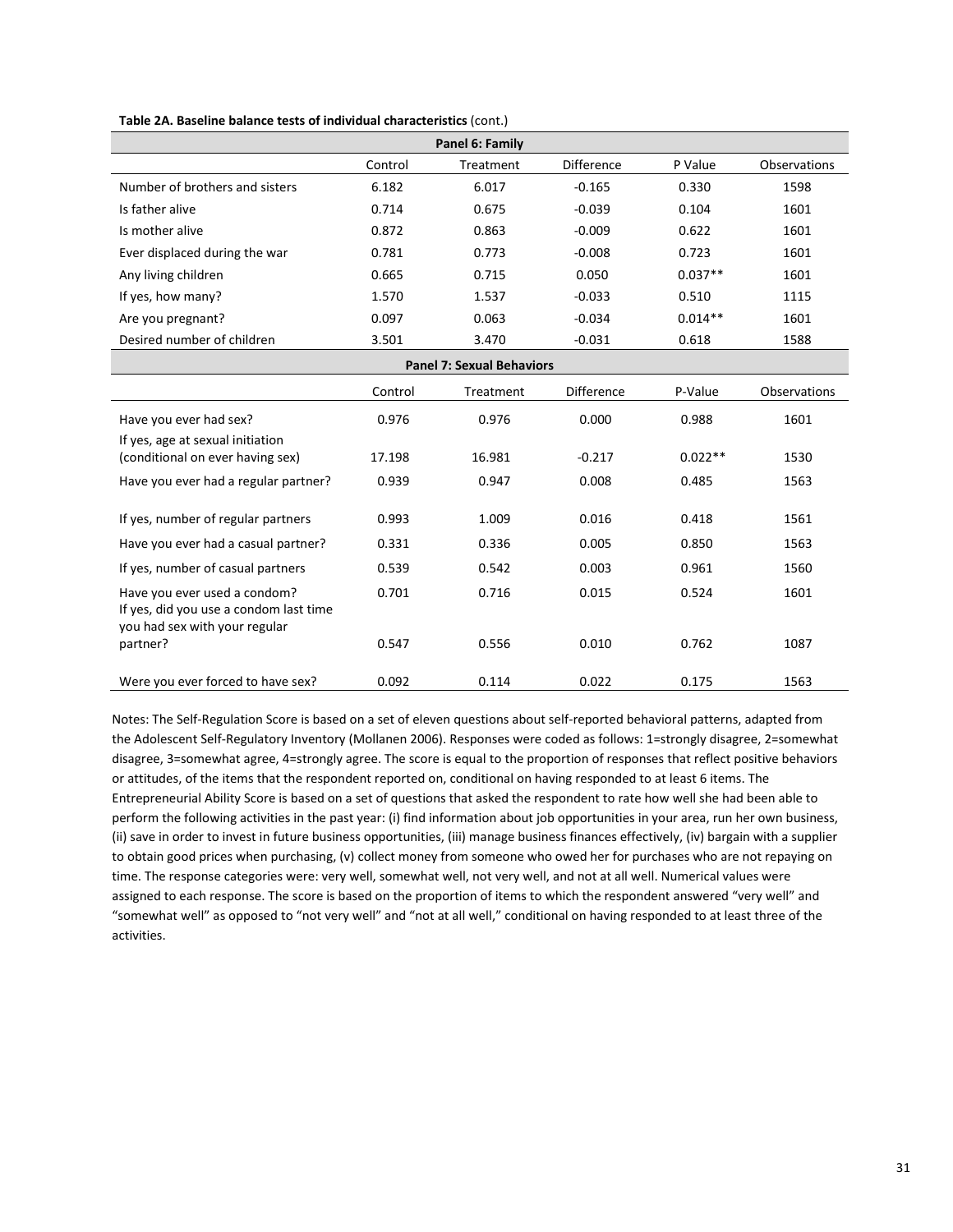**Table 2A. Baseline balance tests of individual characteristics** (cont.)

| Panel 6: Family | | | | | |
|---|---|---|---|---|---|
| | Control | Treatment | Difference | P Value | Observations |
| Number of brothers and sisters | 6.182 | 6.017 | -0.165 | 0.330 | 1598 |
| Is father alive | 0.714 | 0.675 | -0.039 | 0.104 | 1601 |
| Is mother alive | 0.872 | 0.863 | -0.009 | 0.622 | 1601 |
| Ever displaced during the war | 0.781 | 0.773 | -0.008 | 0.723 | 1601 |
| Any living children | 0.665 | 0.715 | 0.050 | 0.037** | 1601 |
| If yes, how many? | 1.570 | 1.537 | -0.033 | 0.510 | 1115 |
| Are you pregnant? | 0.097 | 0.063 | -0.034 | 0.014** | 1601 |
| Desired number of children | 3.501 | 3.470 | -0.031 | 0.618 | 1588 |
| **Panel 7: Sexual Behaviors** | | | | | |
| | Control | Treatment | Difference | P-Value | Observations |
| Have you ever had sex? | 0.976 | 0.976 | 0.000 | 0.988 | 1601 |
| If yes, age at sexual initiation (conditional on ever having sex) | 17.198 | 16.981 | -0.217 | 0.022** | 1530 |
| Have you ever had a regular partner? | 0.939 | 0.947 | 0.008 | 0.485 | 1563 |
| If yes, number of regular partners | 0.993 | 1.009 | 0.016 | 0.418 | 1561 |
| Have you ever had a casual partner? | 0.331 | 0.336 | 0.005 | 0.850 | 1563 |
| If yes, number of casual partners | 0.539 | 0.542 | 0.003 | 0.961 | 1560 |
| Have you ever used a condom? | 0.701 | 0.716 | 0.015 | 0.524 | 1601 |
| If yes, did you use a condom last time you had sex with your regular partner? | 0.547 | 0.556 | 0.010 | 0.762 | 1087 |
| Were you ever forced to have sex? | 0.092 | 0.114 | 0.022 | 0.175 | 1563 |

Notes: The Self-Regulation Score is based on a set of eleven questions about self-reported behavioral patterns, adapted from the Adolescent Self-Regulatory Inventory (Mollanen 2006). Responses were coded as follows: 1=strongly disagree, 2=somewhat disagree, 3=somewhat agree, 4=strongly agree. The score is equal to the proportion of responses that reflect positive behaviors or attitudes, of the items that the respondent reported on, conditional on having responded to at least 6 items. The Entrepreneurial Ability Score is based on a set of questions that asked the respondent to rate how well she had been able to perform the following activities in the past year: (i) find information about job opportunities in your area, run her own business, (ii) save in order to invest in future business opportunities, (iii) manage business finances effectively, (iv) bargain with a supplier to obtain good prices when purchasing, (v) collect money from someone who owed her for purchases who are not repaying on time. The response categories were: very well, somewhat well, not very well, and not at all well. Numerical values were assigned to each response. The score is based on the proportion of items to which the respondent answered "very well" and "somewhat well" as opposed to "not very well" and "not at all well," conditional on having responded to at least three of the activities.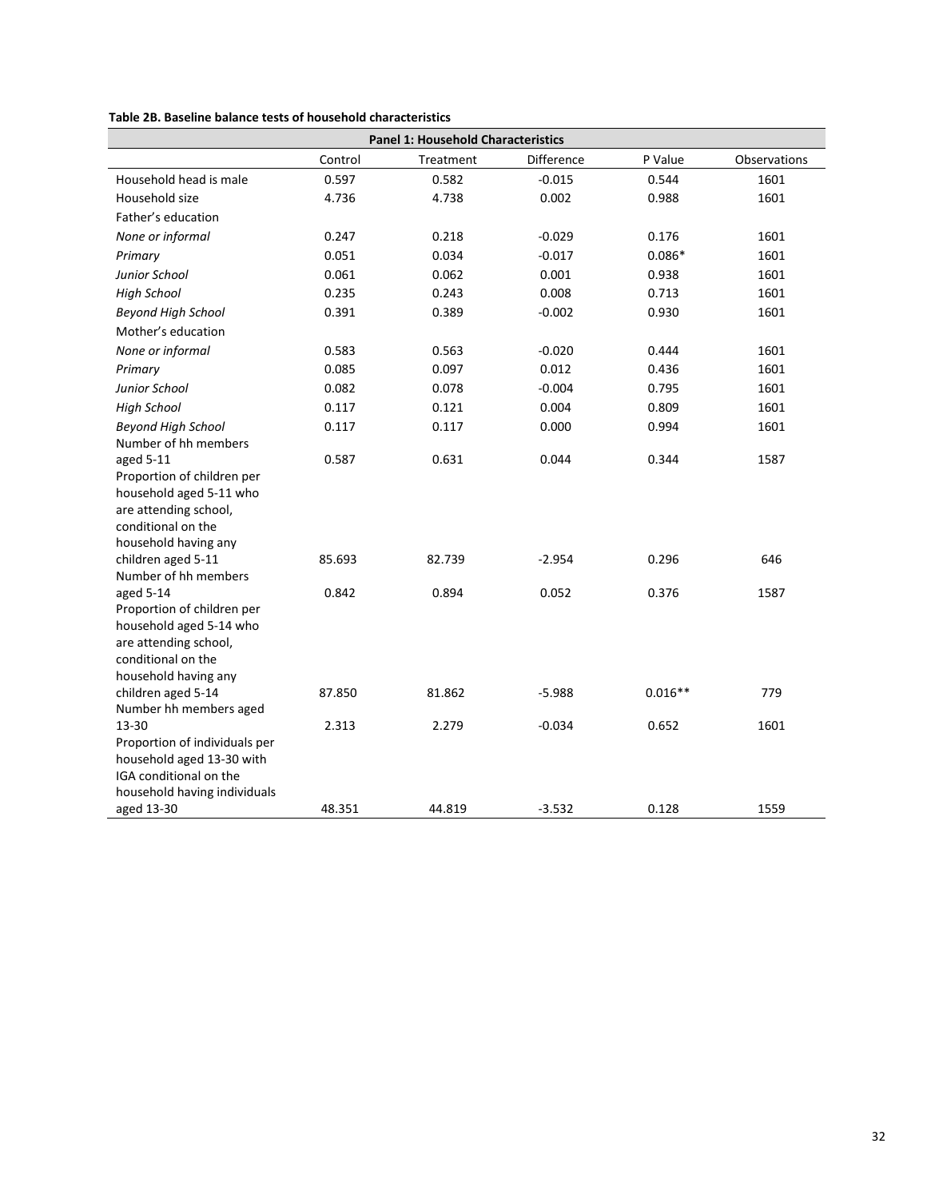**Table 2B. Baseline balance tests of household characteristics**

| Panel 1: Household Characteristics | | | | | |
|---|---|---|---|---|---|
| | Control | Treatment | Difference | P Value | Observations |
| Household head is male | 0.597 | 0.582 | -0.015 | 0.544 | 1601 |
| Household size | 4.736 | 4.738 | 0.002 | 0.988 | 1601 |
| Father's education | | | | | |
| *None or informal* | 0.247 | 0.218 | -0.029 | 0.176 | 1601 |
| *Primary* | 0.051 | 0.034 | -0.017 | 0.086* | 1601 |
| *Junior School* | 0.061 | 0.062 | 0.001 | 0.938 | 1601 |
| *High School* | 0.235 | 0.243 | 0.008 | 0.713 | 1601 |
| *Beyond High School* | 0.391 | 0.389 | -0.002 | 0.930 | 1601 |
| Mother's education | | | | | |
| *None or informal* | 0.583 | 0.563 | -0.020 | 0.444 | 1601 |
| *Primary* | 0.085 | 0.097 | 0.012 | 0.436 | 1601 |
| *Junior School* | 0.082 | 0.078 | -0.004 | 0.795 | 1601 |
| *High School* | 0.117 | 0.121 | 0.004 | 0.809 | 1601 |
| *Beyond High School* | 0.117 | 0.117 | 0.000 | 0.994 | 1601 |
| Number of hh members aged 5-11 | 0.587 | 0.631 | 0.044 | 0.344 | 1587 |
| Proportion of children per household aged 5-11 who are attending school, conditional on the household having any children aged 5-11 | 85.693 | 82.739 | -2.954 | 0.296 | 646 |
| Number of hh members aged 5-14 | 0.842 | 0.894 | 0.052 | 0.376 | 1587 |
| Proportion of children per household aged 5-14 who are attending school, conditional on the household having any children aged 5-14 | 87.850 | 81.862 | -5.988 | 0.016** | 779 |
| Number hh members aged 13-30 | 2.313 | 2.279 | -0.034 | 0.652 | 1601 |
| Proportion of individuals per household aged 13-30 with IGA conditional on the household having individuals aged 13-30 | 48.351 | 44.819 | -3.532 | 0.128 | 1559 |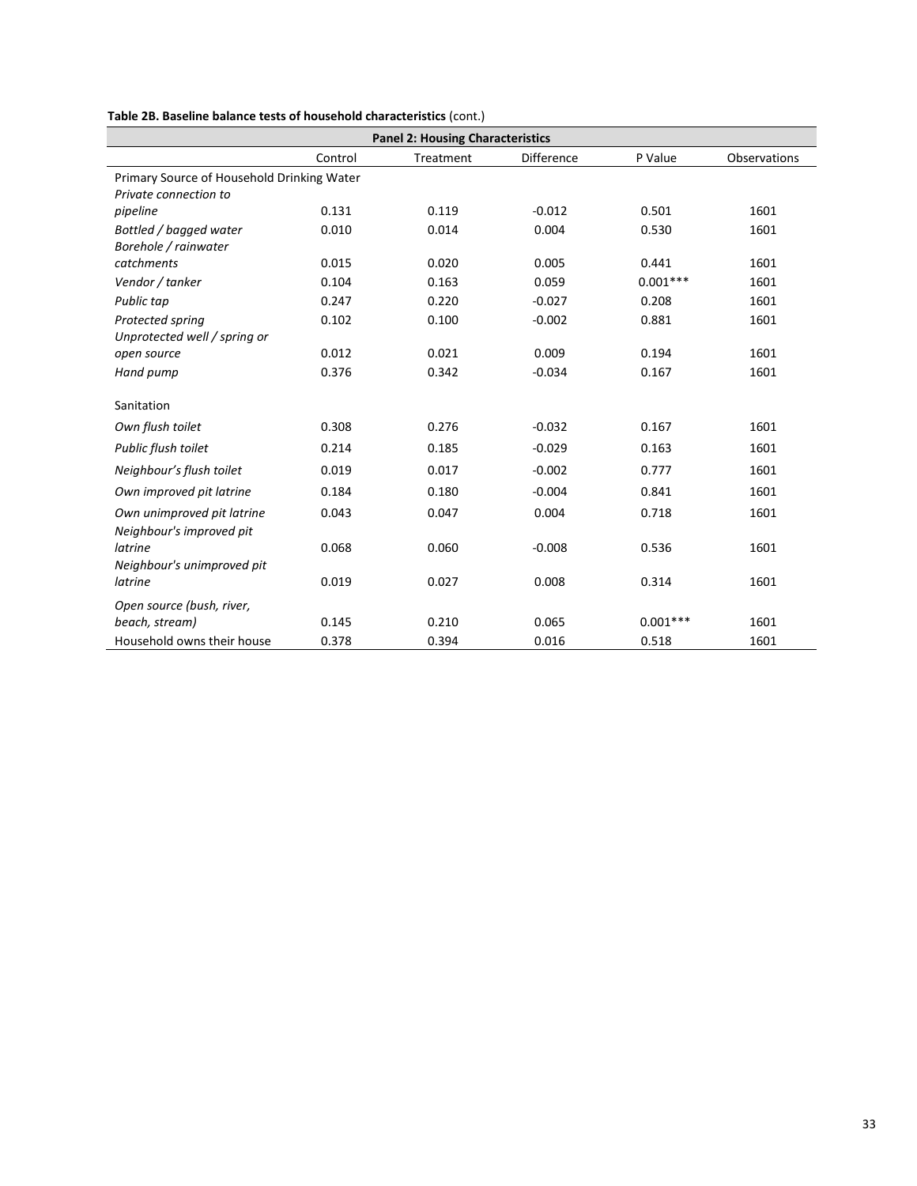**Table 2B. Baseline balance tests of household characteristics** (cont.)

| **Panel 2: Housing Characteristics** | | | | | |
|---|---|---|---|---|---|
| | Control | Treatment | Difference | P Value | Observations |
| Primary Source of Household Drinking Water | | | | | |
| *Private connection to pipeline* | 0.131 | 0.119 | -0.012 | 0.501 | 1601 |
| *Bottled / bagged water* | 0.010 | 0.014 | 0.004 | 0.530 | 1601 |
| *Borehole / rainwater catchments* | 0.015 | 0.020 | 0.005 | 0.441 | 1601 |
| *Vendor / tanker* | 0.104 | 0.163 | 0.059 | 0.001*** | 1601 |
| *Public tap* | 0.247 | 0.220 | -0.027 | 0.208 | 1601 |
| *Protected spring* | 0.102 | 0.100 | -0.002 | 0.881 | 1601 |
| *Unprotected well / spring or open source* | 0.012 | 0.021 | 0.009 | 0.194 | 1601 |
| *Hand pump* | 0.376 | 0.342 | -0.034 | 0.167 | 1601 |
| Sanitation | | | | | |
| *Own flush toilet* | 0.308 | 0.276 | -0.032 | 0.167 | 1601 |
| *Public flush toilet* | 0.214 | 0.185 | -0.029 | 0.163 | 1601 |
| *Neighbour's flush toilet* | 0.019 | 0.017 | -0.002 | 0.777 | 1601 |
| *Own improved pit latrine* | 0.184 | 0.180 | -0.004 | 0.841 | 1601 |
| *Own unimproved pit latrine* | 0.043 | 0.047 | 0.004 | 0.718 | 1601 |
| *Neighbour's improved pit latrine* | 0.068 | 0.060 | -0.008 | 0.536 | 1601 |
| *Neighbour's unimproved pit latrine* | 0.019 | 0.027 | 0.008 | 0.314 | 1601 |
| *Open source (bush, river, beach, stream)* | 0.145 | 0.210 | 0.065 | 0.001*** | 1601 |
| Household owns their house | 0.378 | 0.394 | 0.016 | 0.518 | 1601 |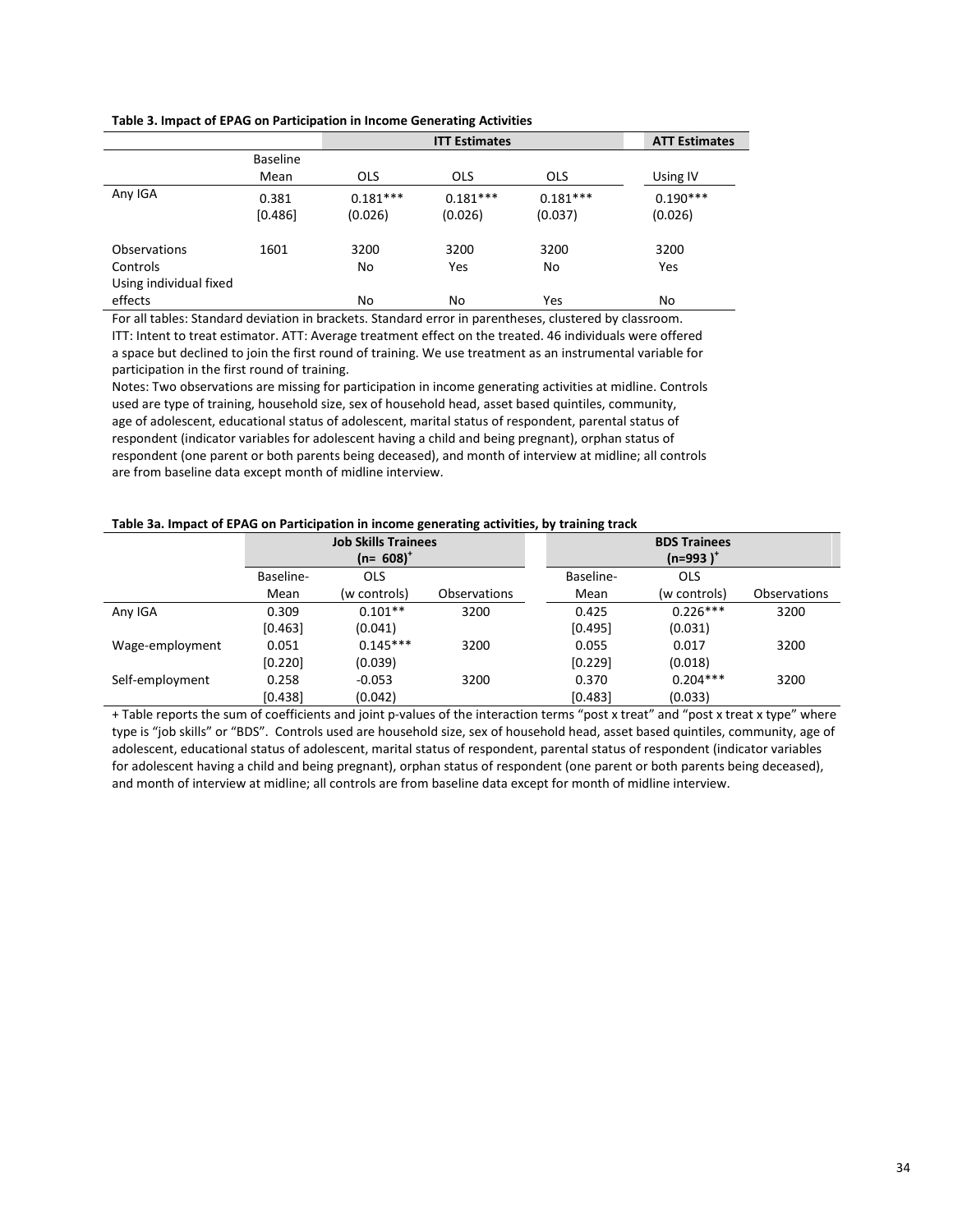**Table 3. Impact of EPAG on Participation in Income Generating Activities**

| | | ITT Estimates | | | ATT Estimates |
|---|---|---|---|---|---|
| | Baseline Mean | OLS | OLS | OLS | Using IV |
| Any IGA | 0.381 | 0.181*** | 0.181*** | 0.181*** | 0.190*** |
| | [0.486] | (0.026) | (0.026) | (0.037) | (0.026) |
| Observations | 1601 | 3200 | 3200 | 3200 | 3200 |
| Controls | | No | Yes | No | Yes |
| Using individual fixed effects | | No | No | Yes | No |

For all tables: Standard deviation in brackets. Standard error in parentheses, clustered by classroom.
ITT: Intent to treat estimator. ATT: Average treatment effect on the treated. 46 individuals were offered a space but declined to join the first round of training. We use treatment as an instrumental variable for participation in the first round of training.
Notes: Two observations are missing for participation in income generating activities at midline. Controls used are type of training, household size, sex of household head, asset based quintiles, community, age of adolescent, educational status of adolescent, marital status of respondent, parental status of respondent (indicator variables for adolescent having a child and being pregnant), orphan status of respondent (one parent or both parents being deceased), and month of interview at midline; all controls are from baseline data except month of midline interview.

**Table 3a. Impact of EPAG on Participation in income generating activities, by training track**

| | Job Skills Trainees (n= 608)+ | | | BDS Trainees (n=993 )+ | | |
|---|---|---|---|---|---|---|
| | Baseline-Mean | OLS (w controls) | Observations | Baseline-Mean | OLS (w controls) | Observations |
| Any IGA | 0.309 | 0.101** | 3200 | 0.425 | 0.226*** | 3200 |
| | [0.463] | (0.041) | | [0.495] | (0.031) | |
| Wage-employment | 0.051 | 0.145*** | 3200 | 0.055 | 0.017 | 3200 |
| | [0.220] | (0.039) | | [0.229] | (0.018) | |
| Self-employment | 0.258 | -0.053 | 3200 | 0.370 | 0.204*** | 3200 |
| | [0.438] | (0.042) | | [0.483] | (0.033) | |

+ Table reports the sum of coefficients and joint p-values of the interaction terms "post x treat" and "post x treat x type" where type is "job skills" or "BDS". Controls used are household size, sex of household head, asset based quintiles, community, age of adolescent, educational status of adolescent, marital status of respondent, parental status of respondent (indicator variables for adolescent having a child and being pregnant), orphan status of respondent (one parent or both parents being deceased), and month of interview at midline; all controls are from baseline data except for month of midline interview.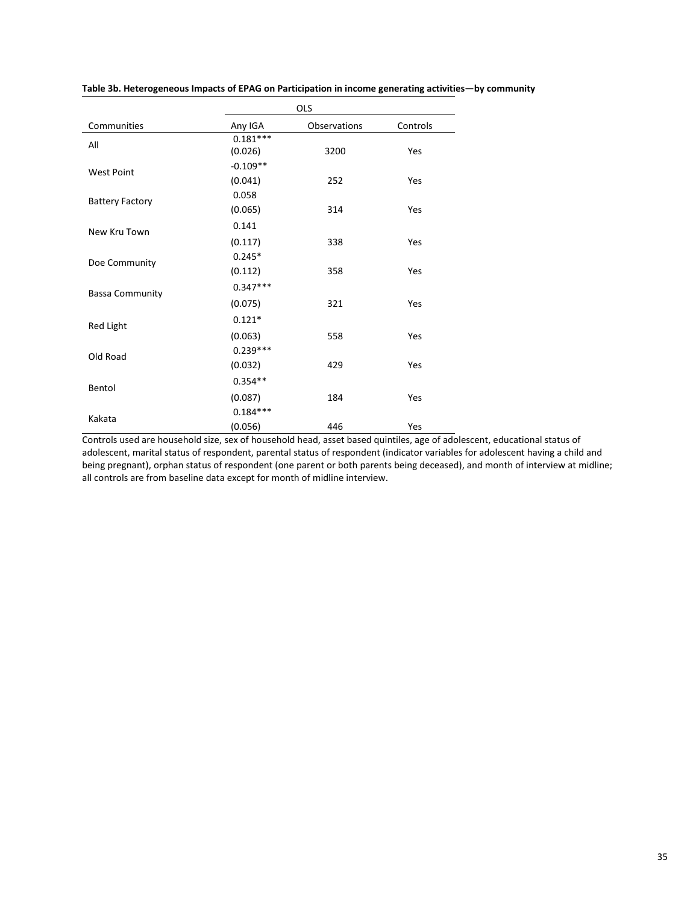**Table 3b. Heterogeneous Impacts of EPAG on Participation in income generating activities—by community**

| | OLS | | |
|---|---|---|---|
| Communities | Any IGA | Observations | Controls |
| All | 0.181*** (0.026) | 3200 | Yes |
| West Point | -0.109** (0.041) | 252 | Yes |
| Battery Factory | 0.058 (0.065) | 314 | Yes |
| New Kru Town | 0.141 (0.117) | 338 | Yes |
| Doe Community | 0.245* (0.112) | 358 | Yes |
| Bassa Community | 0.347*** (0.075) | 321 | Yes |
| Red Light | 0.121* (0.063) | 558 | Yes |
| Old Road | 0.239*** (0.032) | 429 | Yes |
| Bentol | 0.354** (0.087) | 184 | Yes |
| Kakata | 0.184*** (0.056) | 446 | Yes |

Controls used are household size, sex of household head, asset based quintiles, age of adolescent, educational status of adolescent, marital status of respondent, parental status of respondent (indicator variables for adolescent having a child and being pregnant), orphan status of respondent (one parent or both parents being deceased), and month of interview at midline; all controls are from baseline data except for month of midline interview.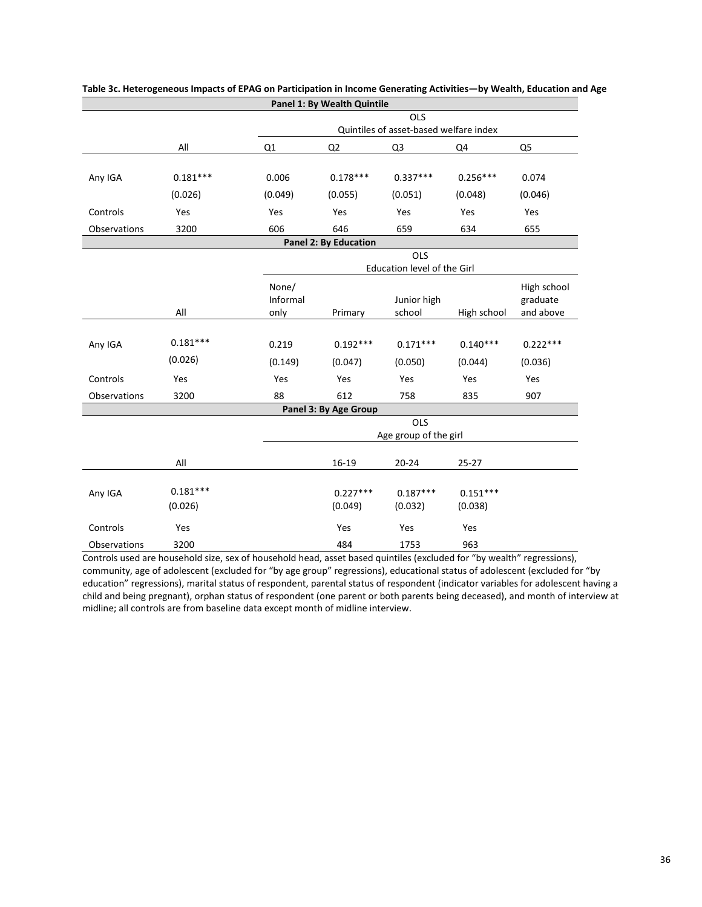**Table 3c. Heterogeneous Impacts of EPAG on Participation in Income Generating Activities—by Wealth, Education and Age**

**Panel 1: By Wealth Quintile**

| | All | OLS | | | | |
|---|---|---|---|---|---|---|
| | | Quintiles of asset-based welfare index | | | | |
| | | Q1 | Q2 | Q3 | Q4 | Q5 |
| Any IGA | 0.181*** | 0.006 | 0.178*** | 0.337*** | 0.256*** | 0.074 |
| | (0.026) | (0.049) | (0.055) | (0.051) | (0.048) | (0.046) |
| Controls | Yes | Yes | Yes | Yes | Yes | Yes |
| Observations | 3200 | 606 | 646 | 659 | 634 | 655 |

**Panel 2: By Education**

| | All | OLS | | | | |
|---|---|---|---|---|---|---|
| | | Education level of the Girl | | | | |
| | | None/ Informal only | Primary | Junior high school | High school | High school graduate and above |
| Any IGA | 0.181*** | 0.219 | 0.192*** | 0.171*** | 0.140*** | 0.222*** |
| | (0.026) | (0.149) | (0.047) | (0.050) | (0.044) | (0.036) |
| Controls | Yes | Yes | Yes | Yes | Yes | Yes |
| Observations | 3200 | 88 | 612 | 758 | 835 | 907 |

**Panel 3: By Age Group**

| | All | OLS | | |
|---|---|---|---|---|
| | | Age group of the girl | | |
| | | 16-19 | 20-24 | 25-27 |
| Any IGA | 0.181*** | 0.227*** | 0.187*** | 0.151*** |
| | (0.026) | (0.049) | (0.032) | (0.038) |
| Controls | Yes | Yes | Yes | Yes |
| Observations | 3200 | 484 | 1753 | 963 |

Controls used are household size, sex of household head, asset based quintiles (excluded for "by wealth" regressions), community, age of adolescent (excluded for "by age group" regressions), educational status of adolescent (excluded for "by education" regressions), marital status of respondent, parental status of respondent (indicator variables for adolescent having a child and being pregnant), orphan status of respondent (one parent or both parents being deceased), and month of interview at midline; all controls are from baseline data except month of midline interview.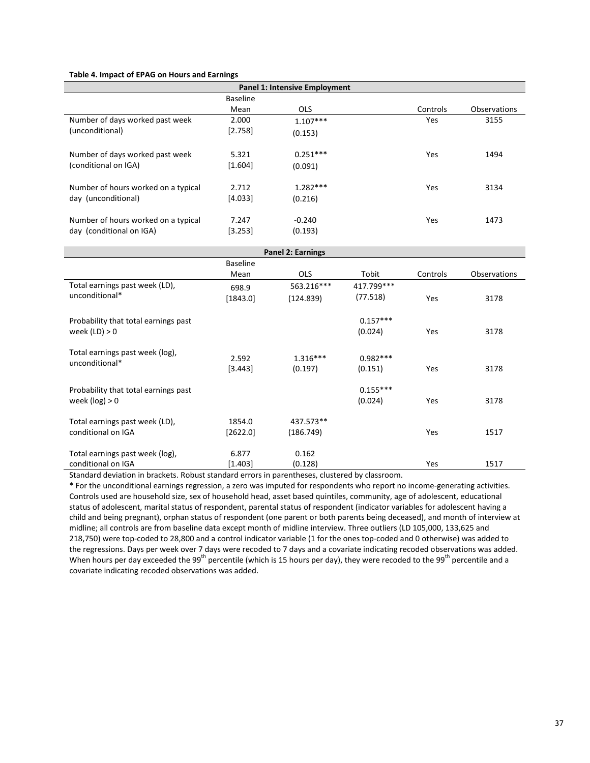**Table 4. Impact of EPAG on Hours and Earnings**

| Panel 1: Intensive Employment | | | | |
|---|---|---|---|---|
| | Baseline Mean | OLS | Controls | Observations |
| Number of days worked past week (unconditional) | 2.000 [2.758] | 1.107*** (0.153) | Yes | 3155 |
| Number of days worked past week (conditional on IGA) | 5.321 [1.604] | 0.251*** (0.091) | Yes | 1494 |
| Number of hours worked on a typical day (unconditional) | 2.712 [4.033] | 1.282*** (0.216) | Yes | 3134 |
| Number of hours worked on a typical day (conditional on IGA) | 7.247 [3.253] | -0.240 (0.193) | Yes | 1473 |

| Panel 2: Earnings | | | | | |
|---|---|---|---|---|---|
| | Baseline Mean | OLS | Tobit | Controls | Observations |
| Total earnings past week (LD), unconditional* | 698.9 [1843.0] | 563.216*** (124.839) | 417.799*** (77.518) | Yes | 3178 |
| Probability that total earnings past week (LD) > 0 | | | 0.157*** (0.024) | Yes | 3178 |
| Total earnings past week (log), unconditional* | 2.592 [3.443] | 1.316*** (0.197) | 0.982*** (0.151) | Yes | 3178 |
| Probability that total earnings past week (log) > 0 | | | 0.155*** (0.024) | Yes | 3178 |
| Total earnings past week (LD), conditional on IGA | 1854.0 [2622.0] | 437.573** (186.749) | | Yes | 1517 |
| Total earnings past week (log), conditional on IGA | 6.877 [1.403] | 0.162 (0.128) | | Yes | 1517 |

Standard deviation in brackets. Robust standard errors in parentheses, clustered by classroom.

* For the unconditional earnings regression, a zero was imputed for respondents who report no income-generating activities. Controls used are household size, sex of household head, asset based quintiles, community, age of adolescent, educational status of adolescent, marital status of respondent, parental status of respondent (indicator variables for adolescent having a child and being pregnant), orphan status of respondent (one parent or both parents being deceased), and month of interview at midline; all controls are from baseline data except month of midline interview. Three outliers (LD 105,000, 133,625 and 218,750) were top-coded to 28,800 and a control indicator variable (1 for the ones top-coded and 0 otherwise) was added to the regressions. Days per week over 7 days were recoded to 7 days and a covariate indicating recoded observations was added. When hours per day exceeded the 99$^{th}$ percentile (which is 15 hours per day), they were recoded to the 99$^{th}$ percentile and a covariate indicating recoded observations was added.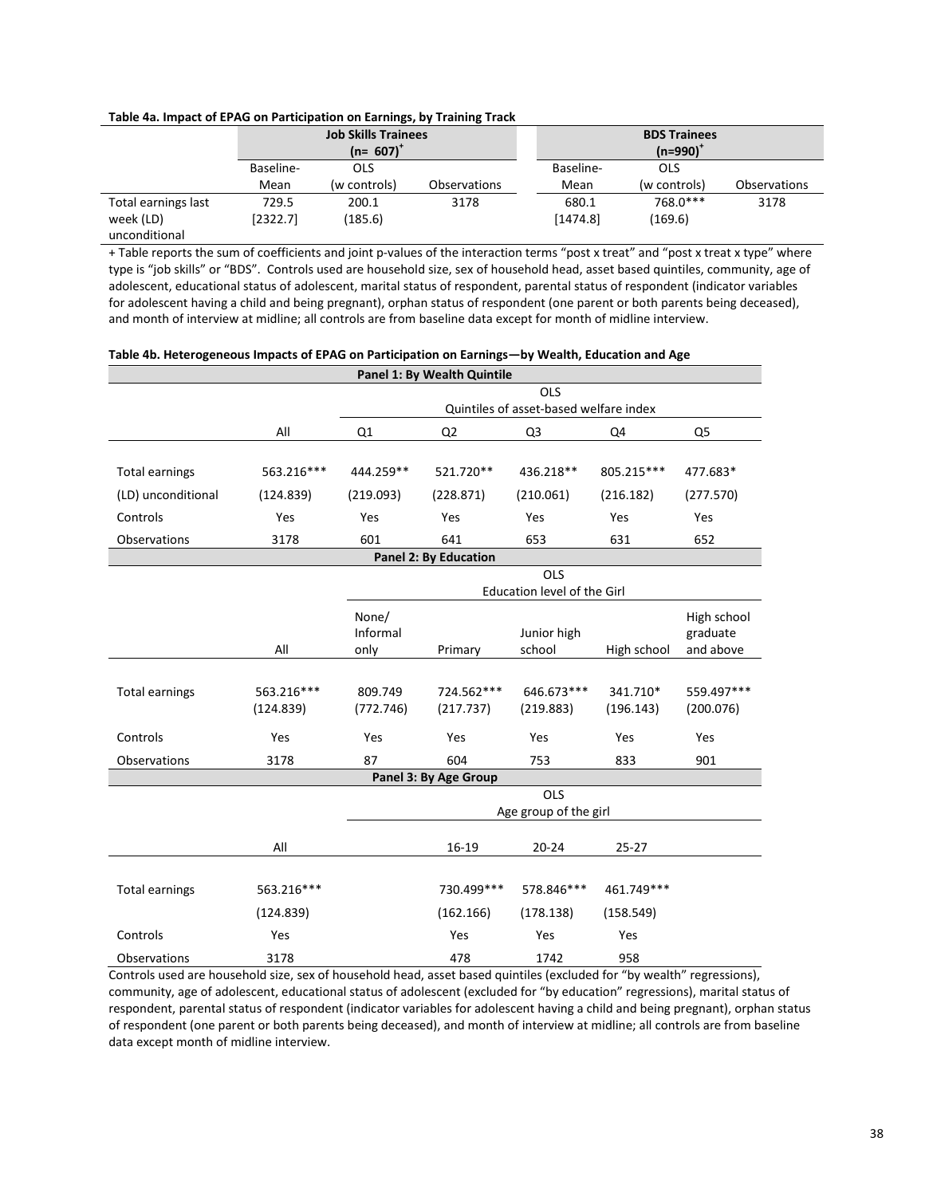**Table 4a. Impact of EPAG on Participation on Earnings, by Training Track**

| | Job Skills Trainees (n= 607)[+] | | | BDS Trainees (n=990)[+] | | |
|---|---|---|---|---|---|---|
| | Baseline-Mean | OLS (w controls) | Observations | Baseline-Mean | OLS (w controls) | Observations |
| Total earnings last week (LD) unconditional | 729.5<br>[2322.7] | 200.1<br>(185.6) | 3178 | 680.1<br>[1474.8] | 768.0***<br>(169.6) | 3178 |

+ Table reports the sum of coefficients and joint p-values of the interaction terms "post x treat" and "post x treat x type" where type is "job skills" or "BDS". Controls used are household size, sex of household head, asset based quintiles, community, age of adolescent, educational status of adolescent, marital status of respondent, parental status of respondent (indicator variables for adolescent having a child and being pregnant), orphan status of respondent (one parent or both parents being deceased), and month of interview at midline; all controls are from baseline data except for month of midline interview.

**Table 4b. Heterogeneous Impacts of EPAG on Participation on Earnings—by Wealth, Education and Age**

**Panel 1: By Wealth Quintile**

| | | OLS<br>Quintiles of asset-based welfare index | | | | |
|---|---|---|---|---|---|---|
| | All | Q1 | Q2 | Q3 | Q4 | Q5 |
| Total earnings | 563.216*** | 444.259** | 521.720** | 436.218** | 805.215*** | 477.683* |
| (LD) unconditional | (124.839) | (219.093) | (228.871) | (210.061) | (216.182) | (277.570) |
| Controls | Yes | Yes | Yes | Yes | Yes | Yes |
| Observations | 3178 | 601 | 641 | 653 | 631 | 652 |

**Panel 2: By Education**

| | | OLS<br>Education level of the Girl | | | | |
|---|---|---|---|---|---|---|
| | All | None/ Informal only | Primary | Junior high school | High school | High school graduate and above |
| Total earnings | 563.216***<br>(124.839) | 809.749<br>(772.746) | 724.562***<br>(217.737) | 646.673***<br>(219.883) | 341.710*<br>(196.143) | 559.497***<br>(200.076) |
| Controls | Yes | Yes | Yes | Yes | Yes | Yes |
| Observations | 3178 | 87 | 604 | 753 | 833 | 901 |

**Panel 3: By Age Group**

| | | OLS<br>Age group of the girl | | |
|---|---|---|---|---|
| | All | 16-19 | 20-24 | 25-27 |
| Total earnings | 563.216*** | 730.499*** | 578.846*** | 461.749*** |
| | (124.839) | (162.166) | (178.138) | (158.549) |
| Controls | Yes | Yes | Yes | Yes |
| Observations | 3178 | 478 | 1742 | 958 |

Controls used are household size, sex of household head, asset based quintiles (excluded for "by wealth" regressions), community, age of adolescent, educational status of adolescent (excluded for "by education" regressions), marital status of respondent, parental status of respondent (indicator variables for adolescent having a child and being pregnant), orphan status of respondent (one parent or both parents being deceased), and month of interview at midline; all controls are from baseline data except month of midline interview.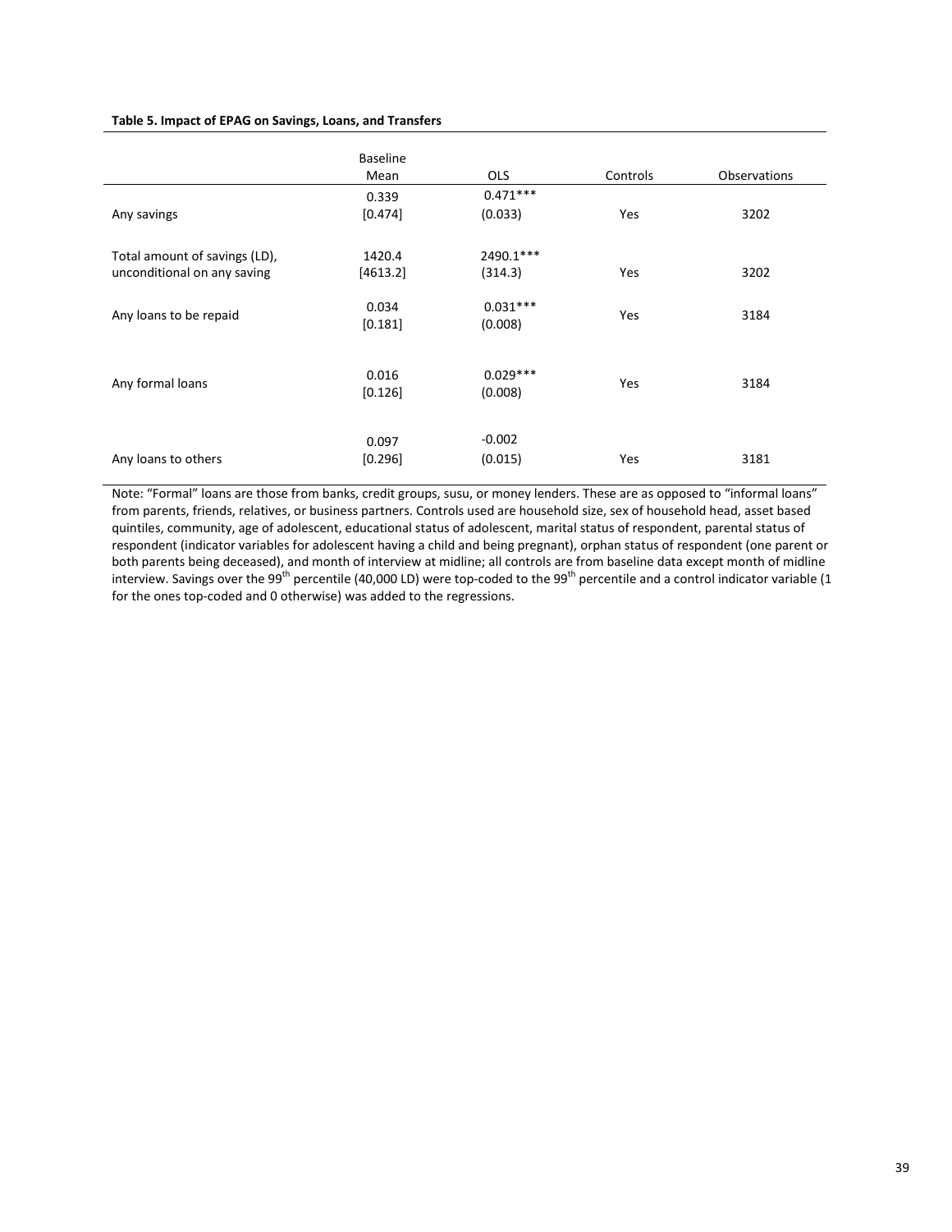**Table 5. Impact of EPAG on Savings, Loans, and Transfers**

| | Baseline Mean | OLS | Controls | Observations |
|---|---|---|---|---|
| Any savings | 0.339<br>[0.474] | 0.471***<br>(0.033) | Yes | 3202 |
| Total amount of savings (LD), unconditional on any saving | 1420.4<br>[4613.2] | 2490.1***<br>(314.3) | Yes | 3202 |
| Any loans to be repaid | 0.034<br>[0.181] | 0.031***<br>(0.008) | Yes | 3184 |
| Any formal loans | 0.016<br>[0.126] | 0.029***<br>(0.008) | Yes | 3184 |
| Any loans to others | 0.097<br>[0.296] | -0.002<br>(0.015) | Yes | 3181 |

Note: "Formal" loans are those from banks, credit groups, susu, or money lenders. These are as opposed to "informal loans" from parents, friends, relatives, or business partners. Controls used are household size, sex of household head, asset based quintiles, community, age of adolescent, educational status of adolescent, marital status of respondent, parental status of respondent (indicator variables for adolescent having a child and being pregnant), orphan status of respondent (one parent or both parents being deceased), and month of interview at midline; all controls are from baseline data except month of midline interview. Savings over the $99^{th}$ percentile (40,000 LD) were top-coded to the $99^{th}$ percentile and a control indicator variable (1 for the ones top-coded and 0 otherwise) was added to the regressions.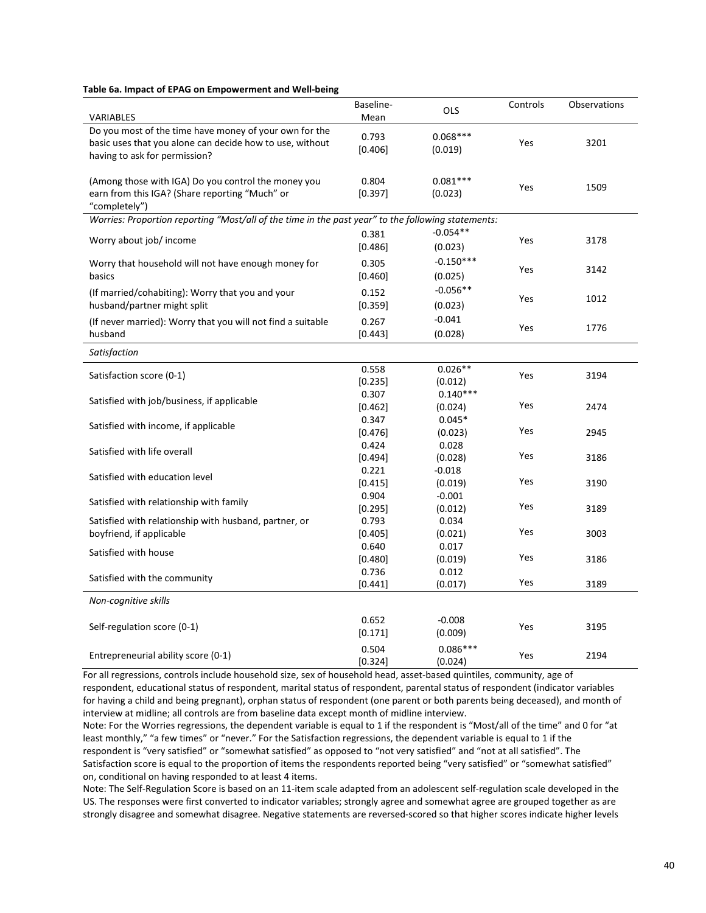**Table 6a. Impact of EPAG on Empowerment and Well-being**

| VARIABLES | Baseline-Mean | OLS | Controls | Observations |
|---|---|---|---|---|
| Do you most of the time have money of your own for the basic uses that you alone can decide how to use, without having to ask for permission? | 0.793 [0.406] | 0.068*** (0.019) | Yes | 3201 |
| (Among those with IGA) Do you control the money you earn from this IGA? (Share reporting "Much" or "completely") | 0.804 [0.397] | 0.081*** (0.023) | Yes | 1509 |
| *Worries: Proportion reporting "Most/all of the time in the past year" to the following statements:* | | | | |
| Worry about job/ income | 0.381 [0.486] | -0.054** (0.023) | Yes | 3178 |
| Worry that household will not have enough money for basics | 0.305 [0.460] | -0.150*** (0.025) | Yes | 3142 |
| (If married/cohabiting): Worry that you and your husband/partner might split | 0.152 [0.359] | -0.056** (0.023) | Yes | 1012 |
| (If never married): Worry that you will not find a suitable husband | 0.267 [0.443] | -0.041 (0.028) | Yes | 1776 |
| *Satisfaction* | | | | |
| Satisfaction score (0-1) | 0.558 [0.235] | 0.026** (0.012) | Yes | 3194 |
| Satisfied with job/business, if applicable | 0.307 [0.462] | 0.140*** (0.024) | Yes | 2474 |
| Satisfied with income, if applicable | 0.347 [0.476] | 0.045* (0.023) | Yes | 2945 |
| Satisfied with life overall | 0.424 [0.494] | 0.028 (0.028) | Yes | 3186 |
| Satisfied with education level | 0.221 [0.415] | -0.018 (0.019) | Yes | 3190 |
| Satisfied with relationship with family | 0.904 [0.295] | -0.001 (0.012) | Yes | 3189 |
| Satisfied with relationship with husband, partner, or boyfriend, if applicable | 0.793 [0.405] | 0.034 (0.021) | Yes | 3003 |
| Satisfied with house | 0.640 [0.480] | 0.017 (0.019) | Yes | 3186 |
| Satisfied with the community | 0.736 [0.441] | 0.012 (0.017) | Yes | 3189 |
| *Non-cognitive skills* | | | | |
| Self-regulation score (0-1) | 0.652 [0.171] | -0.008 (0.009) | Yes | 3195 |
| Entrepreneurial ability score (0-1) | 0.504 [0.324] | 0.086*** (0.024) | Yes | 2194 |

For all regressions, controls include household size, sex of household head, asset-based quintiles, community, age of respondent, educational status of respondent, marital status of respondent, parental status of respondent (indicator variables for having a child and being pregnant), orphan status of respondent (one parent or both parents being deceased), and month of interview at midline; all controls are from baseline data except month of midline interview.

Note: For the Worries regressions, the dependent variable is equal to 1 if the respondent is "Most/all of the time" and 0 for "at least monthly," "a few times" or "never." For the Satisfaction regressions, the dependent variable is equal to 1 if the respondent is "very satisfied" or "somewhat satisfied" as opposed to "not very satisfied" and "not at all satisfied". The Satisfaction score is equal to the proportion of items the respondents reported being "very satisfied" or "somewhat satisfied" on, conditional on having responded to at least 4 items.

Note: The Self-Regulation Score is based on an 11-item scale adapted from an adolescent self-regulation scale developed in the US. The responses were first converted to indicator variables; strongly agree and somewhat agree are grouped together as are strongly disagree and somewhat disagree. Negative statements are reversed-scored so that higher scores indicate higher levels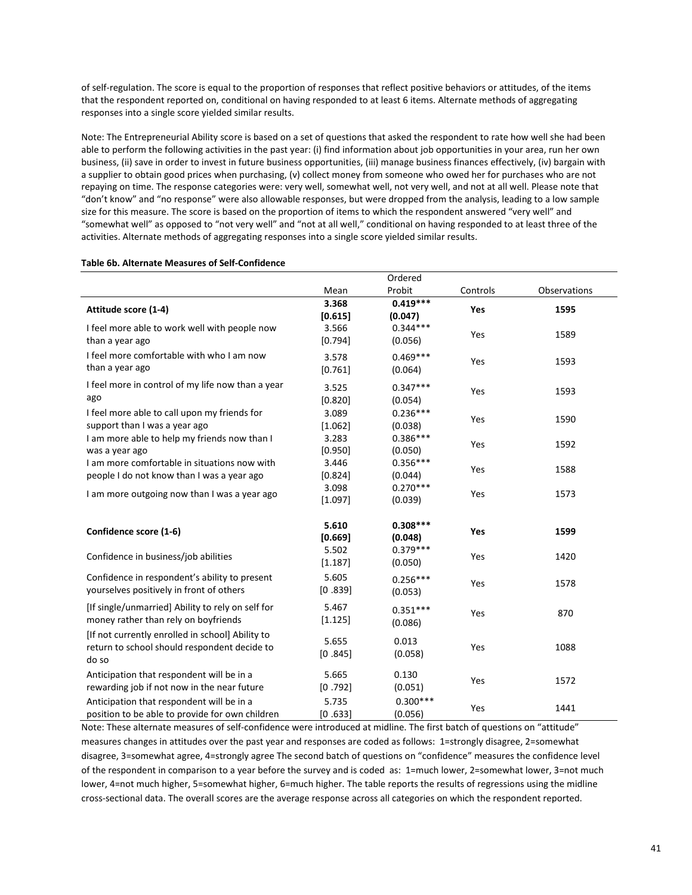of self-regulation. The score is equal to the proportion of responses that reflect positive behaviors or attitudes, of the items that the respondent reported on, conditional on having responded to at least 6 items. Alternate methods of aggregating responses into a single score yielded similar results.

Note: The Entrepreneurial Ability score is based on a set of questions that asked the respondent to rate how well she had been able to perform the following activities in the past year: (i) find information about job opportunities in your area, run her own business, (ii) save in order to invest in future business opportunities, (iii) manage business finances effectively, (iv) bargain with a supplier to obtain good prices when purchasing, (v) collect money from someone who owed her for purchases who are not repaying on time. The response categories were: very well, somewhat well, not very well, and not at all well. Please note that "don't know" and "no response" were also allowable responses, but were dropped from the analysis, leading to a low sample size for this measure. The score is based on the proportion of items to which the respondent answered "very well" and "somewhat well" as opposed to "not very well" and "not at all well," conditional on having responded to at least three of the activities. Alternate methods of aggregating responses into a single score yielded similar results.

**Table 6b. Alternate Measures of Self-Confidence**

| | Mean | Ordered Probit | Controls | Observations |
|---|---|---|---|---|
| **Attitude score (1-4)** | **3.368** **[0.615]** | **0.419\*\*\*** **(0.047)** | **Yes** | **1595** |
| I feel more able to work well with people now than a year ago | 3.566 [0.794] | 0.344*** (0.056) | Yes | 1589 |
| I feel more comfortable with who I am now than a year ago | 3.578 [0.761] | 0.469*** (0.064) | Yes | 1593 |
| I feel more in control of my life now than a year ago | 3.525 [0.820] | 0.347*** (0.054) | Yes | 1593 |
| I feel more able to call upon my friends for support than I was a year ago | 3.089 [1.062] | 0.236*** (0.038) | Yes | 1590 |
| I am more able to help my friends now than I was a year ago | 3.283 [0.950] | 0.386*** (0.050) | Yes | 1592 |
| I am more comfortable in situations now with people I do not know than I was a year ago | 3.446 [0.824] | 0.356*** (0.044) | Yes | 1588 |
| I am more outgoing now than I was a year ago | 3.098 [1.097] | 0.270*** (0.039) | Yes | 1573 |
| **Confidence score (1-6)** | **5.610** **[0.669]** | **0.308\*\*\*** **(0.048)** | **Yes** | **1599** |
| Confidence in business/job abilities | 5.502 [1.187] | 0.379*** (0.050) | Yes | 1420 |
| Confidence in respondent's ability to present yourselves positively in front of others | 5.605 [0 .839] | 0.256*** (0.053) | Yes | 1578 |
| [If single/unmarried] Ability to rely on self for money rather than rely on boyfriends | 5.467 [1.125] | 0.351*** (0.086) | Yes | 870 |
| [If not currently enrolled in school] Ability to return to school should respondent decide to do so | 5.655 [0 .845] | 0.013 (0.058) | Yes | 1088 |
| Anticipation that respondent will be in a rewarding job if not now in the near future | 5.665 [0 .792] | 0.130 (0.051) | Yes | 1572 |
| Anticipation that respondent will be in a position to be able to provide for own children | 5.735 [0 .633] | 0.300*** (0.056) | Yes | 1441 |

Note: These alternate measures of self-confidence were introduced at midline. The first batch of questions on "attitude" measures changes in attitudes over the past year and responses are coded as follows: 1=strongly disagree, 2=somewhat disagree, 3=somewhat agree, 4=strongly agree The second batch of questions on "confidence" measures the confidence level of the respondent in comparison to a year before the survey and is coded as: 1=much lower, 2=somewhat lower, 3=not much lower, 4=not much higher, 5=somewhat higher, 6=much higher. The table reports the results of regressions using the midline cross-sectional data. The overall scores are the average response across all categories on which the respondent reported.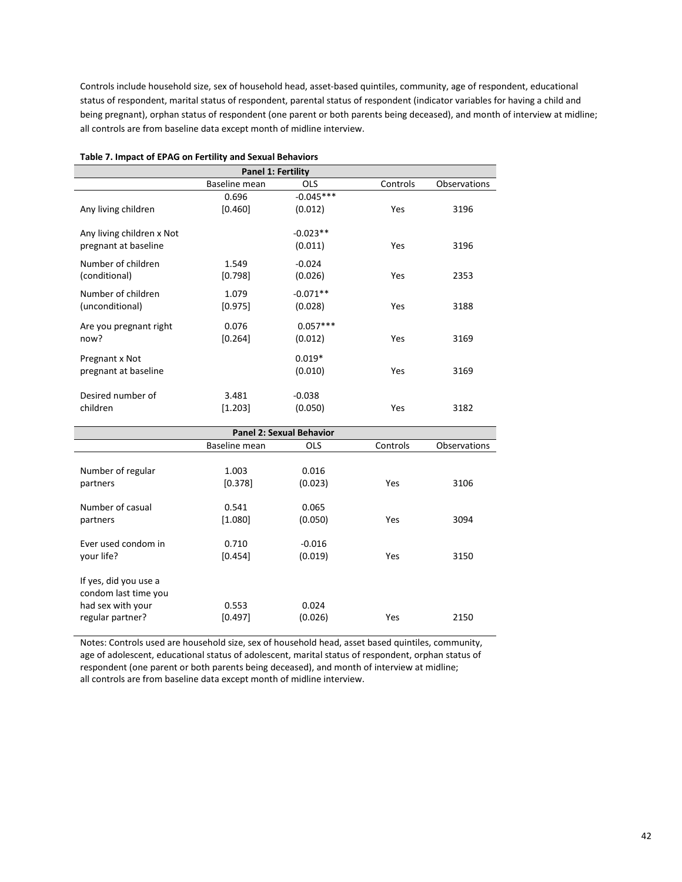Controls include household size, sex of household head, asset-based quintiles, community, age of respondent, educational status of respondent, marital status of respondent, parental status of respondent (indicator variables for having a child and being pregnant), orphan status of respondent (one parent or both parents being deceased), and month of interview at midline; all controls are from baseline data except month of midline interview.

**Table 7. Impact of EPAG on Fertility and Sexual Behaviors**

| Panel 1: Fertility | | | | |
|---|---|---|---|---|
| | Baseline mean | OLS | Controls | Observations |
| Any living children | 0.696<br>[0.460] | -0.045***<br>(0.012) | Yes | 3196 |
| Any living children x Not pregnant at baseline | | -0.023**<br>(0.011) | Yes | 3196 |
| Number of children (conditional) | 1.549<br>[0.798] | -0.024<br>(0.026) | Yes | 2353 |
| Number of children (unconditional) | 1.079<br>[0.975] | -0.071**<br>(0.028) | Yes | 3188 |
| Are you pregnant right now? | 0.076<br>[0.264] | 0.057***<br>(0.012) | Yes | 3169 |
| Pregnant x Not pregnant at baseline | | 0.019*<br>(0.010) | Yes | 3169 |
| Desired number of children | 3.481<br>[1.203] | -0.038<br>(0.050) | Yes | 3182 |
| **Panel 2: Sexual Behavior** | | | | |
| | Baseline mean | OLS | Controls | Observations |
| Number of regular partners | 1.003<br>[0.378] | 0.016<br>(0.023) | Yes | 3106 |
| Number of casual partners | 0.541<br>[1.080] | 0.065<br>(0.050) | Yes | 3094 |
| Ever used condom in your life? | 0.710<br>[0.454] | -0.016<br>(0.019) | Yes | 3150 |
| If yes, did you use a condom last time you had sex with your regular partner? | 0.553<br>[0.497] | 0.024<br>(0.026) | Yes | 2150 |

Notes: Controls used are household size, sex of household head, asset based quintiles, community, age of adolescent, educational status of adolescent, marital status of respondent, orphan status of respondent (one parent or both parents being deceased), and month of interview at midline; all controls are from baseline data except month of midline interview.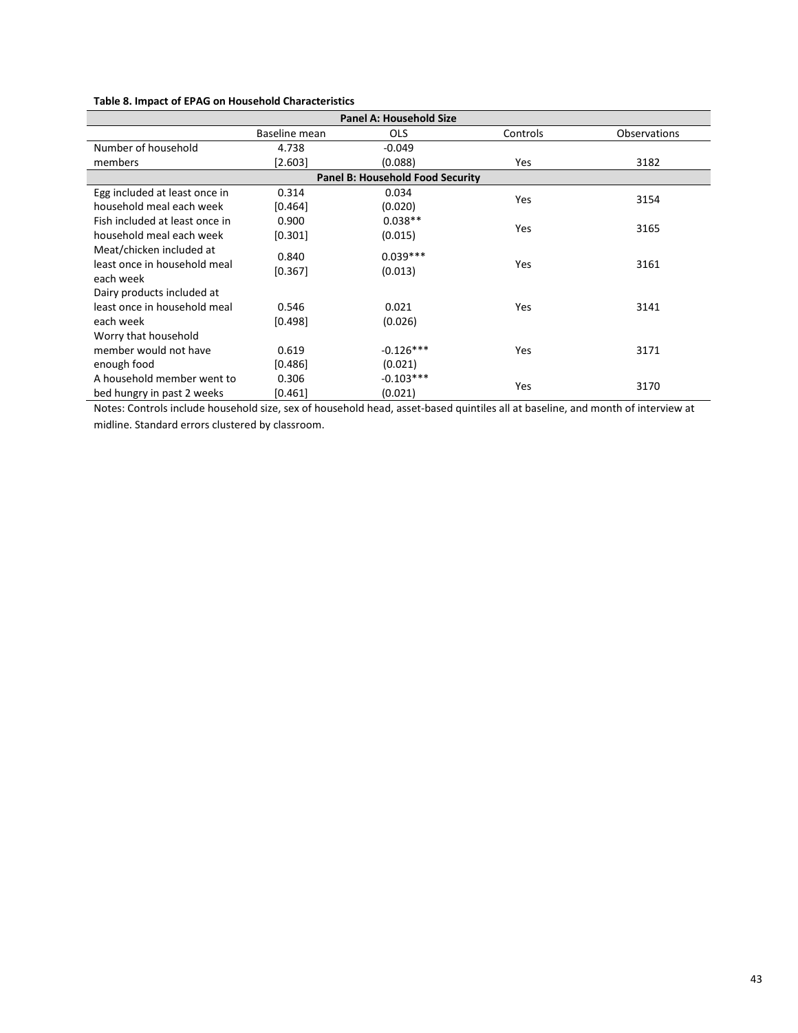**Table 8. Impact of EPAG on Household Characteristics**

| | Baseline mean | OLS | Controls | Observations |
|---|---|---|---|---|
| **Panel A: Household Size** | | | | |
| Number of household members | 4.738<br>[2.603] | -0.049<br>(0.088) | Yes | 3182 |
| **Panel B: Household Food Security** | | | | |
| Egg included at least once in household meal each week | 0.314<br>[0.464] | 0.034<br>(0.020) | Yes | 3154 |
| Fish included at least once in household meal each week | 0.900<br>[0.301] | 0.038**<br>(0.015) | Yes | 3165 |
| Meat/chicken included at least once in household meal each week | 0.840<br>[0.367] | 0.039***<br>(0.013) | Yes | 3161 |
| Dairy products included at least once in household meal each week | 0.546<br>[0.498] | 0.021<br>(0.026) | Yes | 3141 |
| Worry that household member would not have enough food | 0.619<br>[0.486] | -0.126***<br>(0.021) | Yes | 3171 |
| A household member went to bed hungry in past 2 weeks | 0.306<br>[0.461] | -0.103***<br>(0.021) | Yes | 3170 |

Notes: Controls include household size, sex of household head, asset-based quintiles all at baseline, and month of interview at midline. Standard errors clustered by classroom.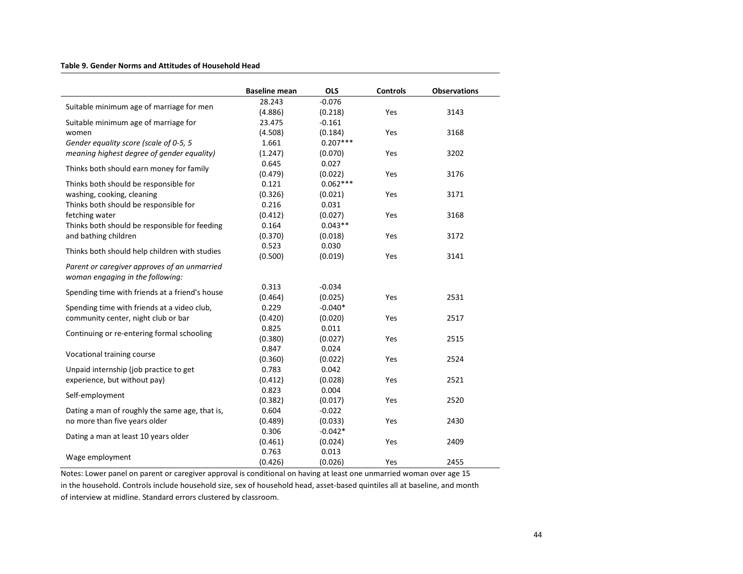**Table 9. Gender Norms and Attitudes of Household Head**

| | Baseline mean | OLS | Controls | Observations |
|---|---|---|---|---|
| Suitable minimum age of marriage for men | 28.243 | -0.076 | | |
| | (4.886) | (0.218) | Yes | 3143 |
| Suitable minimum age of marriage for women | 23.475 | -0.161 | | |
| | (4.508) | (0.184) | Yes | 3168 |
| *Gender equality score (scale of 0-5, 5 meaning highest degree of gender equality)* | 1.661 | 0.207*** | | |
| | (1.247) | (0.070) | Yes | 3202 |
| Thinks both should earn money for family | 0.645 | 0.027 | | |
| | (0.479) | (0.022) | Yes | 3176 |
| Thinks both should be responsible for washing, cooking, cleaning | 0.121 | 0.062*** | | |
| | (0.326) | (0.021) | Yes | 3171 |
| Thinks both should be responsible for fetching water | 0.216 | 0.031 | | |
| | (0.412) | (0.027) | Yes | 3168 |
| Thinks both should be responsible for feeding and bathing children | 0.164 | 0.043** | | |
| | (0.370) | (0.018) | Yes | 3172 |
| Thinks both should help children with studies | 0.523 | 0.030 | | |
| | (0.500) | (0.019) | Yes | 3141 |
| *Parent or caregiver approves of an unmarried woman engaging in the following:* | | | | |
| Spending time with friends at a friend's house | 0.313 | -0.034 | | |
| | (0.464) | (0.025) | Yes | 2531 |
| Spending time with friends at a video club, community center, night club or bar | 0.229 | -0.040* | | |
| | (0.420) | (0.020) | Yes | 2517 |
| Continuing or re-entering formal schooling | 0.825 | 0.011 | | |
| | (0.380) | (0.027) | Yes | 2515 |
| Vocational training course | 0.847 | 0.024 | | |
| | (0.360) | (0.022) | Yes | 2524 |
| Unpaid internship (job practice to get experience, but without pay) | 0.783 | 0.042 | | |
| | (0.412) | (0.028) | Yes | 2521 |
| Self-employment | 0.823 | 0.004 | | |
| | (0.382) | (0.017) | Yes | 2520 |
| Dating a man of roughly the same age, that is, no more than five years older | 0.604 | -0.022 | | |
| | (0.489) | (0.033) | Yes | 2430 |
| Dating a man at least 10 years older | 0.306 | -0.042* | | |
| | (0.461) | (0.024) | Yes | 2409 |
| Wage employment | 0.763 | 0.013 | | |
| | (0.426) | (0.026) | Yes | 2455 |

Notes: Lower panel on parent or caregiver approval is conditional on having at least one unmarried woman over age 15 in the household. Controls include household size, sex of household head, asset-based quintiles all at baseline, and month of interview at midline. Standard errors clustered by classroom.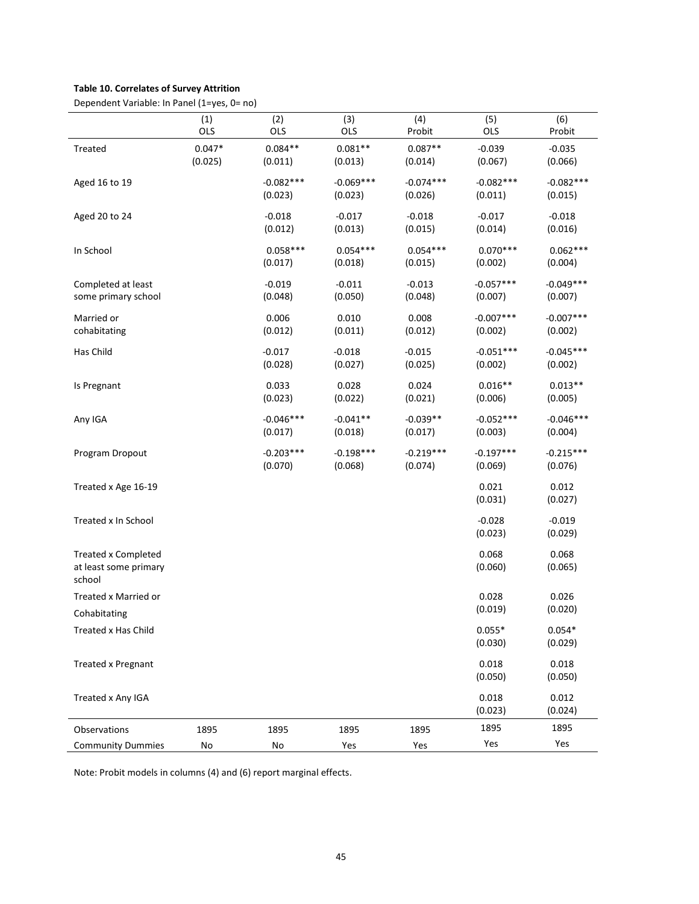**Table 10. Correlates of Survey Attrition**

Dependent Variable: In Panel (1=yes, 0= no)

| | (1) OLS | (2) OLS | (3) OLS | (4) Probit | (5) OLS | (6) Probit |
|---|---|---|---|---|---|---|
| Treated | 0.047* | 0.084** | 0.081** | 0.087** | -0.039 | -0.035 |
| | (0.025) | (0.011) | (0.013) | (0.014) | (0.067) | (0.066) |
| Aged 16 to 19 | | -0.082*** | -0.069*** | -0.074*** | -0.082*** | -0.082*** |
| | | (0.023) | (0.023) | (0.026) | (0.011) | (0.015) |
| Aged 20 to 24 | | -0.018 | -0.017 | -0.018 | -0.017 | -0.018 |
| | | (0.012) | (0.013) | (0.015) | (0.014) | (0.016) |
| In School | | 0.058*** | 0.054*** | 0.054*** | 0.070*** | 0.062*** |
| | | (0.017) | (0.018) | (0.015) | (0.002) | (0.004) |
| Completed at least some primary school | | -0.019 | -0.011 | -0.013 | -0.057*** | -0.049*** |
| | | (0.048) | (0.050) | (0.048) | (0.007) | (0.007) |
| Married or cohabitating | | 0.006 | 0.010 | 0.008 | -0.007*** | -0.007*** |
| | | (0.012) | (0.011) | (0.012) | (0.002) | (0.002) |
| Has Child | | -0.017 | -0.018 | -0.015 | -0.051*** | -0.045*** |
| | | (0.028) | (0.027) | (0.025) | (0.002) | (0.002) |
| Is Pregnant | | 0.033 | 0.028 | 0.024 | 0.016** | 0.013** |
| | | (0.023) | (0.022) | (0.021) | (0.006) | (0.005) |
| Any IGA | | -0.046*** | -0.041** | -0.039** | -0.052*** | -0.046*** |
| | | (0.017) | (0.018) | (0.017) | (0.003) | (0.004) |
| Program Dropout | | -0.203*** | -0.198*** | -0.219*** | -0.197*** | -0.215*** |
| | | (0.070) | (0.068) | (0.074) | (0.069) | (0.076) |
| Treated x Age 16-19 | | | | | 0.021 | 0.012 |
| | | | | | (0.031) | (0.027) |
| Treated x In School | | | | | -0.028 | -0.019 |
| | | | | | (0.023) | (0.029) |
| Treated x Completed at least some primary school | | | | | 0.068 | 0.068 |
| | | | | | (0.060) | (0.065) |
| Treated x Married or Cohabitating | | | | | 0.028 | 0.026 |
| | | | | | (0.019) | (0.020) |
| Treated x Has Child | | | | | 0.055* | 0.054* |
| | | | | | (0.030) | (0.029) |
| Treated x Pregnant | | | | | 0.018 | 0.018 |
| | | | | | (0.050) | (0.050) |
| Treated x Any IGA | | | | | 0.018 | 0.012 |
| | | | | | (0.023) | (0.024) |
| Observations | 1895 | 1895 | 1895 | 1895 | 1895 | 1895 |
| Community Dummies | No | No | Yes | Yes | Yes | Yes |

Note: Probit models in columns (4) and (6) report marginal effects.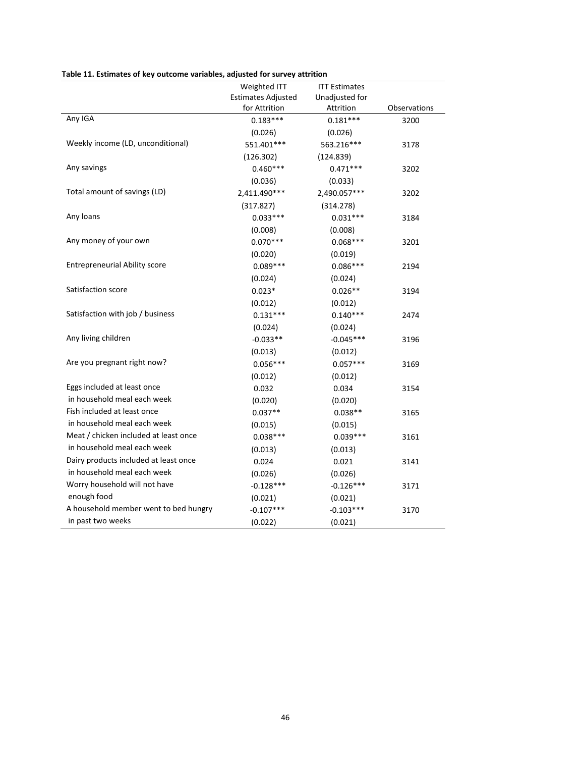**Table 11. Estimates of key outcome variables, adjusted for survey attrition**

| | Weighted ITT Estimates Adjusted for Attrition | ITT Estimates Unadjusted for Attrition | Observations |
|---|---|---|---|
| Any IGA | 0.183*** | 0.181*** | 3200 |
| | (0.026) | (0.026) | |
| Weekly income (LD, unconditional) | 551.401*** | 563.216*** | 3178 |
| | (126.302) | (124.839) | |
| Any savings | 0.460*** | 0.471*** | 3202 |
| | (0.036) | (0.033) | |
| Total amount of savings (LD) | 2,411.490*** | 2,490.057*** | 3202 |
| | (317.827) | (314.278) | |
| Any loans | 0.033*** | 0.031*** | 3184 |
| | (0.008) | (0.008) | |
| Any money of your own | 0.070*** | 0.068*** | 3201 |
| | (0.020) | (0.019) | |
| Entrepreneurial Ability score | 0.089*** | 0.086*** | 2194 |
| | (0.024) | (0.024) | |
| Satisfaction score | 0.023* | 0.026** | 3194 |
| | (0.012) | (0.012) | |
| Satisfaction with job / business | 0.131*** | 0.140*** | 2474 |
| | (0.024) | (0.024) | |
| Any living children | -0.033** | -0.045*** | 3196 |
| | (0.013) | (0.012) | |
| Are you pregnant right now? | 0.056*** | 0.057*** | 3169 |
| | (0.012) | (0.012) | |
| Eggs included at least once in household meal each week | 0.032 | 0.034 | 3154 |
| | (0.020) | (0.020) | |
| Fish included at least once in household meal each week | 0.037** | 0.038** | 3165 |
| | (0.015) | (0.015) | |
| Meat / chicken included at least once in household meal each week | 0.038*** | 0.039*** | 3161 |
| | (0.013) | (0.013) | |
| Dairy products included at least once in household meal each week | 0.024 | 0.021 | 3141 |
| | (0.026) | (0.026) | |
| Worry household will not have enough food | -0.128*** | -0.126*** | 3171 |
| | (0.021) | (0.021) | |
| A household member went to bed hungry in past two weeks | -0.107*** | -0.103*** | 3170 |
| | (0.022) | (0.021) | |